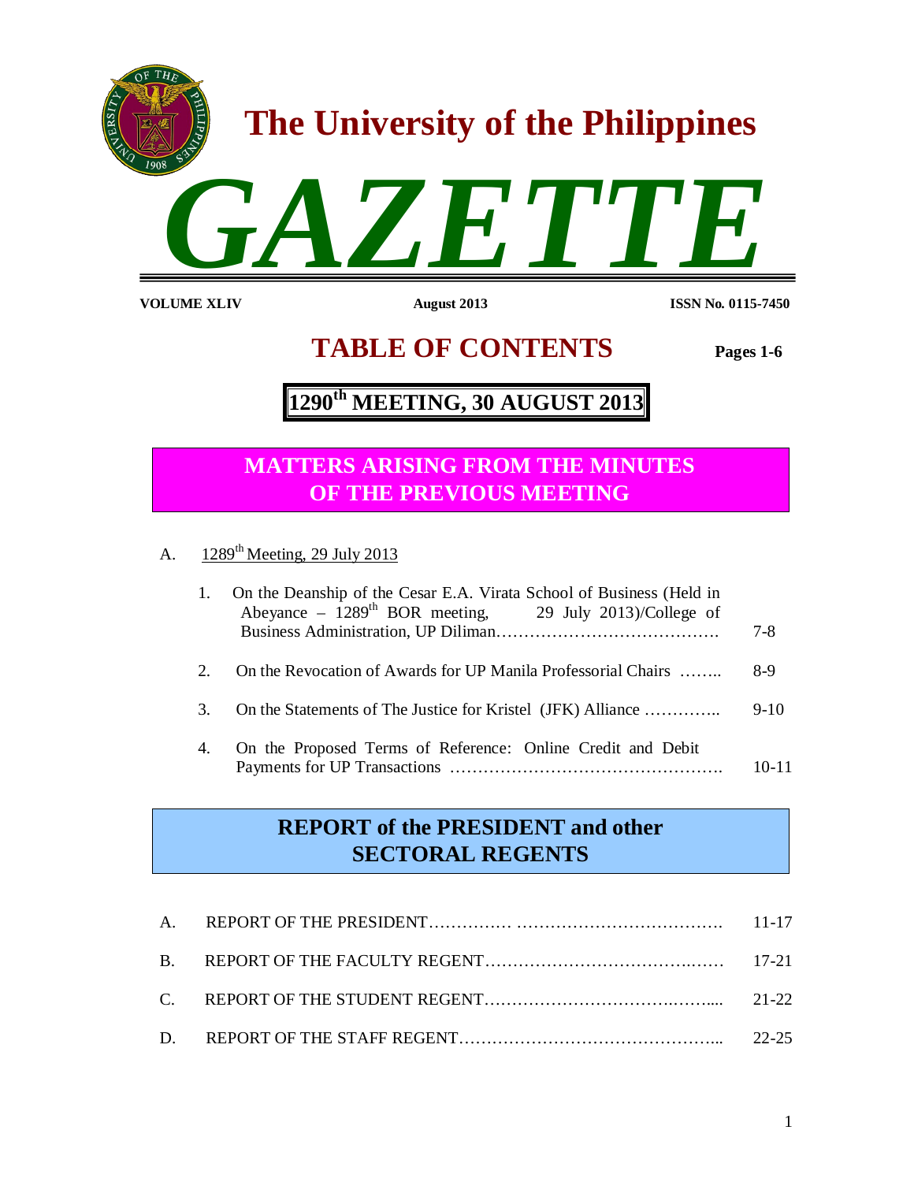# The University of the Philippines

# GAZETTE

**VOLUME XLIV** **August 2013** **ISSN No. 0115-7450**

## TABLE OF CONTENTS

**Pages 1-6**

## 1290th MEETING, 30 AUGUST 2013

### MATTERS ARISING FROM THE MINUTES OF THE PREVIOUS MEETING

A. 1289th Meeting, 29 July 2013

1. On the Deanship of the Cesar E.A. Virata School of Business (Held in Abeyance – 1289th BOR meeting, 29 July 2013)/College of Business Administration, UP Diliman………………………………… 7-8
2. On the Revocation of Awards for UP Manila Professorial Chairs …….. 8-9
3. On the Statements of The Justice for Kristel (JFK) Alliance ………….. 9-10
4. On the Proposed Terms of Reference: Online Credit and Debit Payments for UP Transactions …………………………………………. 10-11

### REPORT of the PRESIDENT and other SECTORAL REGENTS

A. REPORT OF THE PRESIDENT…………… ………………………………. 11-17

B. REPORT OF THE FACULTY REGENT………………………………….…… 17-21

C. REPORT OF THE STUDENT REGENT…………………………….……..... 21-22

D. REPORT OF THE STAFF REGENT……………………………………... 22-25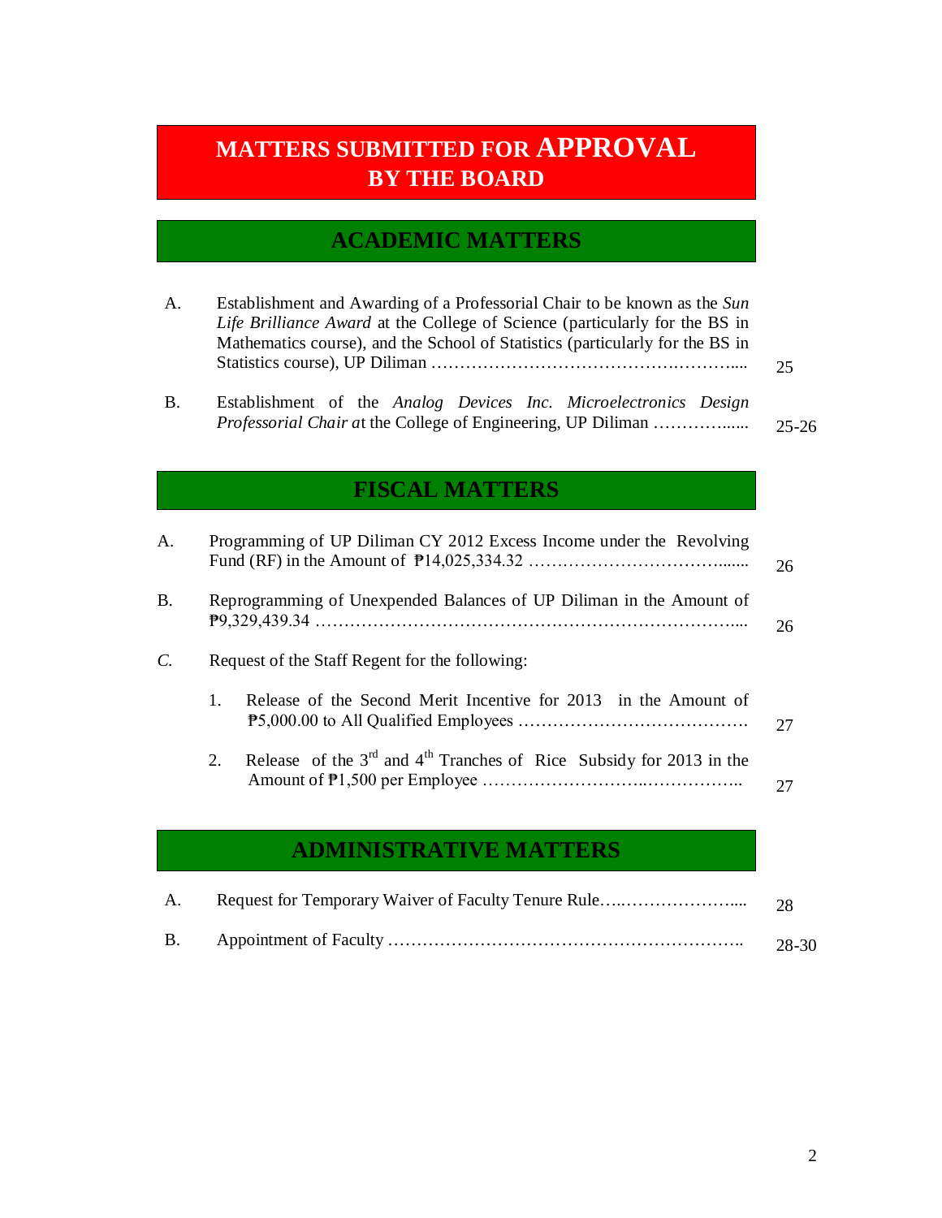# MATTERS SUBMITTED FOR APPROVAL BY THE BOARD

## ACADEMIC MATTERS

A. Establishment and Awarding of a Professorial Chair to be known as the *Sun Life Brilliance Award* at the College of Science (particularly for the BS in Mathematics course), and the School of Statistics (particularly for the BS in Statistics course), UP Diliman .................................................... 25

B. Establishment of the *Analog Devices Inc. Microelectronics Design Professorial Chair a*t the College of Engineering, UP Diliman ................ 25-26

## FISCAL MATTERS

A. Programming of UP Diliman CY 2012 Excess Income under the Revolving Fund (RF) in the Amount of ₱14,025,334.32 .................................... 26

B. Reprogramming of Unexpended Balances of UP Diliman in the Amount of ₱9,329,439.34 .................................................................... 26

*C.* Request of the Staff Regent for the following:

1. Release of the Second Merit Incentive for 2013 in the Amount of ₱5,000.00 to All Qualified Employees ...................................... 27

2. Release of the 3rd and 4th Tranches of Rice Subsidy for 2013 in the Amount of ₱1,500 per Employee ........................................... 27

## ADMINISTRATIVE MATTERS

A. Request for Temporary Waiver of Faculty Tenure Rule............................ 28

B. Appointment of Faculty ........................................................... 28-30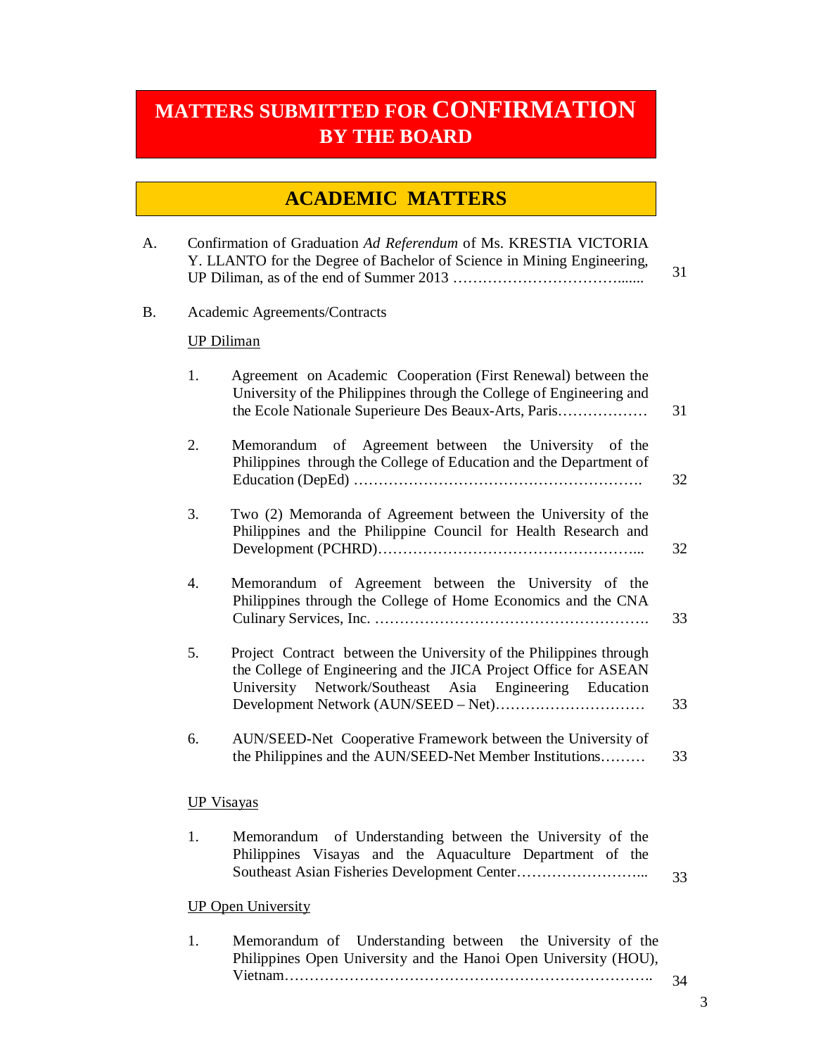# MATTERS SUBMITTED FOR CONFIRMATION BY THE BOARD

## ACADEMIC MATTERS

A. Confirmation of Graduation *Ad Referendum* of Ms. KRESTIA VICTORIA Y. LLANTO for the Degree of Bachelor of Science in Mining Engineering, UP Diliman, as of the end of Summer 2013 …………………………....... 31

B. Academic Agreements/Contracts

<u>UP Diliman</u>

1. Agreement on Academic Cooperation (First Renewal) between the University of the Philippines through the College of Engineering and the Ecole Nationale Superieure Des Beaux-Arts, Paris……………… 31

2. Memorandum of Agreement between the University of the Philippines through the College of Education and the Department of Education (DepEd) …………………………………………………. 32

3. Two (2) Memoranda of Agreement between the University of the Philippines and the Philippine Council for Health Research and Development (PCHRD)……………………………………………... 32

4. Memorandum of Agreement between the University of the Philippines through the College of Home Economics and the CNA Culinary Services, Inc. ………………………………………………. 33

5. Project Contract between the University of the Philippines through the College of Engineering and the JICA Project Office for ASEAN University Network/Southeast Asia Engineering Education Development Network (AUN/SEED – Net)………………………… 33

6. AUN/SEED-Net Cooperative Framework between the University of the Philippines and the AUN/SEED-Net Member Institutions……… 33

<u>UP Visayas</u>

1. Memorandum of Understanding between the University of the Philippines Visayas and the Aquaculture Department of the Southeast Asian Fisheries Development Center……………………... 33

<u>UP Open University</u>

1. Memorandum of Understanding between the University of the Philippines Open University and the Hanoi Open University (HOU), Vietnam……………………………………………………………….. 34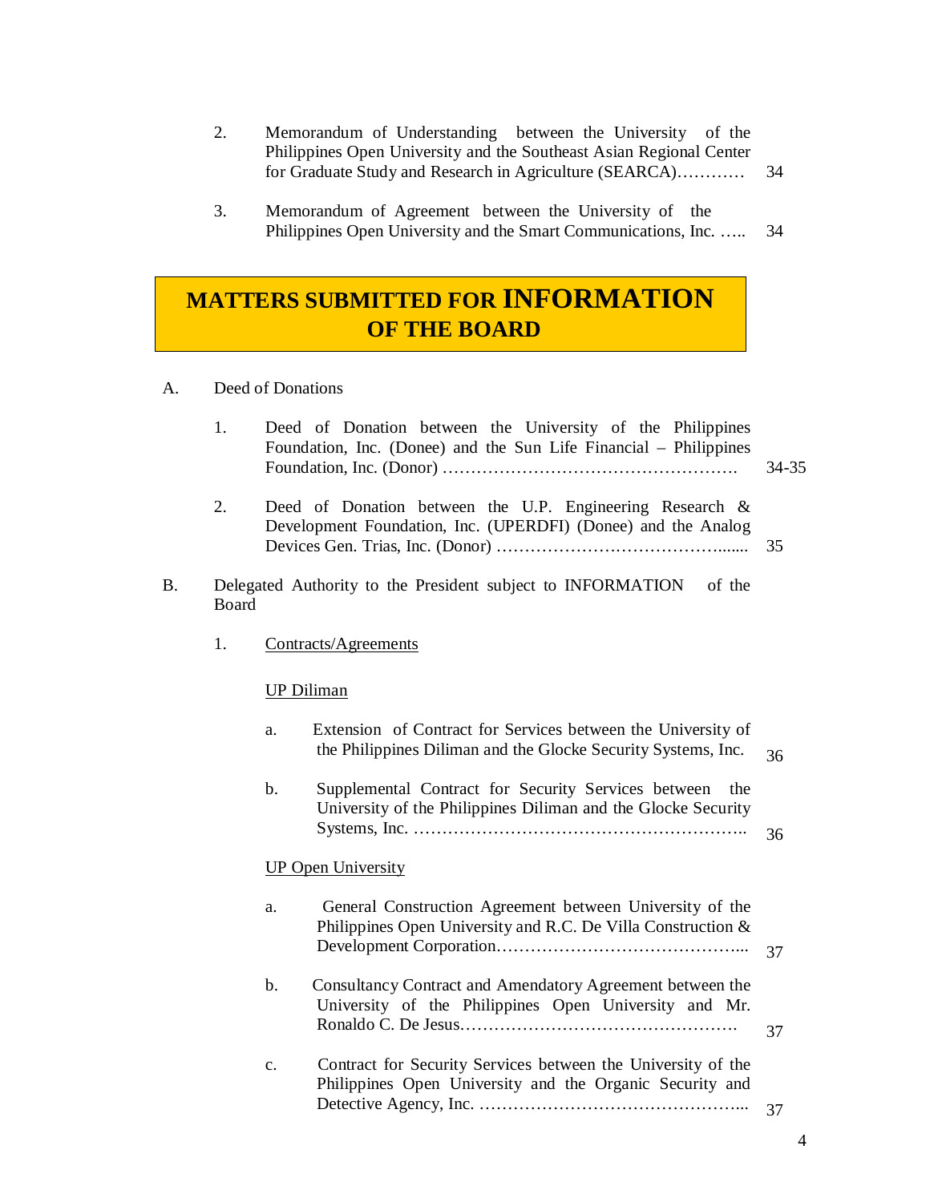2. Memorandum of Understanding between the University of the Philippines Open University and the Southeast Asian Regional Center for Graduate Study and Research in Agriculture (SEARCA)………… 34

3. Memorandum of Agreement between the University of the Philippines Open University and the Smart Communications, Inc. ….. 34

## MATTERS SUBMITTED FOR INFORMATION OF THE BOARD

A. Deed of Donations

1. Deed of Donation between the University of the Philippines Foundation, Inc. (Donee) and the Sun Life Financial – Philippines Foundation, Inc. (Donor) ………………………………………………. 34-35

2. Deed of Donation between the U.P. Engineering Research & Development Foundation, Inc. (UPERDFI) (Donee) and the Analog Devices Gen. Trias, Inc. (Donor) …………………………………....... 35

B. Delegated Authority to the President subject to INFORMATION of the Board

1. Contracts/Agreements

UP Diliman

a. Extension of Contract for Services between the University of the Philippines Diliman and the Glocke Security Systems, Inc. 36

b. Supplemental Contract for Security Services between the University of the Philippines Diliman and the Glocke Security Systems, Inc. ………………………………………………….. 36

UP Open University

a. General Construction Agreement between University of the Philippines Open University and R.C. De Villa Construction & Development Corporation……………………………………... 37

b. Consultancy Contract and Amendatory Agreement between the University of the Philippines Open University and Mr. Ronaldo C. De Jesus…………………………………………. 37

c. Contract for Security Services between the University of the Philippines Open University and the Organic Security and Detective Agency, Inc. ………………………………………... 37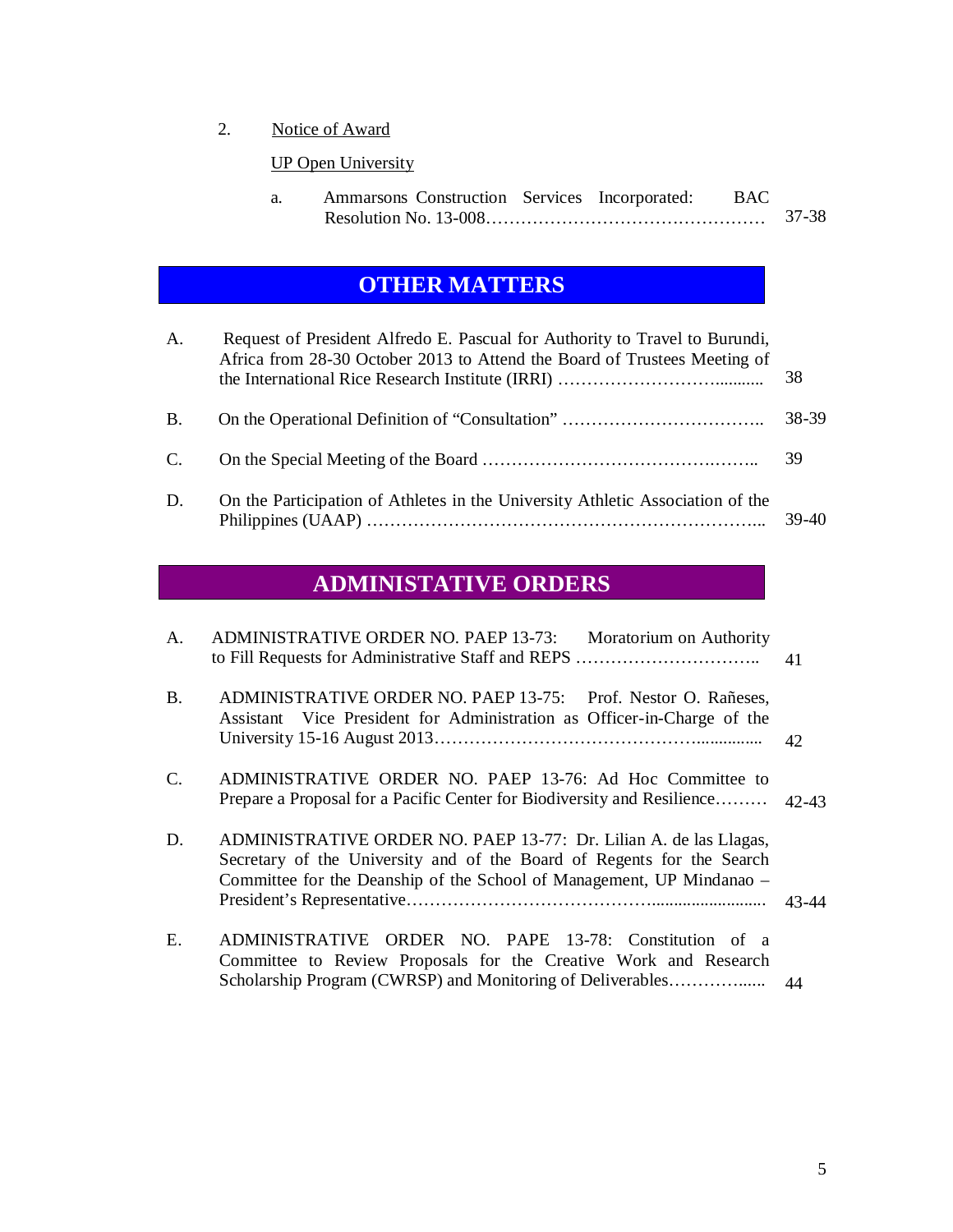2. Notice of Award

UP Open University

a. Ammarsons Construction Services Incorporated: BAC Resolution No. 13-008………………………………………… 37-38

## OTHER MATTERS

| | | |
|---|---|---|
| A. | Request of President Alfredo E. Pascual for Authority to Travel to Burundi, Africa from 28-30 October 2013 to Attend the Board of Trustees Meeting of the International Rice Research Institute (IRRI) ……………………….......... | 38 |
| B. | On the Operational Definition of "Consultation" …………………………….. | 38-39 |
| C. | On the Special Meeting of the Board ……………………………….…….. | 39 |
| D. | On the Participation of Athletes in the University Athletic Association of the Philippines (UAAP) ……………………………………………………….. | 39-40 |

## ADMINISTATIVE ORDERS

| | | |
|---|---|---|
| A. | ADMINISTRATIVE ORDER NO. PAEP 13-73: Moratorium on Authority to Fill Requests for Administrative Staff and REPS ………………………….. | 41 |
| B. | ADMINISTRATIVE ORDER NO. PAEP 13-75: Prof. Nestor O. Rañeses, Assistant Vice President for Administration as Officer-in-Charge of the University 15-16 August 2013…………………………………….............. | 42 |
| C. | ADMINISTRATIVE ORDER NO. PAEP 13-76: Ad Hoc Committee to Prepare a Proposal for a Pacific Center for Biodiversity and Resilience……… | 42-43 |
| D. | ADMINISTRATIVE ORDER NO. PAEP 13-77: Dr. Lilian A. de las Llagas, Secretary of the University and of the Board of Regents for the Search Committee for the Deanship of the School of Management, UP Mindanao – President's Representative…………………………………......................... | 43-44 |
| E. | ADMINISTRATIVE ORDER NO. PAPE 13-78: Constitution of a Committee to Review Proposals for the Creative Work and Research Scholarship Program (CWRSP) and Monitoring of Deliverables……………...... | 44 |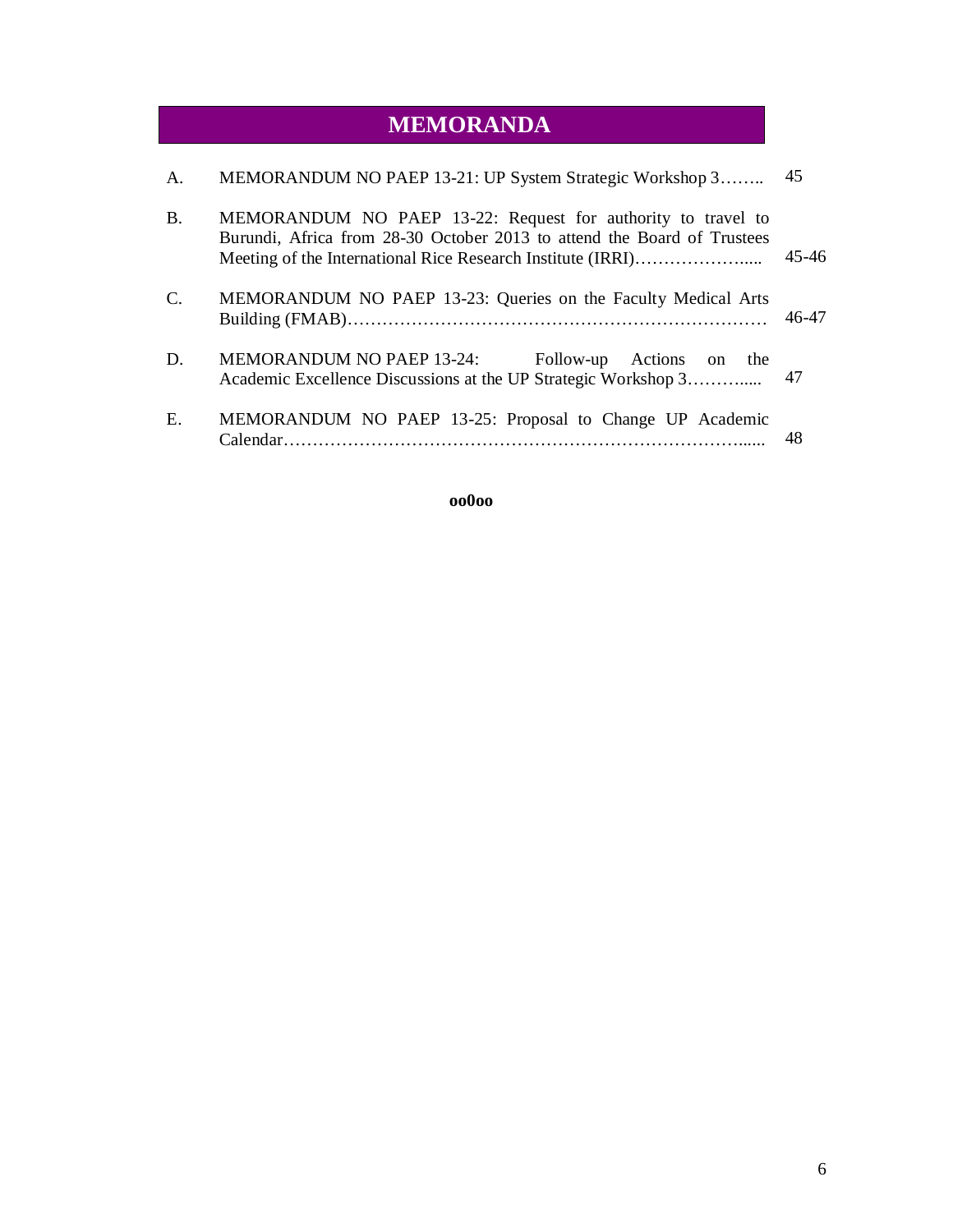# MEMORANDA

| | | |
|---|---|---|
| A. | MEMORANDUM NO PAEP 13-21: UP System Strategic Workshop 3…….. | 45 |
| B. | MEMORANDUM NO PAEP 13-22: Request for authority to travel to Burundi, Africa from 28-30 October 2013 to attend the Board of Trustees Meeting of the International Rice Research Institute (IRRI)………………..... | 45-46 |
| C. | MEMORANDUM NO PAEP 13-23: Queries on the Faculty Medical Arts Building (FMAB)………………………………………………………………… | 46-47 |
| D. | MEMORANDUM NO PAEP 13-24: Follow-up Actions on the Academic Excellence Discussions at the UP Strategic Workshop 3………..... | 47 |
| E. | MEMORANDUM NO PAEP 13-25: Proposal to Change UP Academic Calendar……………………………………………………………………...... | 48 |

**oo0oo**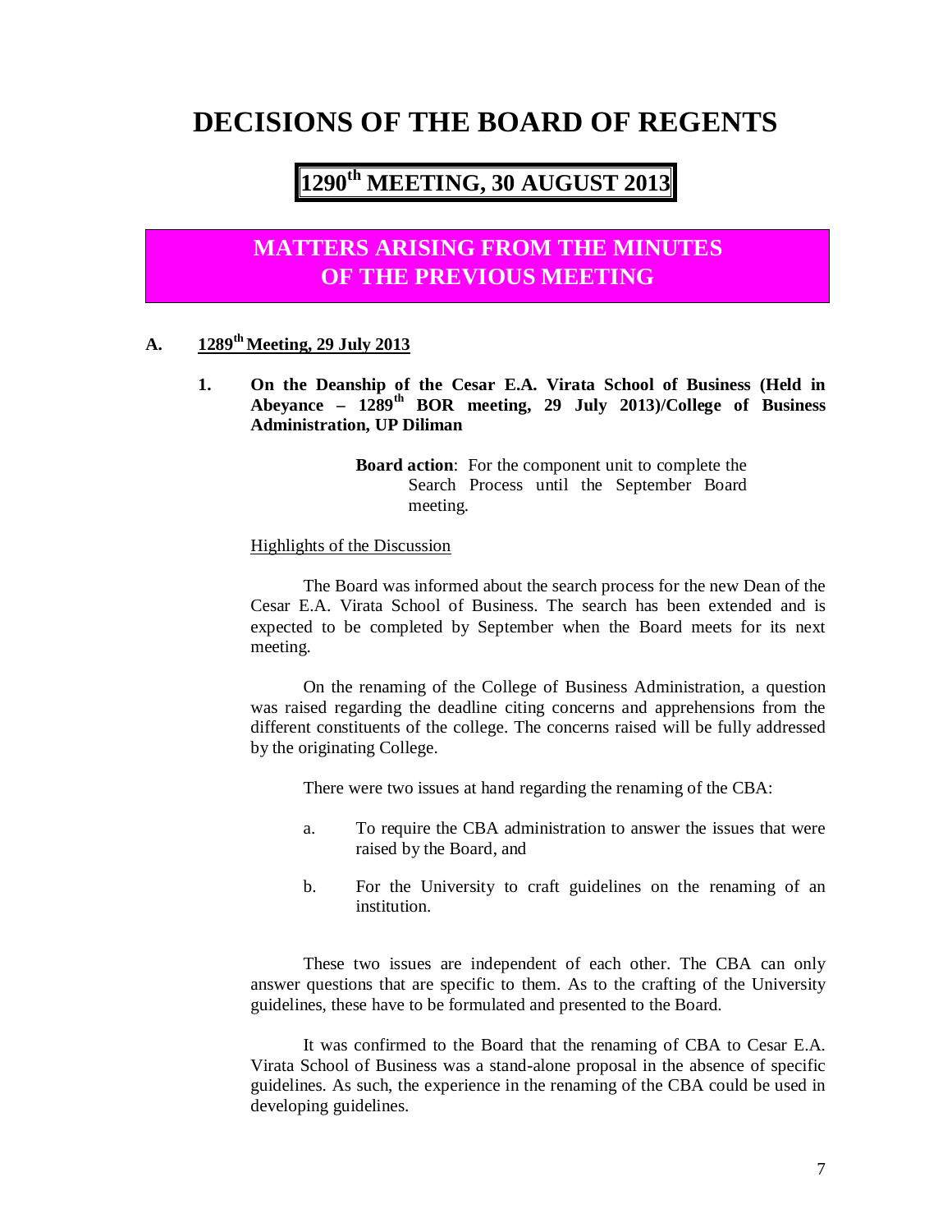# DECISIONS OF THE BOARD OF REGENTS

## 1290th MEETING, 30 AUGUST 2013

## MATTERS ARISING FROM THE MINUTES OF THE PREVIOUS MEETING

### A. 1289th Meeting, 29 July 2013

**1. On the Deanship of the Cesar E.A. Virata School of Business (Held in Abeyance – 1289th BOR meeting, 29 July 2013)/College of Business Administration, UP Diliman**

> **Board action**: For the component unit to complete the Search Process until the September Board meeting.

Highlights of the Discussion

The Board was informed about the search process for the new Dean of the Cesar E.A. Virata School of Business. The search has been extended and is expected to be completed by September when the Board meets for its next meeting.

On the renaming of the College of Business Administration, a question was raised regarding the deadline citing concerns and apprehensions from the different constituents of the college. The concerns raised will be fully addressed by the originating College.

There were two issues at hand regarding the renaming of the CBA:

a. To require the CBA administration to answer the issues that were raised by the Board, and

b. For the University to craft guidelines on the renaming of an institution.

These two issues are independent of each other. The CBA can only answer questions that are specific to them. As to the crafting of the University guidelines, these have to be formulated and presented to the Board.

It was confirmed to the Board that the renaming of CBA to Cesar E.A. Virata School of Business was a stand-alone proposal in the absence of specific guidelines. As such, the experience in the renaming of the CBA could be used in developing guidelines.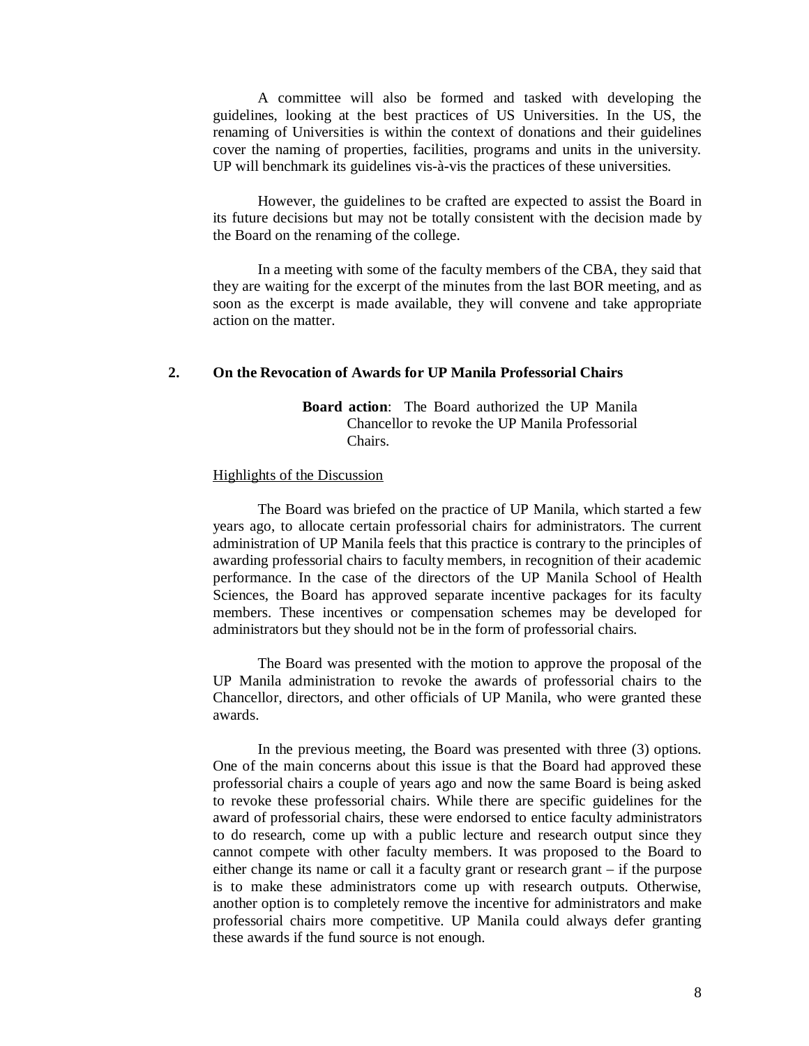A committee will also be formed and tasked with developing the guidelines, looking at the best practices of US Universities. In the US, the renaming of Universities is within the context of donations and their guidelines cover the naming of properties, facilities, programs and units in the university. UP will benchmark its guidelines vis-à-vis the practices of these universities.

However, the guidelines to be crafted are expected to assist the Board in its future decisions but may not be totally consistent with the decision made by the Board on the renaming of the college.

In a meeting with some of the faculty members of the CBA, they said that they are waiting for the excerpt of the minutes from the last BOR meeting, and as soon as the excerpt is made available, they will convene and take appropriate action on the matter.

## 2. On the Revocation of Awards for UP Manila Professorial Chairs

> **Board action**: The Board authorized the UP Manila Chancellor to revoke the UP Manila Professorial Chairs.

Highlights of the Discussion

The Board was briefed on the practice of UP Manila, which started a few years ago, to allocate certain professorial chairs for administrators. The current administration of UP Manila feels that this practice is contrary to the principles of awarding professorial chairs to faculty members, in recognition of their academic performance. In the case of the directors of the UP Manila School of Health Sciences, the Board has approved separate incentive packages for its faculty members. These incentives or compensation schemes may be developed for administrators but they should not be in the form of professorial chairs.

The Board was presented with the motion to approve the proposal of the UP Manila administration to revoke the awards of professorial chairs to the Chancellor, directors, and other officials of UP Manila, who were granted these awards.

In the previous meeting, the Board was presented with three (3) options. One of the main concerns about this issue is that the Board had approved these professorial chairs a couple of years ago and now the same Board is being asked to revoke these professorial chairs. While there are specific guidelines for the award of professorial chairs, these were endorsed to entice faculty administrators to do research, come up with a public lecture and research output since they cannot compete with other faculty members. It was proposed to the Board to either change its name or call it a faculty grant or research grant – if the purpose is to make these administrators come up with research outputs. Otherwise, another option is to completely remove the incentive for administrators and make professorial chairs more competitive. UP Manila could always defer granting these awards if the fund source is not enough.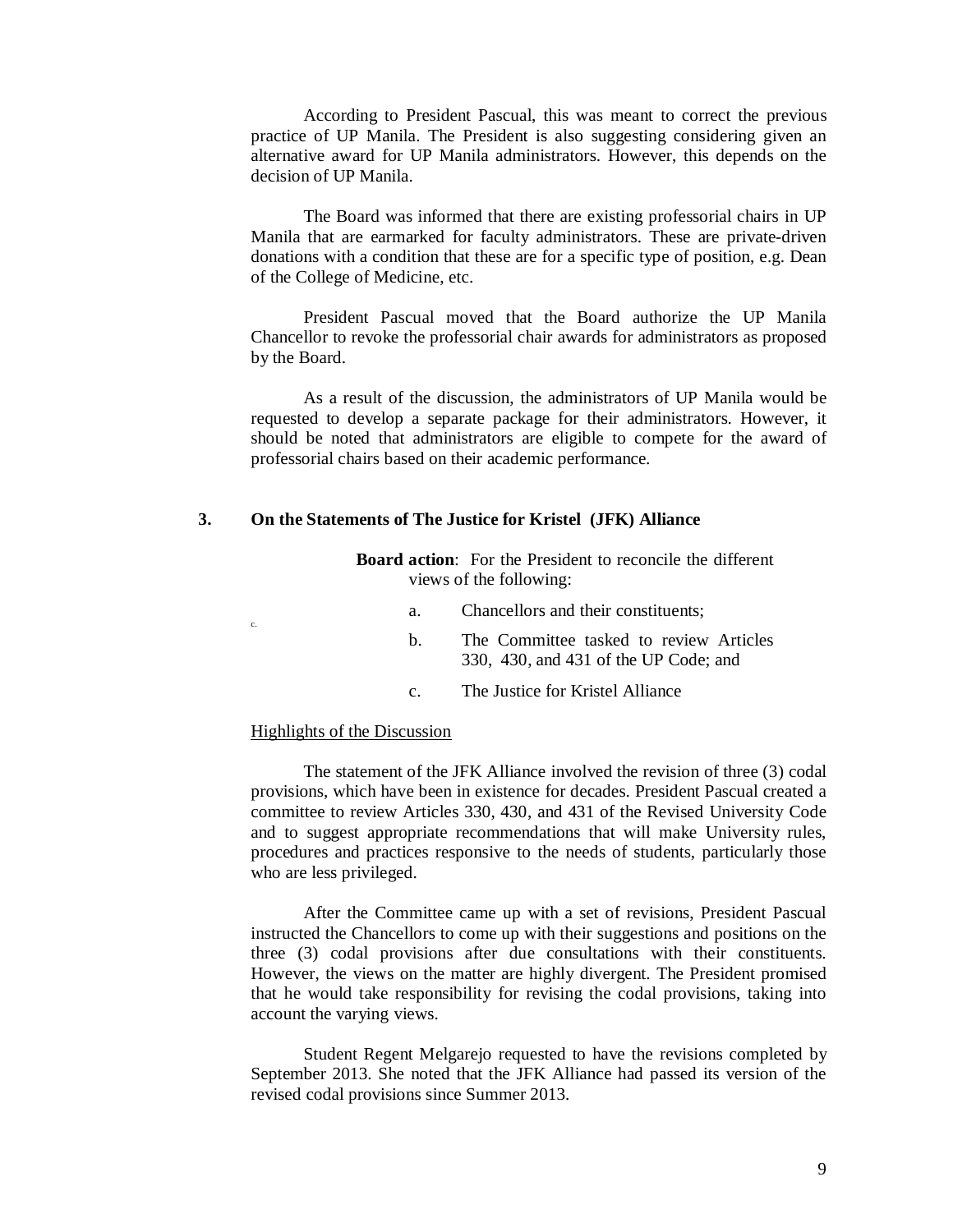According to President Pascual, this was meant to correct the previous practice of UP Manila. The President is also suggesting considering given an alternative award for UP Manila administrators. However, this depends on the decision of UP Manila.

The Board was informed that there are existing professorial chairs in UP Manila that are earmarked for faculty administrators. These are private-driven donations with a condition that these are for a specific type of position, e.g. Dean of the College of Medicine, etc.

President Pascual moved that the Board authorize the UP Manila Chancellor to revoke the professorial chair awards for administrators as proposed by the Board.

As a result of the discussion, the administrators of UP Manila would be requested to develop a separate package for their administrators. However, it should be noted that administrators are eligible to compete for the award of professorial chairs based on their academic performance.

### 3. On the Statements of The Justice for Kristel (JFK) Alliance

**Board action**: For the President to reconcile the different views of the following:

a. Chancellors and their constituents;

b. The Committee tasked to review Articles 330, 430, and 431 of the UP Code; and

c. The Justice for Kristel Alliance

Highlights of the Discussion

The statement of the JFK Alliance involved the revision of three (3) codal provisions, which have been in existence for decades. President Pascual created a committee to review Articles 330, 430, and 431 of the Revised University Code and to suggest appropriate recommendations that will make University rules, procedures and practices responsive to the needs of students, particularly those who are less privileged.

After the Committee came up with a set of revisions, President Pascual instructed the Chancellors to come up with their suggestions and positions on the three (3) codal provisions after due consultations with their constituents. However, the views on the matter are highly divergent. The President promised that he would take responsibility for revising the codal provisions, taking into account the varying views.

Student Regent Melgarejo requested to have the revisions completed by September 2013. She noted that the JFK Alliance had passed its version of the revised codal provisions since Summer 2013.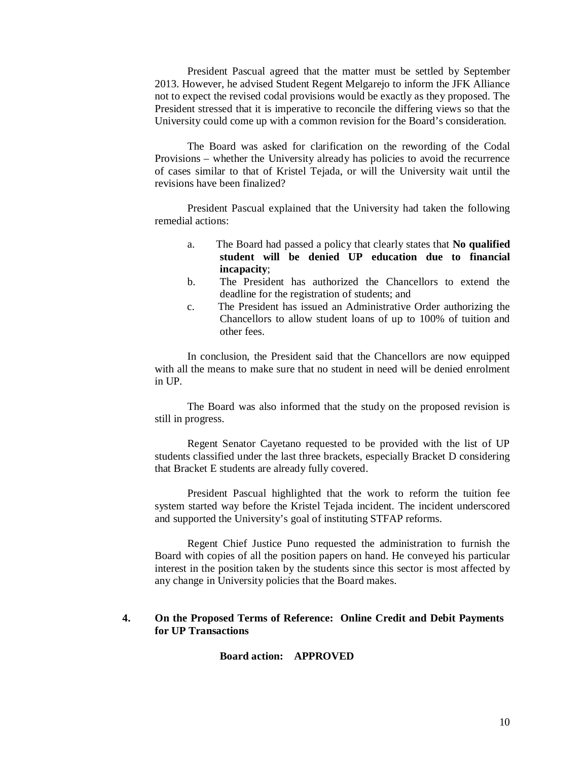President Pascual agreed that the matter must be settled by September 2013. However, he advised Student Regent Melgarejo to inform the JFK Alliance not to expect the revised codal provisions would be exactly as they proposed. The President stressed that it is imperative to reconcile the differing views so that the University could come up with a common revision for the Board's consideration.

The Board was asked for clarification on the rewording of the Codal Provisions – whether the University already has policies to avoid the recurrence of cases similar to that of Kristel Tejada, or will the University wait until the revisions have been finalized?

President Pascual explained that the University had taken the following remedial actions:

a. The Board had passed a policy that clearly states that **No qualified student will be denied UP education due to financial incapacity**;
b. The President has authorized the Chancellors to extend the deadline for the registration of students; and
c. The President has issued an Administrative Order authorizing the Chancellors to allow student loans of up to 100% of tuition and other fees.

In conclusion, the President said that the Chancellors are now equipped with all the means to make sure that no student in need will be denied enrolment in UP.

The Board was also informed that the study on the proposed revision is still in progress.

Regent Senator Cayetano requested to be provided with the list of UP students classified under the last three brackets, especially Bracket D considering that Bracket E students are already fully covered.

President Pascual highlighted that the work to reform the tuition fee system started way before the Kristel Tejada incident. The incident underscored and supported the University's goal of instituting STFAP reforms.

Regent Chief Justice Puno requested the administration to furnish the Board with copies of all the position papers on hand. He conveyed his particular interest in the position taken by the students since this sector is most affected by any change in University policies that the Board makes.

**4. On the Proposed Terms of Reference: Online Credit and Debit Payments for UP Transactions**

**Board action: APPROVED**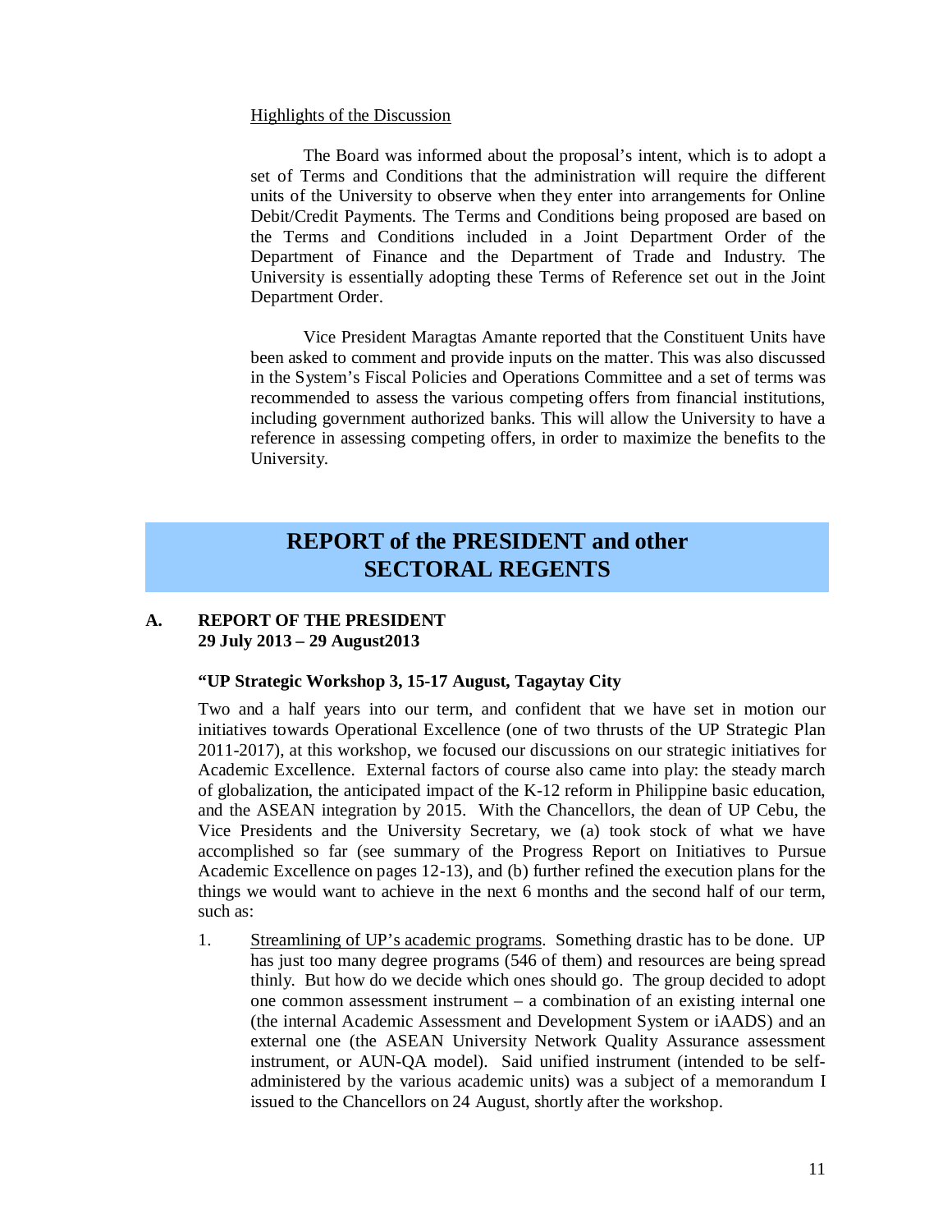Highlights of the Discussion

The Board was informed about the proposal's intent, which is to adopt a set of Terms and Conditions that the administration will require the different units of the University to observe when they enter into arrangements for Online Debit/Credit Payments. The Terms and Conditions being proposed are based on the Terms and Conditions included in a Joint Department Order of the Department of Finance and the Department of Trade and Industry. The University is essentially adopting these Terms of Reference set out in the Joint Department Order.

Vice President Maragtas Amante reported that the Constituent Units have been asked to comment and provide inputs on the matter. This was also discussed in the System's Fiscal Policies and Operations Committee and a set of terms was recommended to assess the various competing offers from financial institutions, including government authorized banks. This will allow the University to have a reference in assessing competing offers, in order to maximize the benefits to the University.

# REPORT of the PRESIDENT and other SECTORAL REGENTS

## A. REPORT OF THE PRESIDENT 29 July 2013 – 29 August2013

**"UP Strategic Workshop 3, 15-17 August, Tagaytay City**

Two and a half years into our term, and confident that we have set in motion our initiatives towards Operational Excellence (one of two thrusts of the UP Strategic Plan 2011-2017), at this workshop, we focused our discussions on our strategic initiatives for Academic Excellence. External factors of course also came into play: the steady march of globalization, the anticipated impact of the K-12 reform in Philippine basic education, and the ASEAN integration by 2015. With the Chancellors, the dean of UP Cebu, the Vice Presidents and the University Secretary, we (a) took stock of what we have accomplished so far (see summary of the Progress Report on Initiatives to Pursue Academic Excellence on pages 12-13), and (b) further refined the execution plans for the things we would want to achieve in the next 6 months and the second half of our term, such as:

1. Streamlining of UP's academic programs. Something drastic has to be done. UP has just too many degree programs (546 of them) and resources are being spread thinly. But how do we decide which ones should go. The group decided to adopt one common assessment instrument – a combination of an existing internal one (the internal Academic Assessment and Development System or iAADS) and an external one (the ASEAN University Network Quality Assurance assessment instrument, or AUN-QA model). Said unified instrument (intended to be self-administered by the various academic units) was a subject of a memorandum I issued to the Chancellors on 24 August, shortly after the workshop.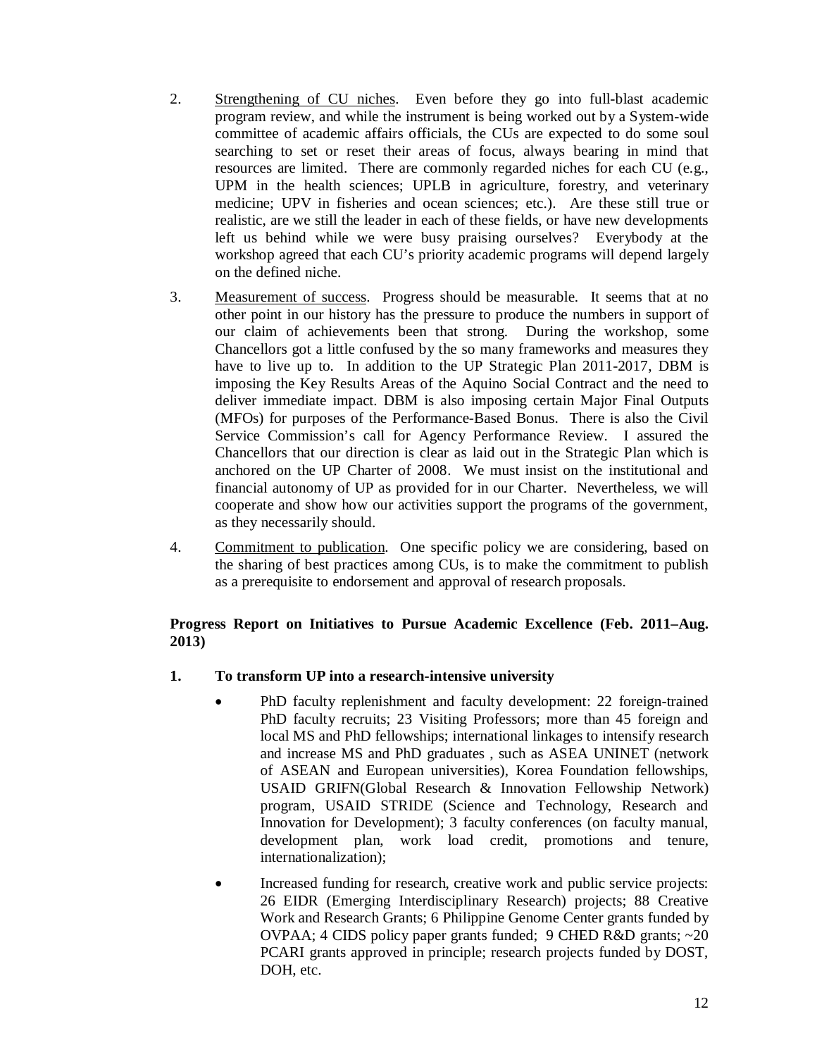2. <u>Strengthening of CU niches</u>. Even before they go into full-blast academic program review, and while the instrument is being worked out by a System-wide committee of academic affairs officials, the CUs are expected to do some soul searching to set or reset their areas of focus, always bearing in mind that resources are limited. There are commonly regarded niches for each CU (e.g., UPM in the health sciences; UPLB in agriculture, forestry, and veterinary medicine; UPV in fisheries and ocean sciences; etc.). Are these still true or realistic, are we still the leader in each of these fields, or have new developments left us behind while we were busy praising ourselves? Everybody at the workshop agreed that each CU's priority academic programs will depend largely on the defined niche.

3. <u>Measurement of success</u>. Progress should be measurable. It seems that at no other point in our history has the pressure to produce the numbers in support of our claim of achievements been that strong. During the workshop, some Chancellors got a little confused by the so many frameworks and measures they have to live up to. In addition to the UP Strategic Plan 2011-2017, DBM is imposing the Key Results Areas of the Aquino Social Contract and the need to deliver immediate impact. DBM is also imposing certain Major Final Outputs (MFOs) for purposes of the Performance-Based Bonus. There is also the Civil Service Commission's call for Agency Performance Review. I assured the Chancellors that our direction is clear as laid out in the Strategic Plan which is anchored on the UP Charter of 2008. We must insist on the institutional and financial autonomy of UP as provided for in our Charter. Nevertheless, we will cooperate and show how our activities support the programs of the government, as they necessarily should.

4. <u>Commitment to publication</u>. One specific policy we are considering, based on the sharing of best practices among CUs, is to make the commitment to publish as a prerequisite to endorsement and approval of research proposals.

**Progress Report on Initiatives to Pursue Academic Excellence (Feb. 2011–Aug. 2013)**

**1. To transform UP into a research-intensive university**

- PhD faculty replenishment and faculty development: 22 foreign-trained PhD faculty recruits; 23 Visiting Professors; more than 45 foreign and local MS and PhD fellowships; international linkages to intensify research and increase MS and PhD graduates , such as ASEA UNINET (network of ASEAN and European universities), Korea Foundation fellowships, USAID GRIFN(Global Research & Innovation Fellowship Network) program, USAID STRIDE (Science and Technology, Research and Innovation for Development); 3 faculty conferences (on faculty manual, development plan, work load credit, promotions and tenure, internationalization);

- Increased funding for research, creative work and public service projects: 26 EIDR (Emerging Interdisciplinary Research) projects; 88 Creative Work and Research Grants; 6 Philippine Genome Center grants funded by OVPAA; 4 CIDS policy paper grants funded; 9 CHED R&D grants; ~20 PCARI grants approved in principle; research projects funded by DOST, DOH, etc.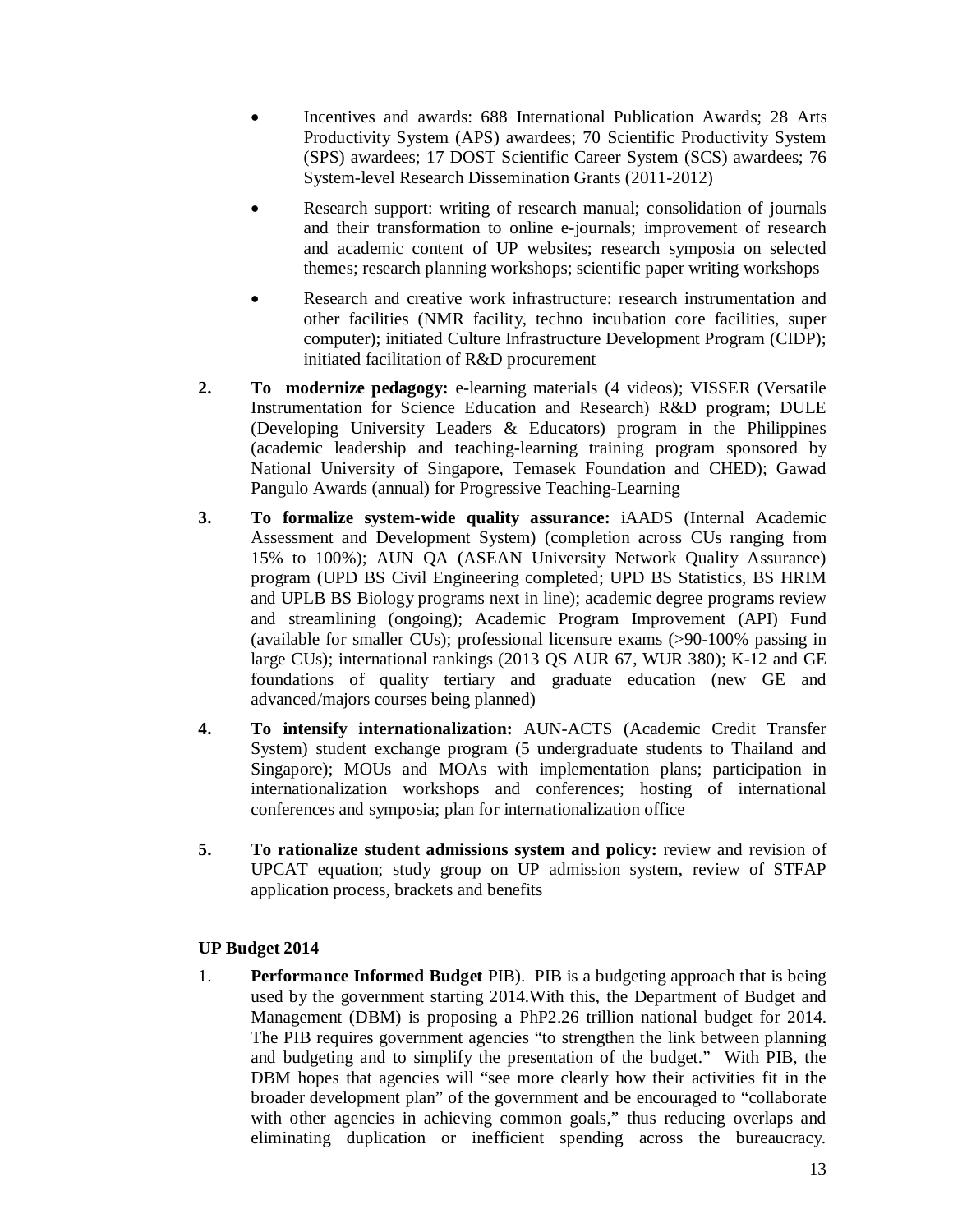- Incentives and awards: 688 International Publication Awards; 28 Arts Productivity System (APS) awardees; 70 Scientific Productivity System (SPS) awardees; 17 DOST Scientific Career System (SCS) awardees; 76 System-level Research Dissemination Grants (2011-2012)
- Research support: writing of research manual; consolidation of journals and their transformation to online e-journals; improvement of research and academic content of UP websites; research symposia on selected themes; research planning workshops; scientific paper writing workshops
- Research and creative work infrastructure: research instrumentation and other facilities (NMR facility, techno incubation core facilities, super computer); initiated Culture Infrastructure Development Program (CIDP); initiated facilitation of R&D procurement

2. **To modernize pedagogy:** e-learning materials (4 videos); VISSER (Versatile Instrumentation for Science Education and Research) R&D program; DULE (Developing University Leaders & Educators) program in the Philippines (academic leadership and teaching-learning training program sponsored by National University of Singapore, Temasek Foundation and CHED); Gawad Pangulo Awards (annual) for Progressive Teaching-Learning

3. **To formalize system-wide quality assurance:** iAADS (Internal Academic Assessment and Development System) (completion across CUs ranging from 15% to 100%); AUN QA (ASEAN University Network Quality Assurance) program (UPD BS Civil Engineering completed; UPD BS Statistics, BS HRIM and UPLB BS Biology programs next in line); academic degree programs review and streamlining (ongoing); Academic Program Improvement (API) Fund (available for smaller CUs); professional licensure exams (>90-100% passing in large CUs); international rankings (2013 QS AUR 67, WUR 380); K-12 and GE foundations of quality tertiary and graduate education (new GE and advanced/majors courses being planned)

4. **To intensify internationalization:** AUN-ACTS (Academic Credit Transfer System) student exchange program (5 undergraduate students to Thailand and Singapore); MOUs and MOAs with implementation plans; participation in internationalization workshops and conferences; hosting of international conferences and symposia; plan for internationalization office

5. **To rationalize student admissions system and policy:** review and revision of UPCAT equation; study group on UP admission system, review of STFAP application process, brackets and benefits

**UP Budget 2014**

1. **Performance Informed Budget** PIB). PIB is a budgeting approach that is being used by the government starting 2014.With this, the Department of Budget and Management (DBM) is proposing a PhP2.26 trillion national budget for 2014. The PIB requires government agencies "to strengthen the link between planning and budgeting and to simplify the presentation of the budget." With PIB, the DBM hopes that agencies will "see more clearly how their activities fit in the broader development plan" of the government and be encouraged to "collaborate with other agencies in achieving common goals," thus reducing overlaps and eliminating duplication or inefficient spending across the bureaucracy.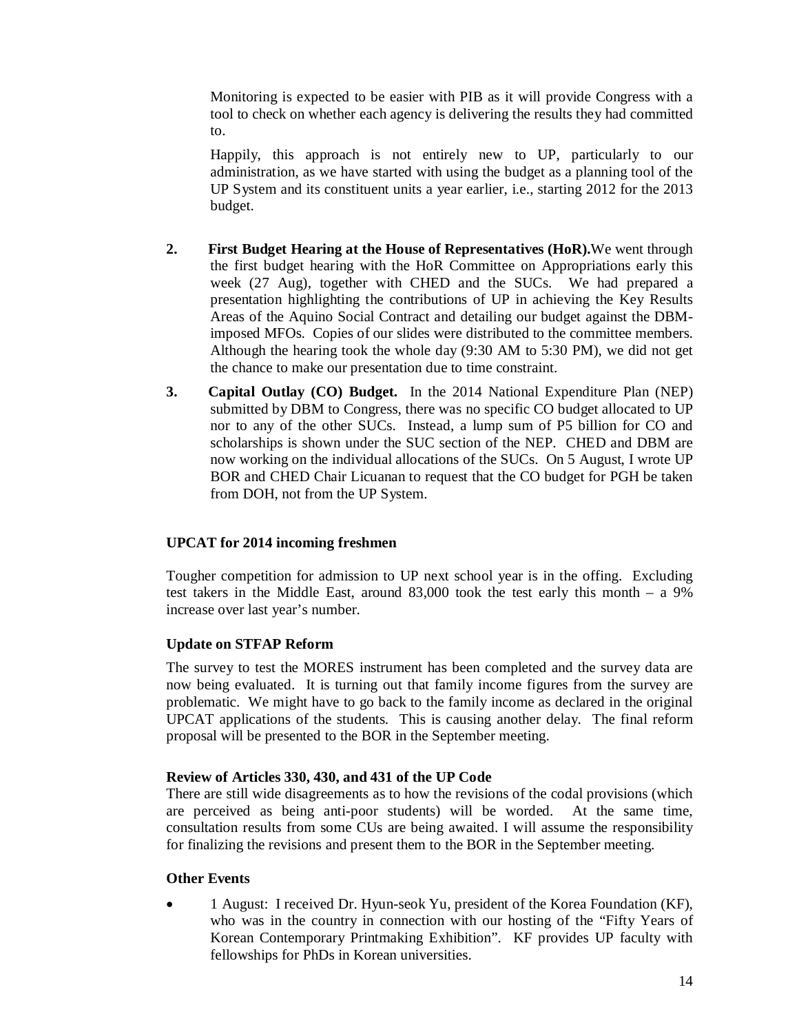Monitoring is expected to be easier with PIB as it will provide Congress with a tool to check on whether each agency is delivering the results they had committed to.

Happily, this approach is not entirely new to UP, particularly to our administration, as we have started with using the budget as a planning tool of the UP System and its constituent units a year earlier, i.e., starting 2012 for the 2013 budget.

2. **First Budget Hearing at the House of Representatives (HoR).**We went through the first budget hearing with the HoR Committee on Appropriations early this week (27 Aug), together with CHED and the SUCs. We had prepared a presentation highlighting the contributions of UP in achieving the Key Results Areas of the Aquino Social Contract and detailing our budget against the DBM-imposed MFOs. Copies of our slides were distributed to the committee members. Although the hearing took the whole day (9:30 AM to 5:30 PM), we did not get the chance to make our presentation due to time constraint.

3. **Capital Outlay (CO) Budget.** In the 2014 National Expenditure Plan (NEP) submitted by DBM to Congress, there was no specific CO budget allocated to UP nor to any of the other SUCs. Instead, a lump sum of P5 billion for CO and scholarships is shown under the SUC section of the NEP. CHED and DBM are now working on the individual allocations of the SUCs. On 5 August, I wrote UP BOR and CHED Chair Licuanan to request that the CO budget for PGH be taken from DOH, not from the UP System.

**UPCAT for 2014 incoming freshmen**

Tougher competition for admission to UP next school year is in the offing. Excluding test takers in the Middle East, around 83,000 took the test early this month – a 9% increase over last year's number.

**Update on STFAP Reform**

The survey to test the MORES instrument has been completed and the survey data are now being evaluated. It is turning out that family income figures from the survey are problematic. We might have to go back to the family income as declared in the original UPCAT applications of the students. This is causing another delay. The final reform proposal will be presented to the BOR in the September meeting.

**Review of Articles 330, 430, and 431 of the UP Code**

There are still wide disagreements as to how the revisions of the codal provisions (which are perceived as being anti-poor students) will be worded. At the same time, consultation results from some CUs are being awaited. I will assume the responsibility for finalizing the revisions and present them to the BOR in the September meeting.

**Other Events**

- 1 August: I received Dr. Hyun-seok Yu, president of the Korea Foundation (KF), who was in the country in connection with our hosting of the "Fifty Years of Korean Contemporary Printmaking Exhibition". KF provides UP faculty with fellowships for PhDs in Korean universities.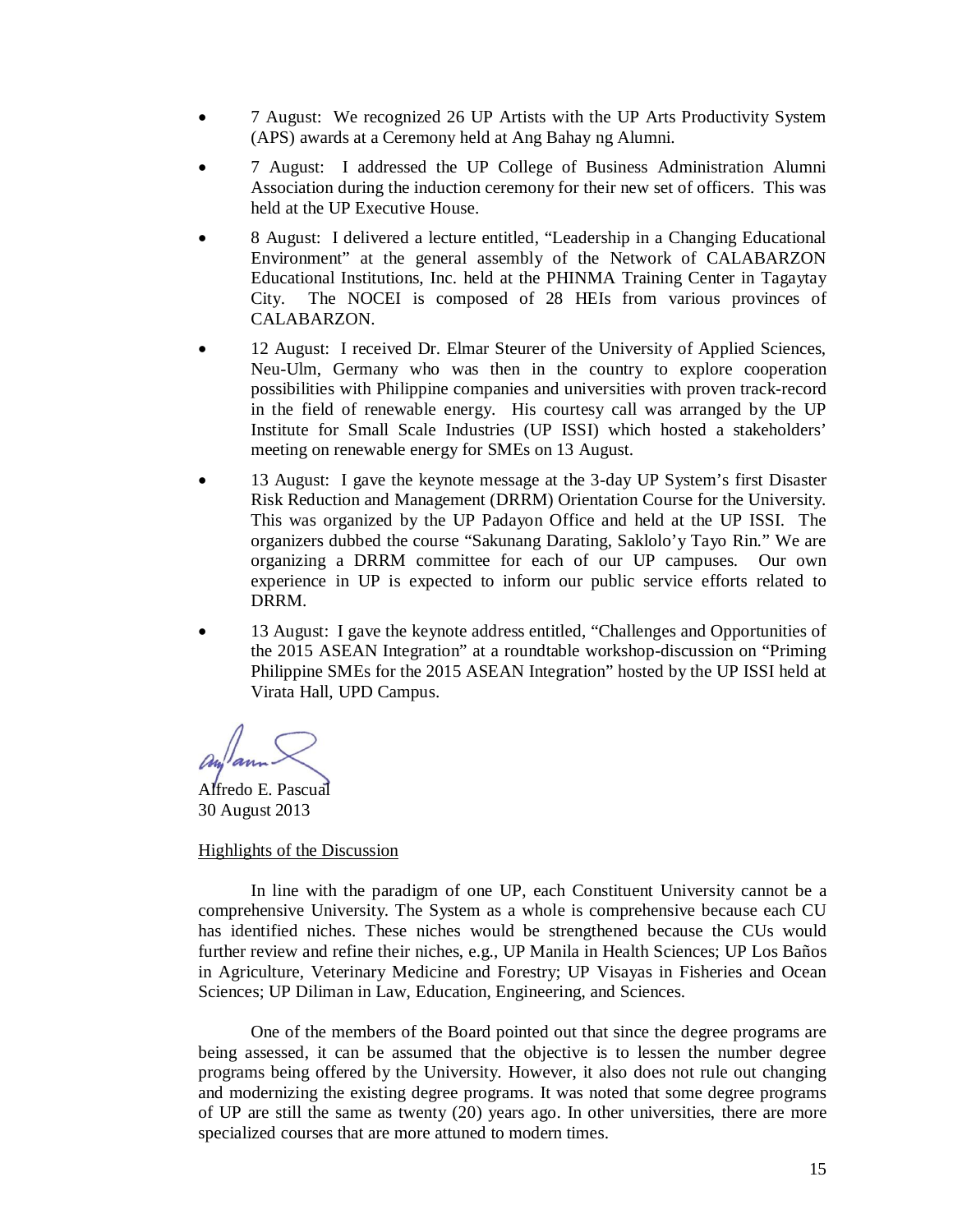- 7 August: We recognized 26 UP Artists with the UP Arts Productivity System (APS) awards at a Ceremony held at Ang Bahay ng Alumni.
- 7 August: I addressed the UP College of Business Administration Alumni Association during the induction ceremony for their new set of officers. This was held at the UP Executive House.
- 8 August: I delivered a lecture entitled, "Leadership in a Changing Educational Environment" at the general assembly of the Network of CALABARZON Educational Institutions, Inc. held at the PHINMA Training Center in Tagaytay City. The NOCEI is composed of 28 HEIs from various provinces of CALABARZON.
- 12 August: I received Dr. Elmar Steurer of the University of Applied Sciences, Neu-Ulm, Germany who was then in the country to explore cooperation possibilities with Philippine companies and universities with proven track-record in the field of renewable energy. His courtesy call was arranged by the UP Institute for Small Scale Industries (UP ISSI) which hosted a stakeholders' meeting on renewable energy for SMEs on 13 August.
- 13 August: I gave the keynote message at the 3-day UP System's first Disaster Risk Reduction and Management (DRRM) Orientation Course for the University. This was organized by the UP Padayon Office and held at the UP ISSI. The organizers dubbed the course "Sakunang Darating, Saklolo'y Tayo Rin." We are organizing a DRRM committee for each of our UP campuses. Our own experience in UP is expected to inform our public service efforts related to DRRM.
- 13 August: I gave the keynote address entitled, "Challenges and Opportunities of the 2015 ASEAN Integration" at a roundtable workshop-discussion on "Priming Philippine SMEs for the 2015 ASEAN Integration" hosted by the UP ISSI held at Virata Hall, UPD Campus.

Alfredo E. Pascual
30 August 2013

Highlights of the Discussion

In line with the paradigm of one UP, each Constituent University cannot be a comprehensive University. The System as a whole is comprehensive because each CU has identified niches. These niches would be strengthened because the CUs would further review and refine their niches, e.g., UP Manila in Health Sciences; UP Los Baños in Agriculture, Veterinary Medicine and Forestry; UP Visayas in Fisheries and Ocean Sciences; UP Diliman in Law, Education, Engineering, and Sciences.

One of the members of the Board pointed out that since the degree programs are being assessed, it can be assumed that the objective is to lessen the number degree programs being offered by the University. However, it also does not rule out changing and modernizing the existing degree programs. It was noted that some degree programs of UP are still the same as twenty (20) years ago. In other universities, there are more specialized courses that are more attuned to modern times.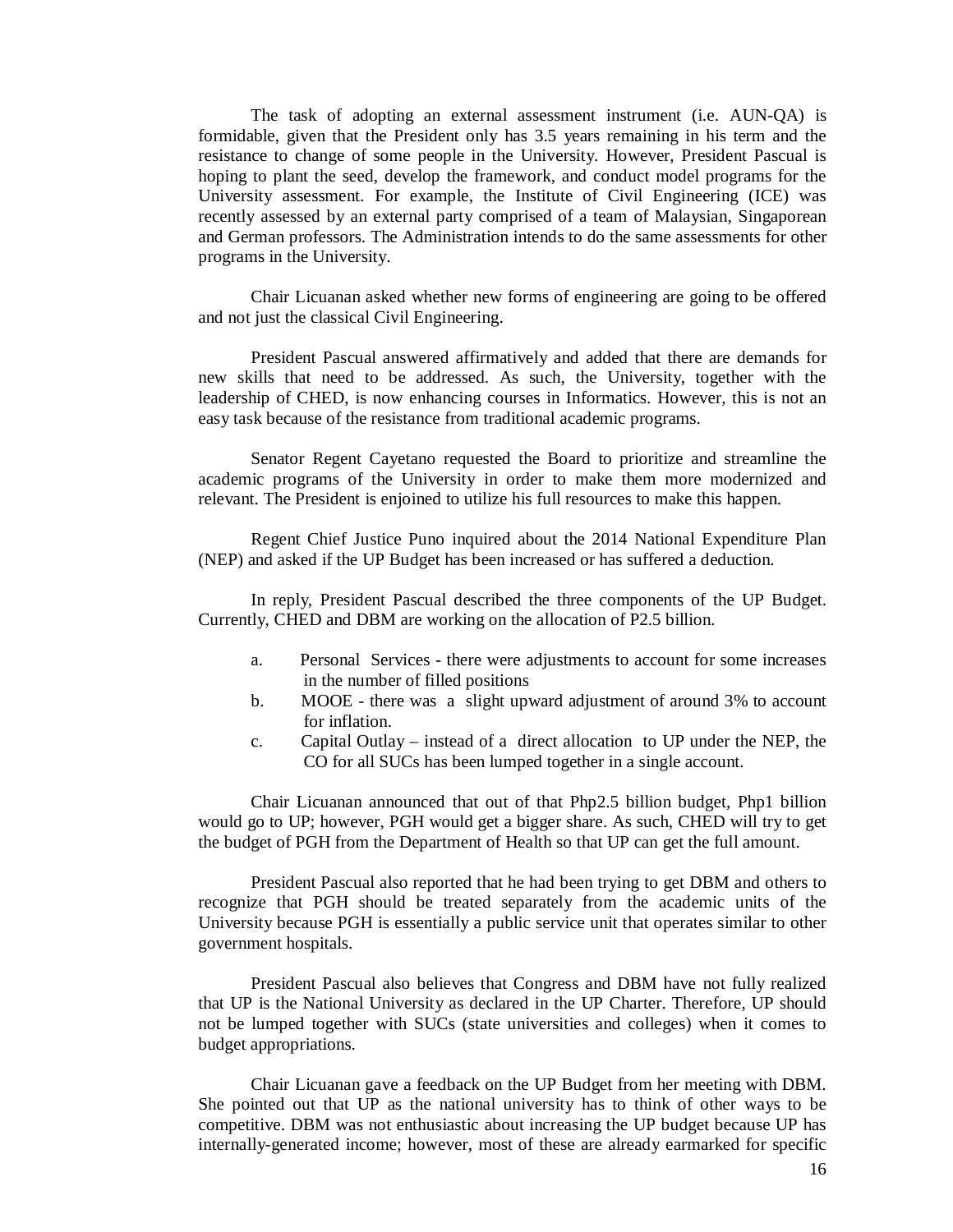The task of adopting an external assessment instrument (i.e. AUN-QA) is formidable, given that the President only has 3.5 years remaining in his term and the resistance to change of some people in the University. However, President Pascual is hoping to plant the seed, develop the framework, and conduct model programs for the University assessment. For example, the Institute of Civil Engineering (ICE) was recently assessed by an external party comprised of a team of Malaysian, Singaporean and German professors. The Administration intends to do the same assessments for other programs in the University.

Chair Licuanan asked whether new forms of engineering are going to be offered and not just the classical Civil Engineering.

President Pascual answered affirmatively and added that there are demands for new skills that need to be addressed. As such, the University, together with the leadership of CHED, is now enhancing courses in Informatics. However, this is not an easy task because of the resistance from traditional academic programs.

Senator Regent Cayetano requested the Board to prioritize and streamline the academic programs of the University in order to make them more modernized and relevant. The President is enjoined to utilize his full resources to make this happen.

Regent Chief Justice Puno inquired about the 2014 National Expenditure Plan (NEP) and asked if the UP Budget has been increased or has suffered a deduction.

In reply, President Pascual described the three components of the UP Budget. Currently, CHED and DBM are working on the allocation of P2.5 billion.

a. Personal Services - there were adjustments to account for some increases in the number of filled positions
b. MOOE - there was a slight upward adjustment of around 3% to account for inflation.
c. Capital Outlay – instead of a direct allocation to UP under the NEP, the CO for all SUCs has been lumped together in a single account.

Chair Licuanan announced that out of that Php2.5 billion budget, Php1 billion would go to UP; however, PGH would get a bigger share. As such, CHED will try to get the budget of PGH from the Department of Health so that UP can get the full amount.

President Pascual also reported that he had been trying to get DBM and others to recognize that PGH should be treated separately from the academic units of the University because PGH is essentially a public service unit that operates similar to other government hospitals.

President Pascual also believes that Congress and DBM have not fully realized that UP is the National University as declared in the UP Charter. Therefore, UP should not be lumped together with SUCs (state universities and colleges) when it comes to budget appropriations.

Chair Licuanan gave a feedback on the UP Budget from her meeting with DBM. She pointed out that UP as the national university has to think of other ways to be competitive. DBM was not enthusiastic about increasing the UP budget because UP has internally-generated income; however, most of these are already earmarked for specific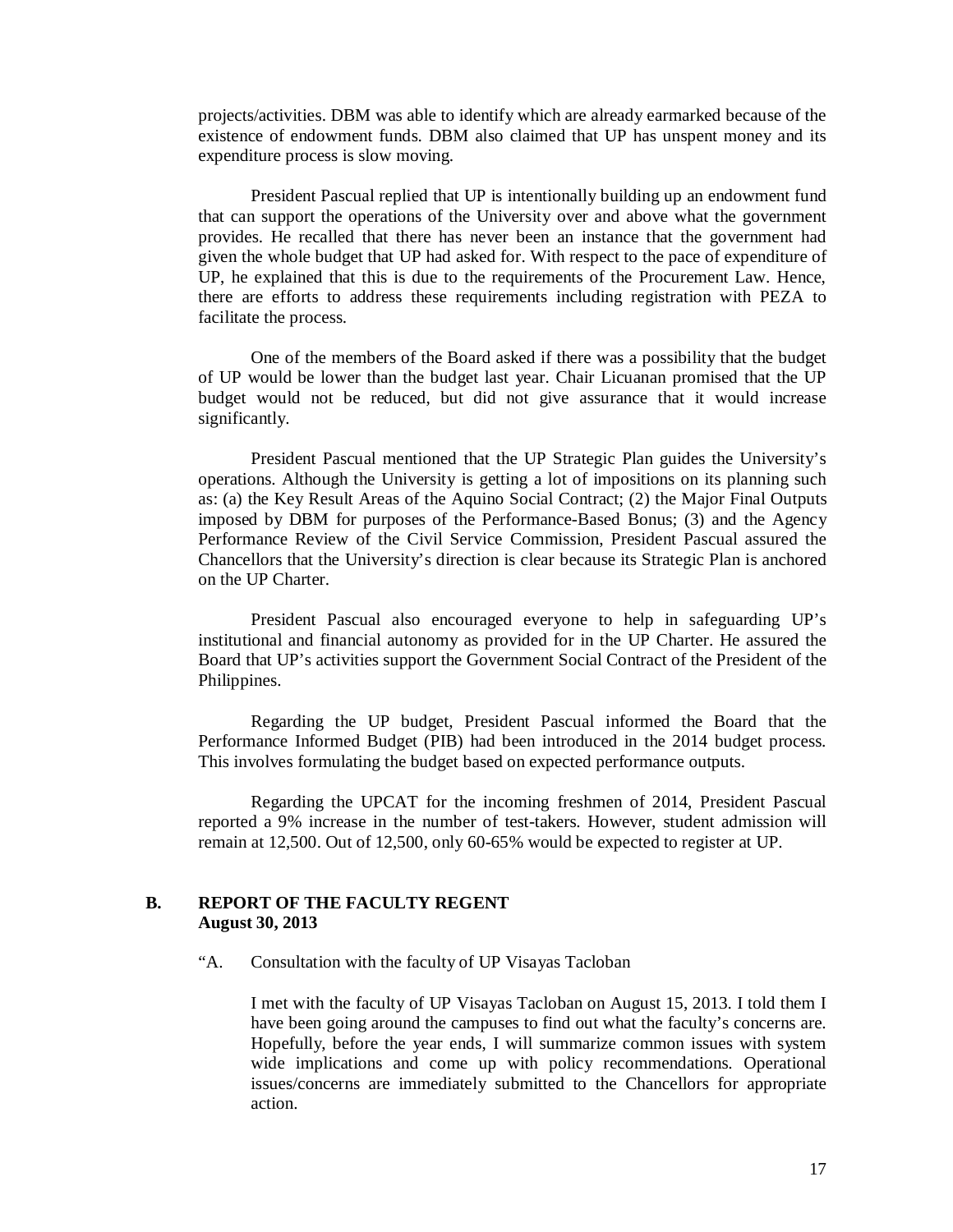projects/activities. DBM was able to identify which are already earmarked because of the existence of endowment funds. DBM also claimed that UP has unspent money and its expenditure process is slow moving.

President Pascual replied that UP is intentionally building up an endowment fund that can support the operations of the University over and above what the government provides. He recalled that there has never been an instance that the government had given the whole budget that UP had asked for. With respect to the pace of expenditure of UP, he explained that this is due to the requirements of the Procurement Law. Hence, there are efforts to address these requirements including registration with PEZA to facilitate the process.

One of the members of the Board asked if there was a possibility that the budget of UP would be lower than the budget last year. Chair Licuanan promised that the UP budget would not be reduced, but did not give assurance that it would increase significantly.

President Pascual mentioned that the UP Strategic Plan guides the University's operations. Although the University is getting a lot of impositions on its planning such as: (a) the Key Result Areas of the Aquino Social Contract; (2) the Major Final Outputs imposed by DBM for purposes of the Performance-Based Bonus; (3) and the Agency Performance Review of the Civil Service Commission, President Pascual assured the Chancellors that the University's direction is clear because its Strategic Plan is anchored on the UP Charter.

President Pascual also encouraged everyone to help in safeguarding UP's institutional and financial autonomy as provided for in the UP Charter. He assured the Board that UP's activities support the Government Social Contract of the President of the Philippines.

Regarding the UP budget, President Pascual informed the Board that the Performance Informed Budget (PIB) had been introduced in the 2014 budget process. This involves formulating the budget based on expected performance outputs.

Regarding the UPCAT for the incoming freshmen of 2014, President Pascual reported a 9% increase in the number of test-takers. However, student admission will remain at 12,500. Out of 12,500, only 60-65% would be expected to register at UP.

## B. REPORT OF THE FACULTY REGENT
**August 30, 2013**

"A. Consultation with the faculty of UP Visayas Tacloban

I met with the faculty of UP Visayas Tacloban on August 15, 2013. I told them I have been going around the campuses to find out what the faculty's concerns are. Hopefully, before the year ends, I will summarize common issues with system wide implications and come up with policy recommendations. Operational issues/concerns are immediately submitted to the Chancellors for appropriate action.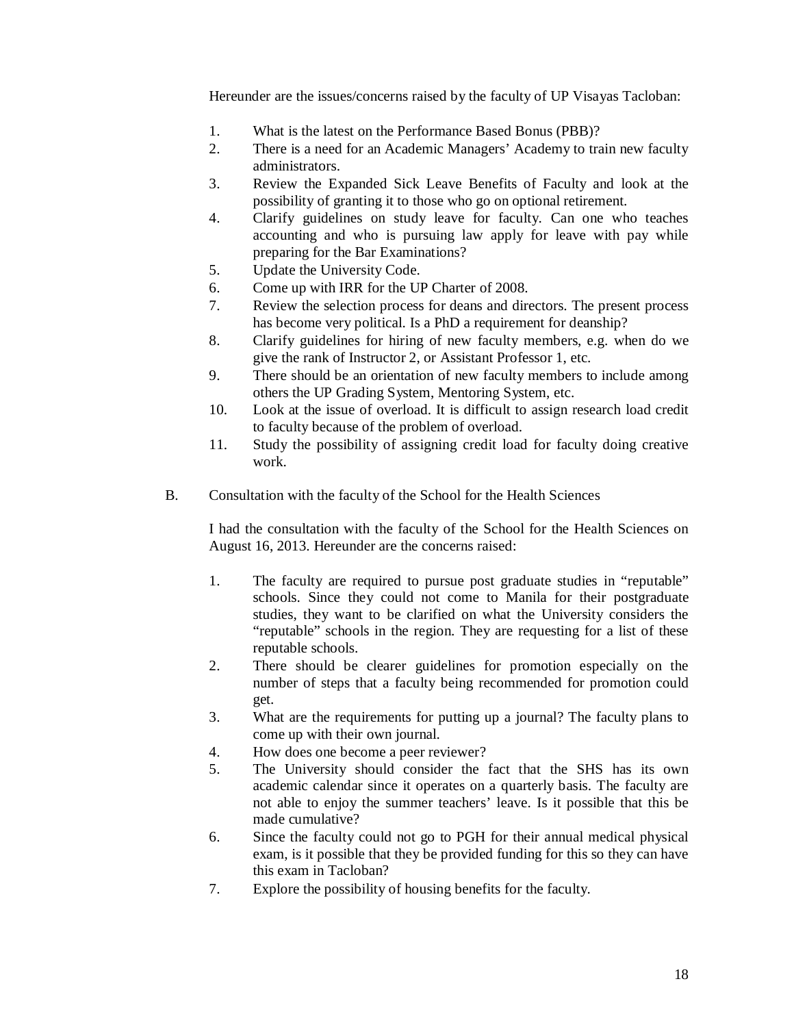Hereunder are the issues/concerns raised by the faculty of UP Visayas Tacloban:

1. What is the latest on the Performance Based Bonus (PBB)?
2. There is a need for an Academic Managers' Academy to train new faculty administrators.
3. Review the Expanded Sick Leave Benefits of Faculty and look at the possibility of granting it to those who go on optional retirement.
4. Clarify guidelines on study leave for faculty. Can one who teaches accounting and who is pursuing law apply for leave with pay while preparing for the Bar Examinations?
5. Update the University Code.
6. Come up with IRR for the UP Charter of 2008.
7. Review the selection process for deans and directors. The present process has become very political. Is a PhD a requirement for deanship?
8. Clarify guidelines for hiring of new faculty members, e.g. when do we give the rank of Instructor 2, or Assistant Professor 1, etc.
9. There should be an orientation of new faculty members to include among others the UP Grading System, Mentoring System, etc.
10. Look at the issue of overload. It is difficult to assign research load credit to faculty because of the problem of overload.
11. Study the possibility of assigning credit load for faculty doing creative work.

B. Consultation with the faculty of the School for the Health Sciences

I had the consultation with the faculty of the School for the Health Sciences on August 16, 2013. Hereunder are the concerns raised:

1. The faculty are required to pursue post graduate studies in "reputable" schools. Since they could not come to Manila for their postgraduate studies, they want to be clarified on what the University considers the "reputable" schools in the region. They are requesting for a list of these reputable schools.
2. There should be clearer guidelines for promotion especially on the number of steps that a faculty being recommended for promotion could get.
3. What are the requirements for putting up a journal? The faculty plans to come up with their own journal.
4. How does one become a peer reviewer?
5. The University should consider the fact that the SHS has its own academic calendar since it operates on a quarterly basis. The faculty are not able to enjoy the summer teachers' leave. Is it possible that this be made cumulative?
6. Since the faculty could not go to PGH for their annual medical physical exam, is it possible that they be provided funding for this so they can have this exam in Tacloban?
7. Explore the possibility of housing benefits for the faculty.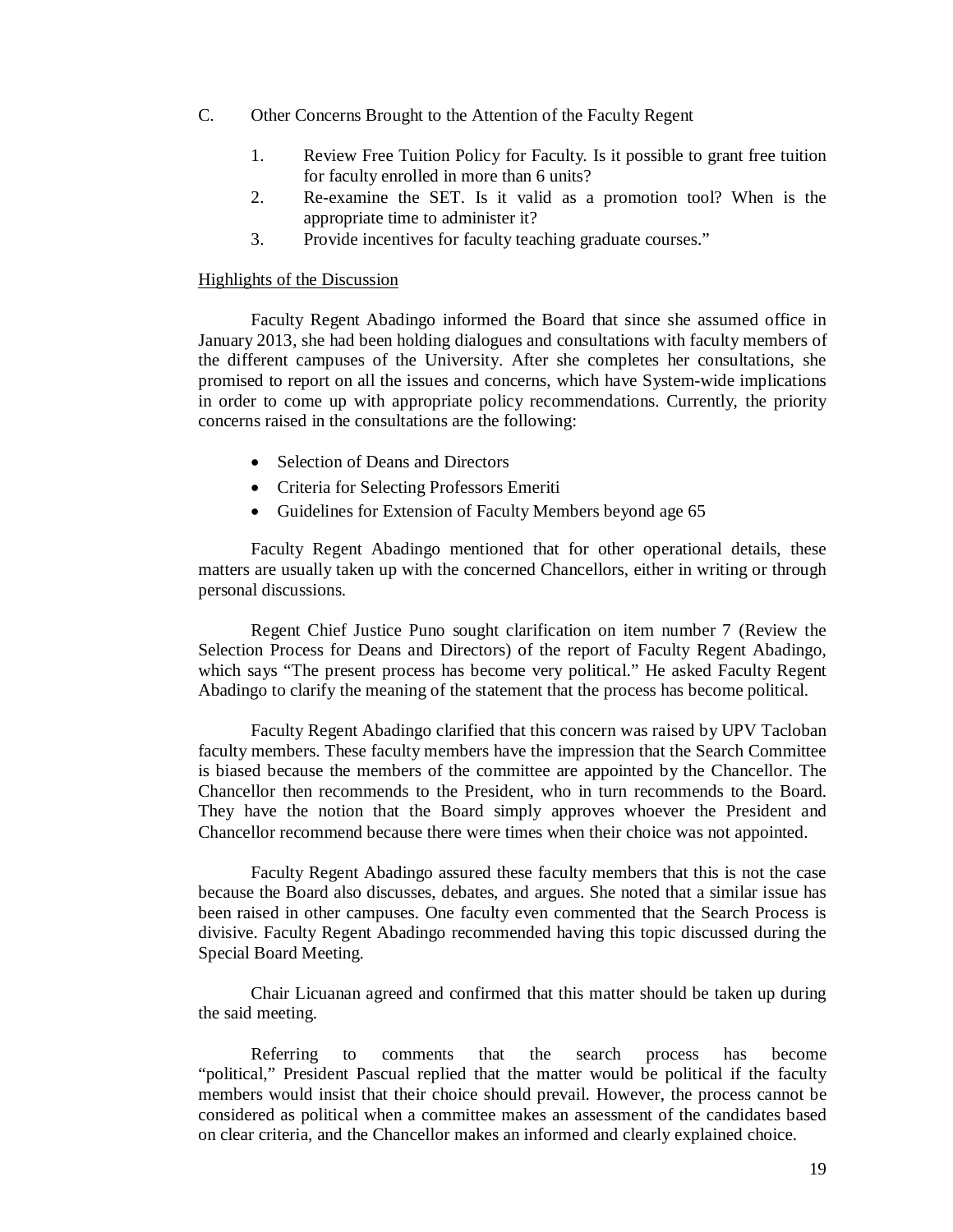C. Other Concerns Brought to the Attention of the Faculty Regent

1. Review Free Tuition Policy for Faculty. Is it possible to grant free tuition for faculty enrolled in more than 6 units?
2. Re-examine the SET. Is it valid as a promotion tool? When is the appropriate time to administer it?
3. Provide incentives for faculty teaching graduate courses."

Highlights of the Discussion

Faculty Regent Abadingo informed the Board that since she assumed office in January 2013, she had been holding dialogues and consultations with faculty members of the different campuses of the University. After she completes her consultations, she promised to report on all the issues and concerns, which have System-wide implications in order to come up with appropriate policy recommendations. Currently, the priority concerns raised in the consultations are the following:

- Selection of Deans and Directors
- Criteria for Selecting Professors Emeriti
- Guidelines for Extension of Faculty Members beyond age 65

Faculty Regent Abadingo mentioned that for other operational details, these matters are usually taken up with the concerned Chancellors, either in writing or through personal discussions.

Regent Chief Justice Puno sought clarification on item number 7 (Review the Selection Process for Deans and Directors) of the report of Faculty Regent Abadingo, which says "The present process has become very political." He asked Faculty Regent Abadingo to clarify the meaning of the statement that the process has become political.

Faculty Regent Abadingo clarified that this concern was raised by UPV Tacloban faculty members. These faculty members have the impression that the Search Committee is biased because the members of the committee are appointed by the Chancellor. The Chancellor then recommends to the President, who in turn recommends to the Board. They have the notion that the Board simply approves whoever the President and Chancellor recommend because there were times when their choice was not appointed.

Faculty Regent Abadingo assured these faculty members that this is not the case because the Board also discusses, debates, and argues. She noted that a similar issue has been raised in other campuses. One faculty even commented that the Search Process is divisive. Faculty Regent Abadingo recommended having this topic discussed during the Special Board Meeting.

Chair Licuanan agreed and confirmed that this matter should be taken up during the said meeting.

Referring to comments that the search process has become "political," President Pascual replied that the matter would be political if the faculty members would insist that their choice should prevail. However, the process cannot be considered as political when a committee makes an assessment of the candidates based on clear criteria, and the Chancellor makes an informed and clearly explained choice.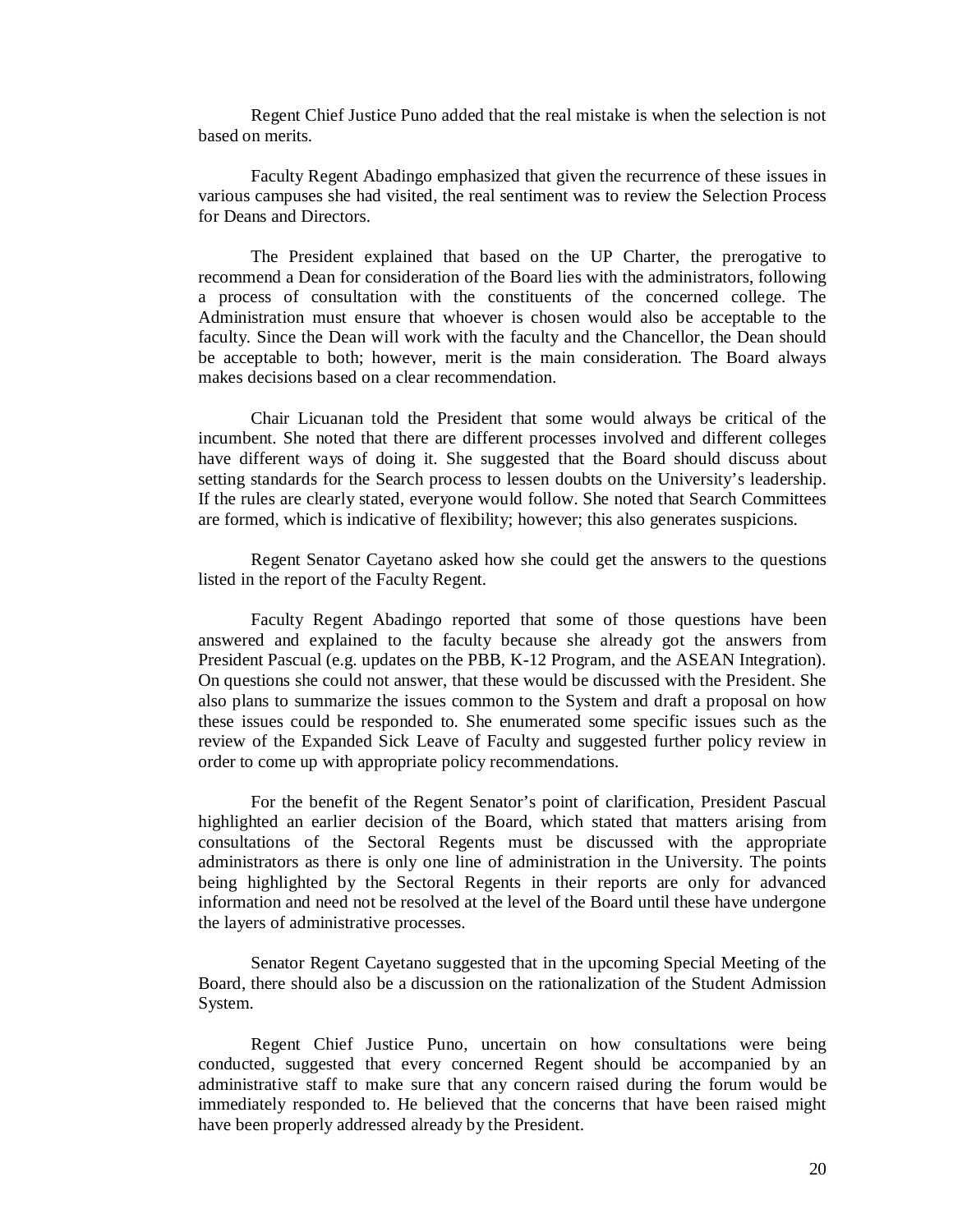Regent Chief Justice Puno added that the real mistake is when the selection is not based on merits.

Faculty Regent Abadingo emphasized that given the recurrence of these issues in various campuses she had visited, the real sentiment was to review the Selection Process for Deans and Directors.

The President explained that based on the UP Charter, the prerogative to recommend a Dean for consideration of the Board lies with the administrators, following a process of consultation with the constituents of the concerned college. The Administration must ensure that whoever is chosen would also be acceptable to the faculty. Since the Dean will work with the faculty and the Chancellor, the Dean should be acceptable to both; however, merit is the main consideration. The Board always makes decisions based on a clear recommendation.

Chair Licuanan told the President that some would always be critical of the incumbent. She noted that there are different processes involved and different colleges have different ways of doing it. She suggested that the Board should discuss about setting standards for the Search process to lessen doubts on the University's leadership. If the rules are clearly stated, everyone would follow. She noted that Search Committees are formed, which is indicative of flexibility; however; this also generates suspicions.

Regent Senator Cayetano asked how she could get the answers to the questions listed in the report of the Faculty Regent.

Faculty Regent Abadingo reported that some of those questions have been answered and explained to the faculty because she already got the answers from President Pascual (e.g. updates on the PBB, K-12 Program, and the ASEAN Integration). On questions she could not answer, that these would be discussed with the President. She also plans to summarize the issues common to the System and draft a proposal on how these issues could be responded to. She enumerated some specific issues such as the review of the Expanded Sick Leave of Faculty and suggested further policy review in order to come up with appropriate policy recommendations.

For the benefit of the Regent Senator's point of clarification, President Pascual highlighted an earlier decision of the Board, which stated that matters arising from consultations of the Sectoral Regents must be discussed with the appropriate administrators as there is only one line of administration in the University. The points being highlighted by the Sectoral Regents in their reports are only for advanced information and need not be resolved at the level of the Board until these have undergone the layers of administrative processes.

Senator Regent Cayetano suggested that in the upcoming Special Meeting of the Board, there should also be a discussion on the rationalization of the Student Admission System.

Regent Chief Justice Puno, uncertain on how consultations were being conducted, suggested that every concerned Regent should be accompanied by an administrative staff to make sure that any concern raised during the forum would be immediately responded to. He believed that the concerns that have been raised might have been properly addressed already by the President.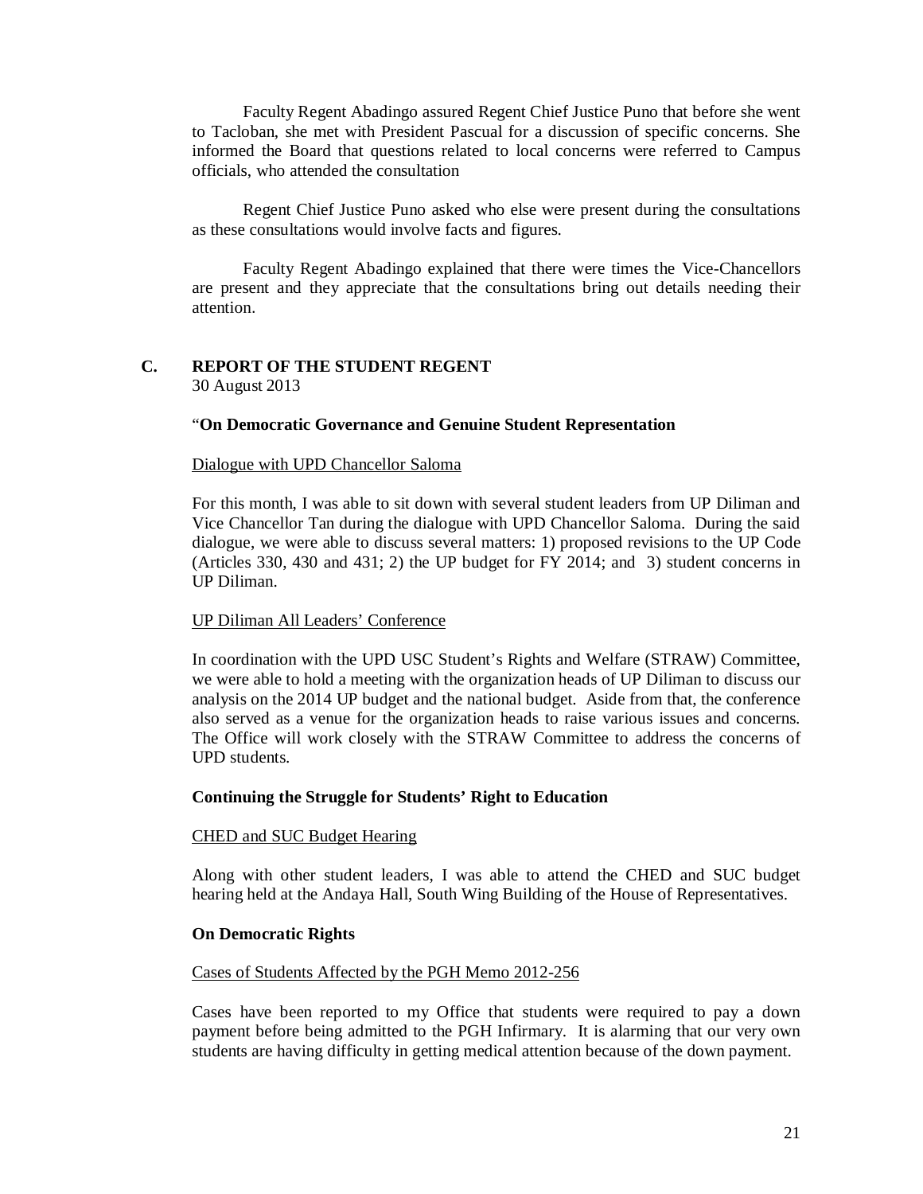Faculty Regent Abadingo assured Regent Chief Justice Puno that before she went to Tacloban, she met with President Pascual for a discussion of specific concerns. She informed the Board that questions related to local concerns were referred to Campus officials, who attended the consultation

Regent Chief Justice Puno asked who else were present during the consultations as these consultations would involve facts and figures.

Faculty Regent Abadingo explained that there were times the Vice-Chancellors are present and they appreciate that the consultations bring out details needing their attention.

## C. REPORT OF THE STUDENT REGENT

30 August 2013

"**On Democratic Governance and Genuine Student Representation**

Dialogue with UPD Chancellor Saloma

For this month, I was able to sit down with several student leaders from UP Diliman and Vice Chancellor Tan during the dialogue with UPD Chancellor Saloma. During the said dialogue, we were able to discuss several matters: 1) proposed revisions to the UP Code (Articles 330, 430 and 431; 2) the UP budget for FY 2014; and 3) student concerns in UP Diliman.

UP Diliman All Leaders' Conference

In coordination with the UPD USC Student's Rights and Welfare (STRAW) Committee, we were able to hold a meeting with the organization heads of UP Diliman to discuss our analysis on the 2014 UP budget and the national budget. Aside from that, the conference also served as a venue for the organization heads to raise various issues and concerns. The Office will work closely with the STRAW Committee to address the concerns of UPD students.

**Continuing the Struggle for Students' Right to Education**

CHED and SUC Budget Hearing

Along with other student leaders, I was able to attend the CHED and SUC budget hearing held at the Andaya Hall, South Wing Building of the House of Representatives.

**On Democratic Rights**

Cases of Students Affected by the PGH Memo 2012-256

Cases have been reported to my Office that students were required to pay a down payment before being admitted to the PGH Infirmary. It is alarming that our very own students are having difficulty in getting medical attention because of the down payment.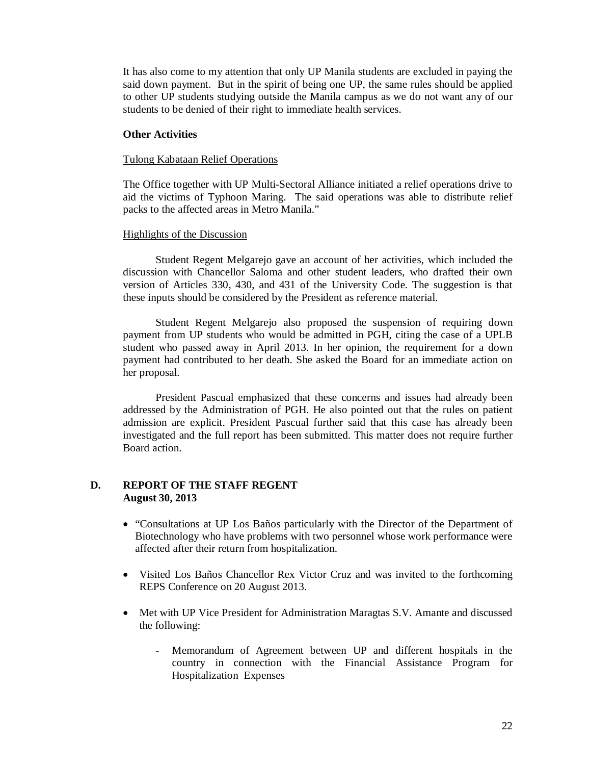It has also come to my attention that only UP Manila students are excluded in paying the said down payment. But in the spirit of being one UP, the same rules should be applied to other UP students studying outside the Manila campus as we do not want any of our students to be denied of their right to immediate health services.

**Other Activities**

Tulong Kabataan Relief Operations

The Office together with UP Multi-Sectoral Alliance initiated a relief operations drive to aid the victims of Typhoon Maring. The said operations was able to distribute relief packs to the affected areas in Metro Manila."

Highlights of the Discussion

Student Regent Melgarejo gave an account of her activities, which included the discussion with Chancellor Saloma and other student leaders, who drafted their own version of Articles 330, 430, and 431 of the University Code. The suggestion is that these inputs should be considered by the President as reference material.

Student Regent Melgarejo also proposed the suspension of requiring down payment from UP students who would be admitted in PGH, citing the case of a UPLB student who passed away in April 2013. In her opinion, the requirement for a down payment had contributed to her death. She asked the Board for an immediate action on her proposal.

President Pascual emphasized that these concerns and issues had already been addressed by the Administration of PGH. He also pointed out that the rules on patient admission are explicit. President Pascual further said that this case has already been investigated and the full report has been submitted. This matter does not require further Board action.

## D. REPORT OF THE STAFF REGENT
**August 30, 2013**

- "Consultations at UP Los Baños particularly with the Director of the Department of Biotechnology who have problems with two personnel whose work performance were affected after their return from hospitalization.

- Visited Los Baños Chancellor Rex Victor Cruz and was invited to the forthcoming REPS Conference on 20 August 2013.

- Met with UP Vice President for Administration Maragtas S.V. Amante and discussed the following:

  - Memorandum of Agreement between UP and different hospitals in the country in connection with the Financial Assistance Program for Hospitalization Expenses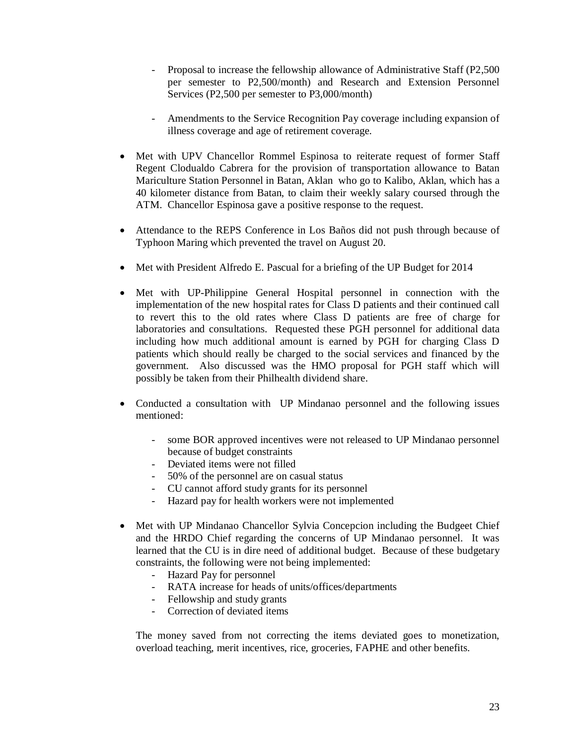- Proposal to increase the fellowship allowance of Administrative Staff (P2,500 per semester to P2,500/month) and Research and Extension Personnel Services (P2,500 per semester to P3,000/month)

  - Amendments to the Service Recognition Pay coverage including expansion of illness coverage and age of retirement coverage.

- Met with UPV Chancellor Rommel Espinosa to reiterate request of former Staff Regent Clodualdo Cabrera for the provision of transportation allowance to Batan Mariculture Station Personnel in Batan, Aklan who go to Kalibo, Aklan, which has a 40 kilometer distance from Batan, to claim their weekly salary coursed through the ATM. Chancellor Espinosa gave a positive response to the request.

- Attendance to the REPS Conference in Los Baños did not push through because of Typhoon Maring which prevented the travel on August 20.

- Met with President Alfredo E. Pascual for a briefing of the UP Budget for 2014

- Met with UP-Philippine General Hospital personnel in connection with the implementation of the new hospital rates for Class D patients and their continued call to revert this to the old rates where Class D patients are free of charge for laboratories and consultations. Requested these PGH personnel for additional data including how much additional amount is earned by PGH for charging Class D patients which should really be charged to the social services and financed by the government. Also discussed was the HMO proposal for PGH staff which will possibly be taken from their Philhealth dividend share.

- Conducted a consultation with UP Mindanao personnel and the following issues mentioned:

  - some BOR approved incentives were not released to UP Mindanao personnel because of budget constraints
  - Deviated items were not filled
  - 50% of the personnel are on casual status
  - CU cannot afford study grants for its personnel
  - Hazard pay for health workers were not implemented

- Met with UP Mindanao Chancellor Sylvia Concepcion including the Budgeet Chief and the HRDO Chief regarding the concerns of UP Mindanao personnel. It was learned that the CU is in dire need of additional budget. Because of these budgetary constraints, the following were not being implemented:
  - Hazard Pay for personnel
  - RATA increase for heads of units/offices/departments
  - Fellowship and study grants
  - Correction of deviated items

  The money saved from not correcting the items deviated goes to monetization, overload teaching, merit incentives, rice, groceries, FAPHE and other benefits.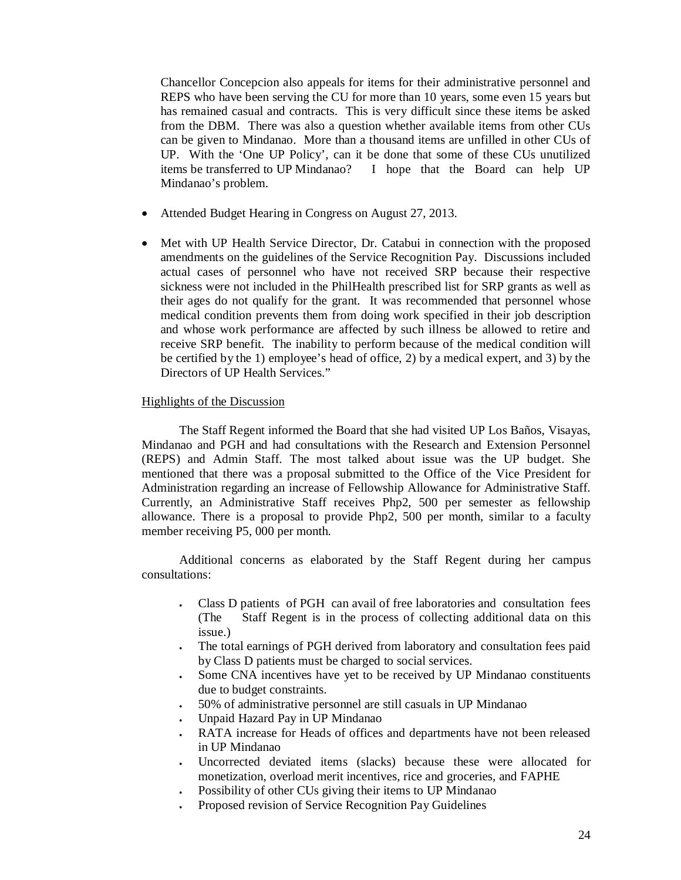Chancellor Concepcion also appeals for items for their administrative personnel and REPS who have been serving the CU for more than 10 years, some even 15 years but has remained casual and contracts. This is very difficult since these items be asked from the DBM. There was also a question whether available items from other CUs can be given to Mindanao. More than a thousand items are unfilled in other CUs of UP. With the 'One UP Policy', can it be done that some of these CUs unutilized items be transferred to UP Mindanao? I hope that the Board can help UP Mindanao's problem.

- Attended Budget Hearing in Congress on August 27, 2013.

- Met with UP Health Service Director, Dr. Catabui in connection with the proposed amendments on the guidelines of the Service Recognition Pay. Discussions included actual cases of personnel who have not received SRP because their respective sickness were not included in the PhilHealth prescribed list for SRP grants as well as their ages do not qualify for the grant. It was recommended that personnel whose medical condition prevents them from doing work specified in their job description and whose work performance are affected by such illness be allowed to retire and receive SRP benefit. The inability to perform because of the medical condition will be certified by the 1) employee's head of office, 2) by a medical expert, and 3) by the Directors of UP Health Services."

<u>Highlights of the Discussion</u>

The Staff Regent informed the Board that she had visited UP Los Baños, Visayas, Mindanao and PGH and had consultations with the Research and Extension Personnel (REPS) and Admin Staff. The most talked about issue was the UP budget. She mentioned that there was a proposal submitted to the Office of the Vice President for Administration regarding an increase of Fellowship Allowance for Administrative Staff. Currently, an Administrative Staff receives Php2, 500 per semester as fellowship allowance. There is a proposal to provide Php2, 500 per month, similar to a faculty member receiving P5, 000 per month.

Additional concerns as elaborated by the Staff Regent during her campus consultations:

- Class D patients of PGH can avail of free laboratories and consultation fees (The Staff Regent is in the process of collecting additional data on this issue.)
- The total earnings of PGH derived from laboratory and consultation fees paid by Class D patients must be charged to social services.
- Some CNA incentives have yet to be received by UP Mindanao constituents due to budget constraints.
- 50% of administrative personnel are still casuals in UP Mindanao
- Unpaid Hazard Pay in UP Mindanao
- RATA increase for Heads of offices and departments have not been released in UP Mindanao
- Uncorrected deviated items (slacks) because these were allocated for monetization, overload merit incentives, rice and groceries, and FAPHE
- Possibility of other CUs giving their items to UP Mindanao
- Proposed revision of Service Recognition Pay Guidelines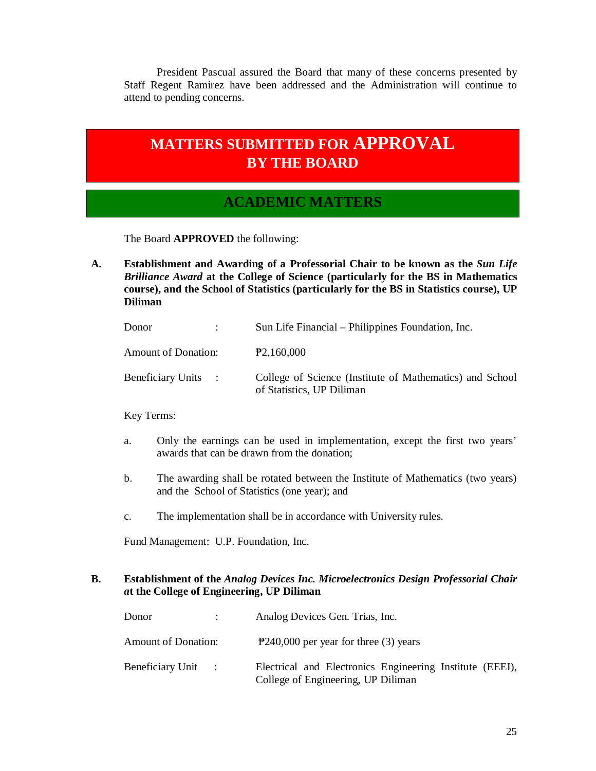President Pascual assured the Board that many of these concerns presented by Staff Regent Ramirez have been addressed and the Administration will continue to attend to pending concerns.

# MATTERS SUBMITTED FOR APPROVAL BY THE BOARD

## ACADEMIC MATTERS

The Board **APPROVED** the following:

**A. Establishment and Awarding of a Professorial Chair to be known as the *Sun Life Brilliance Award* at the College of Science (particularly for the BS in Mathematics course), and the School of Statistics (particularly for the BS in Statistics course), UP Diliman**

| | | |
|---|---|---|
| Donor | : | Sun Life Financial – Philippines Foundation, Inc. |
| Amount of Donation: | | ₱2,160,000 |
| Beneficiary Units | : | College of Science (Institute of Mathematics) and School of Statistics, UP Diliman |

Key Terms:

a. Only the earnings can be used in implementation, except the first two years' awards that can be drawn from the donation;

b. The awarding shall be rotated between the Institute of Mathematics (two years) and the School of Statistics (one year); and

c. The implementation shall be in accordance with University rules.

Fund Management: U.P. Foundation, Inc.

**B. Establishment of the *Analog Devices Inc. Microelectronics Design Professorial Chair at* the College of Engineering, UP Diliman**

| | | |
|---|---|---|
| Donor | : | Analog Devices Gen. Trias, Inc. |
| Amount of Donation: | | ₱240,000 per year for three (3) years |
| Beneficiary Unit | : | Electrical and Electronics Engineering Institute (EEEI), College of Engineering, UP Diliman |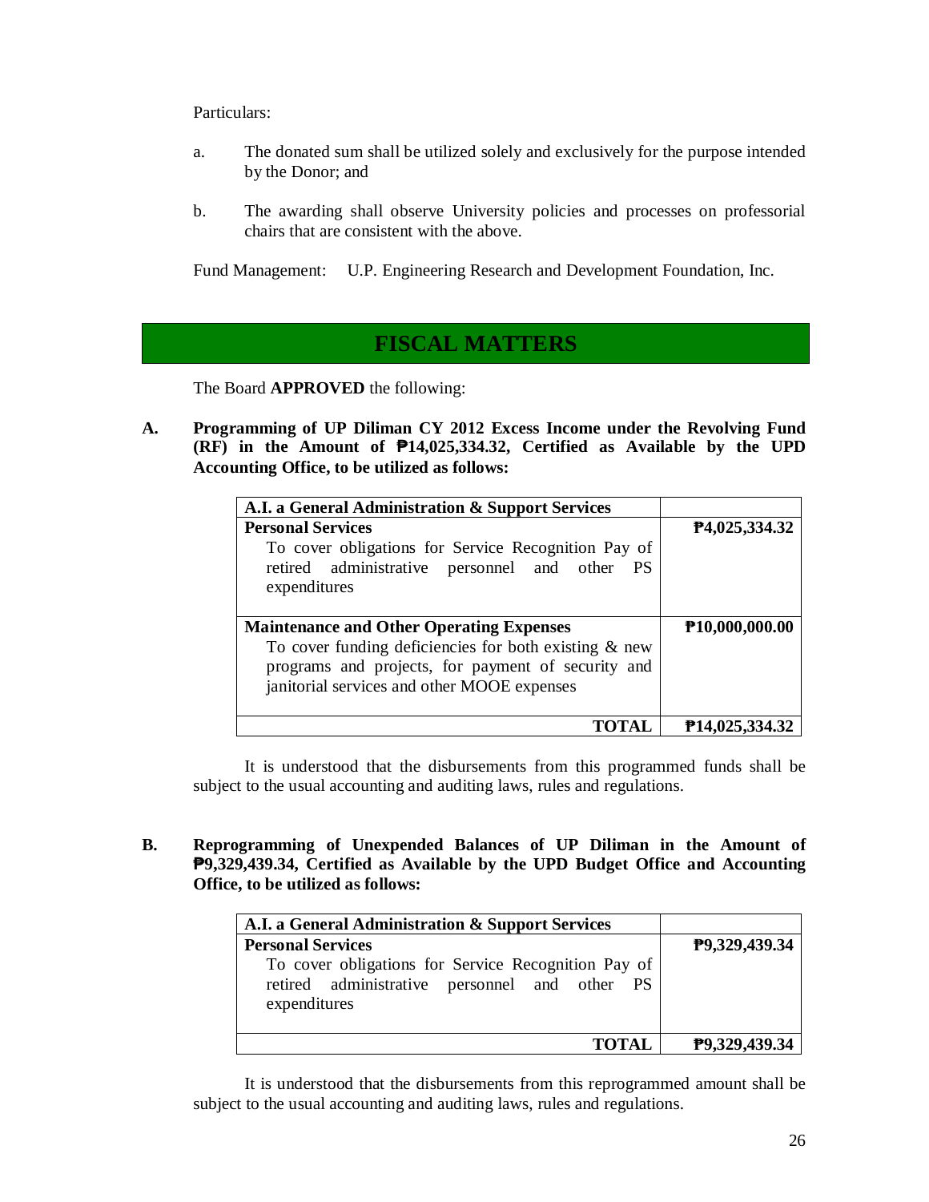Particulars:

a. The donated sum shall be utilized solely and exclusively for the purpose intended by the Donor; and

b. The awarding shall observe University policies and processes on professorial chairs that are consistent with the above.

Fund Management: U.P. Engineering Research and Development Foundation, Inc.

## FISCAL MATTERS

The Board **APPROVED** the following:

**A. Programming of UP Diliman CY 2012 Excess Income under the Revolving Fund (RF) in the Amount of ₱14,025,334.32, Certified as Available by the UPD Accounting Office, to be utilized as follows:**

| A.I. a General Administration & Support Services | |
|---|---|
| **Personal Services**<br>To cover obligations for Service Recognition Pay of retired administrative personnel and other PS expenditures | **₱4,025,334.32** |
| **Maintenance and Other Operating Expenses**<br>To cover funding deficiencies for both existing & new programs and projects, for payment of security and janitorial services and other MOOE expenses | **₱10,000,000.00** |
| **TOTAL** | **₱14,025,334.32** |

It is understood that the disbursements from this programmed funds shall be subject to the usual accounting and auditing laws, rules and regulations.

**B. Reprogramming of Unexpended Balances of UP Diliman in the Amount of ₱9,329,439.34, Certified as Available by the UPD Budget Office and Accounting Office, to be utilized as follows:**

| A.I. a General Administration & Support Services | |
|---|---|
| **Personal Services**<br>To cover obligations for Service Recognition Pay of retired administrative personnel and other PS expenditures | **₱9,329,439.34** |
| **TOTAL** | **₱9,329,439.34** |

It is understood that the disbursements from this reprogrammed amount shall be subject to the usual accounting and auditing laws, rules and regulations.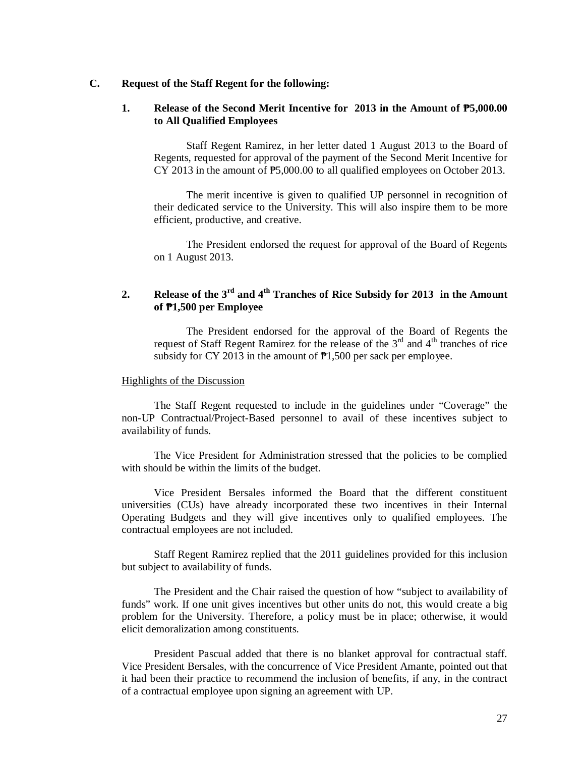### C. Request of the Staff Regent for the following:

#### 1. Release of the Second Merit Incentive for 2013 in the Amount of ₱5,000.00 to All Qualified Employees

Staff Regent Ramirez, in her letter dated 1 August 2013 to the Board of Regents, requested for approval of the payment of the Second Merit Incentive for CY 2013 in the amount of ₱5,000.00 to all qualified employees on October 2013.

The merit incentive is given to qualified UP personnel in recognition of their dedicated service to the University. This will also inspire them to be more efficient, productive, and creative.

The President endorsed the request for approval of the Board of Regents on 1 August 2013.

#### 2. Release of the 3rd and 4th Tranches of Rice Subsidy for 2013 in the Amount of ₱1,500 per Employee

The President endorsed for the approval of the Board of Regents the request of Staff Regent Ramirez for the release of the 3rd and 4th tranches of rice subsidy for CY 2013 in the amount of ₱1,500 per sack per employee.

<u>Highlights of the Discussion</u>

The Staff Regent requested to include in the guidelines under "Coverage" the non-UP Contractual/Project-Based personnel to avail of these incentives subject to availability of funds.

The Vice President for Administration stressed that the policies to be complied with should be within the limits of the budget.

Vice President Bersales informed the Board that the different constituent universities (CUs) have already incorporated these two incentives in their Internal Operating Budgets and they will give incentives only to qualified employees. The contractual employees are not included.

Staff Regent Ramirez replied that the 2011 guidelines provided for this inclusion but subject to availability of funds.

The President and the Chair raised the question of how "subject to availability of funds" work. If one unit gives incentives but other units do not, this would create a big problem for the University. Therefore, a policy must be in place; otherwise, it would elicit demoralization among constituents.

President Pascual added that there is no blanket approval for contractual staff. Vice President Bersales, with the concurrence of Vice President Amante, pointed out that it had been their practice to recommend the inclusion of benefits, if any, in the contract of a contractual employee upon signing an agreement with UP.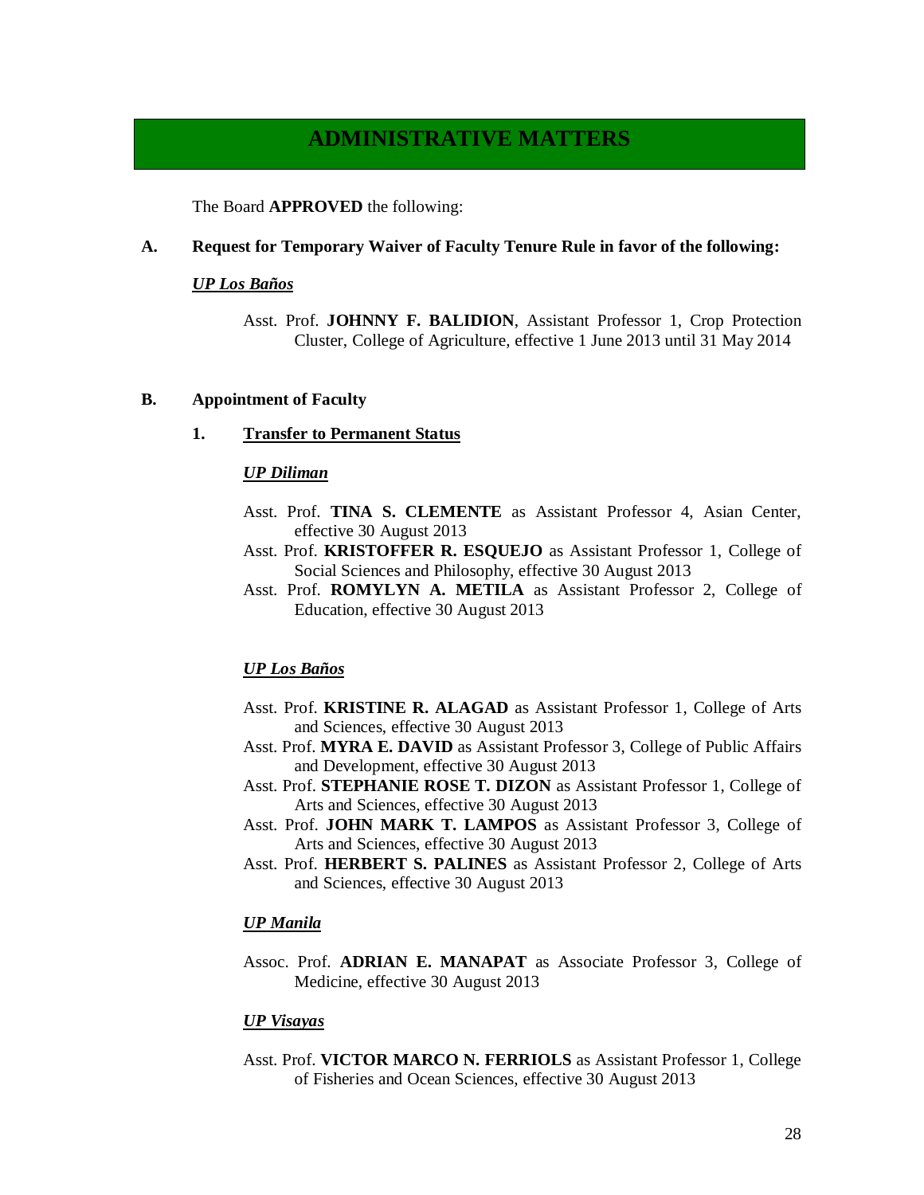# ADMINISTRATIVE MATTERS

The Board **APPROVED** the following:

**A. Request for Temporary Waiver of Faculty Tenure Rule in favor of the following:**

***UP Los Baños***

Asst. Prof. **JOHNNY F. BALIDION**, Assistant Professor 1, Crop Protection Cluster, College of Agriculture, effective 1 June 2013 until 31 May 2014

**B. Appointment of Faculty**

**1. Transfer to Permanent Status**

***UP Diliman***

Asst. Prof. **TINA S. CLEMENTE** as Assistant Professor 4, Asian Center, effective 30 August 2013

Asst. Prof. **KRISTOFFER R. ESQUEJO** as Assistant Professor 1, College of Social Sciences and Philosophy, effective 30 August 2013

Asst. Prof. **ROMYLYN A. METILA** as Assistant Professor 2, College of Education, effective 30 August 2013

***UP Los Baños***

Asst. Prof. **KRISTINE R. ALAGAD** as Assistant Professor 1, College of Arts and Sciences, effective 30 August 2013

Asst. Prof. **MYRA E. DAVID** as Assistant Professor 3, College of Public Affairs and Development, effective 30 August 2013

Asst. Prof. **STEPHANIE ROSE T. DIZON** as Assistant Professor 1, College of Arts and Sciences, effective 30 August 2013

Asst. Prof. **JOHN MARK T. LAMPOS** as Assistant Professor 3, College of Arts and Sciences, effective 30 August 2013

Asst. Prof. **HERBERT S. PALINES** as Assistant Professor 2, College of Arts and Sciences, effective 30 August 2013

***UP Manila***

Assoc. Prof. **ADRIAN E. MANAPAT** as Associate Professor 3, College of Medicine, effective 30 August 2013

***UP Visayas***

Asst. Prof. **VICTOR MARCO N. FERRIOLS** as Assistant Professor 1, College of Fisheries and Ocean Sciences, effective 30 August 2013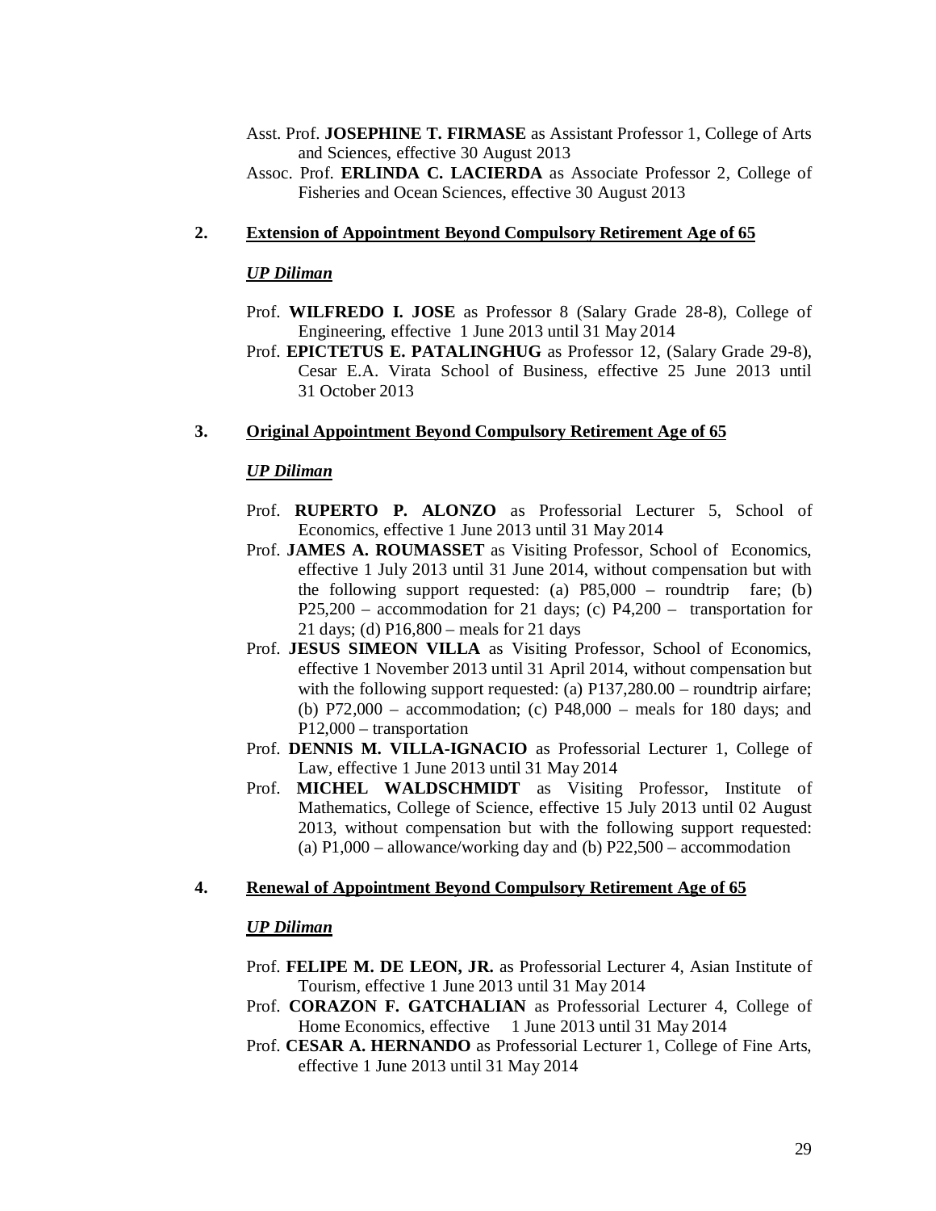Asst. Prof. **JOSEPHINE T. FIRMASE** as Assistant Professor 1, College of Arts and Sciences, effective 30 August 2013

Assoc. Prof. **ERLINDA C. LACIERDA** as Associate Professor 2, College of Fisheries and Ocean Sciences, effective 30 August 2013

**2. Extension of Appointment Beyond Compulsory Retirement Age of 65**

***UP Diliman***

Prof. **WILFREDO I. JOSE** as Professor 8 (Salary Grade 28-8), College of Engineering, effective 1 June 2013 until 31 May 2014

Prof. **EPICTETUS E. PATALINGHUG** as Professor 12, (Salary Grade 29-8), Cesar E.A. Virata School of Business, effective 25 June 2013 until 31 October 2013

**3. Original Appointment Beyond Compulsory Retirement Age of 65**

***UP Diliman***

Prof. **RUPERTO P. ALONZO** as Professorial Lecturer 5, School of Economics, effective 1 June 2013 until 31 May 2014

Prof. **JAMES A. ROUMASSET** as Visiting Professor, School of Economics, effective 1 July 2013 until 31 June 2014, without compensation but with the following support requested: (a) P85,000 – roundtrip fare; (b) P25,200 – accommodation for 21 days; (c) P4,200 – transportation for 21 days; (d) P16,800 – meals for 21 days

Prof. **JESUS SIMEON VILLA** as Visiting Professor, School of Economics, effective 1 November 2013 until 31 April 2014, without compensation but with the following support requested: (a) P137,280.00 – roundtrip airfare; (b) P72,000 – accommodation; (c) P48,000 – meals for 180 days; and P12,000 – transportation

Prof. **DENNIS M. VILLA-IGNACIO** as Professorial Lecturer 1, College of Law, effective 1 June 2013 until 31 May 2014

Prof. **MICHEL WALDSCHMIDT** as Visiting Professor, Institute of Mathematics, College of Science, effective 15 July 2013 until 02 August 2013, without compensation but with the following support requested: (a) P1,000 – allowance/working day and (b) P22,500 – accommodation

**4. Renewal of Appointment Beyond Compulsory Retirement Age of 65**

***UP Diliman***

Prof. **FELIPE M. DE LEON, JR.** as Professorial Lecturer 4, Asian Institute of Tourism, effective 1 June 2013 until 31 May 2014

Prof. **CORAZON F. GATCHALIAN** as Professorial Lecturer 4, College of Home Economics, effective 1 June 2013 until 31 May 2014

Prof. **CESAR A. HERNANDO** as Professorial Lecturer 1, College of Fine Arts, effective 1 June 2013 until 31 May 2014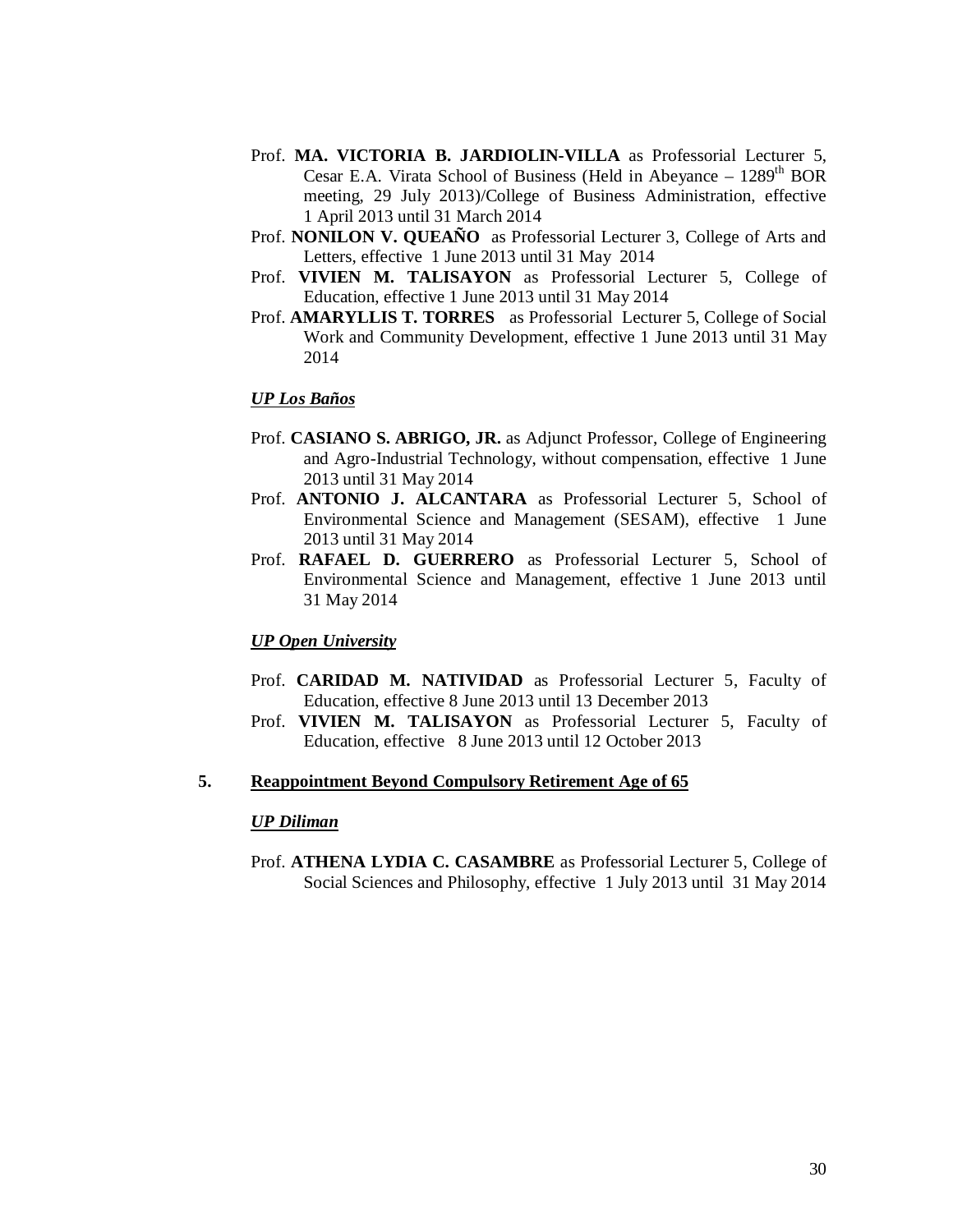Prof. **MA. VICTORIA B. JARDIOLIN-VILLA** as Professorial Lecturer 5, Cesar E.A. Virata School of Business (Held in Abeyance – 1289th BOR meeting, 29 July 2013)/College of Business Administration, effective 1 April 2013 until 31 March 2014

Prof. **NONILON V. QUEAÑO** as Professorial Lecturer 3, College of Arts and Letters, effective 1 June 2013 until 31 May 2014

Prof. **VIVIEN M. TALISAYON** as Professorial Lecturer 5, College of Education, effective 1 June 2013 until 31 May 2014

Prof. **AMARYLLIS T. TORRES** as Professorial Lecturer 5, College of Social Work and Community Development, effective 1 June 2013 until 31 May 2014

***UP Los Baños***

Prof. **CASIANO S. ABRIGO, JR.** as Adjunct Professor, College of Engineering and Agro-Industrial Technology, without compensation, effective 1 June 2013 until 31 May 2014

Prof. **ANTONIO J. ALCANTARA** as Professorial Lecturer 5, School of Environmental Science and Management (SESAM), effective 1 June 2013 until 31 May 2014

Prof. **RAFAEL D. GUERRERO** as Professorial Lecturer 5, School of Environmental Science and Management, effective 1 June 2013 until 31 May 2014

***UP Open University***

Prof. **CARIDAD M. NATIVIDAD** as Professorial Lecturer 5, Faculty of Education, effective 8 June 2013 until 13 December 2013

Prof. **VIVIEN M. TALISAYON** as Professorial Lecturer 5, Faculty of Education, effective 8 June 2013 until 12 October 2013

**5. Reappointment Beyond Compulsory Retirement Age of 65**

***UP Diliman***

Prof. **ATHENA LYDIA C. CASAMBRE** as Professorial Lecturer 5, College of Social Sciences and Philosophy, effective 1 July 2013 until 31 May 2014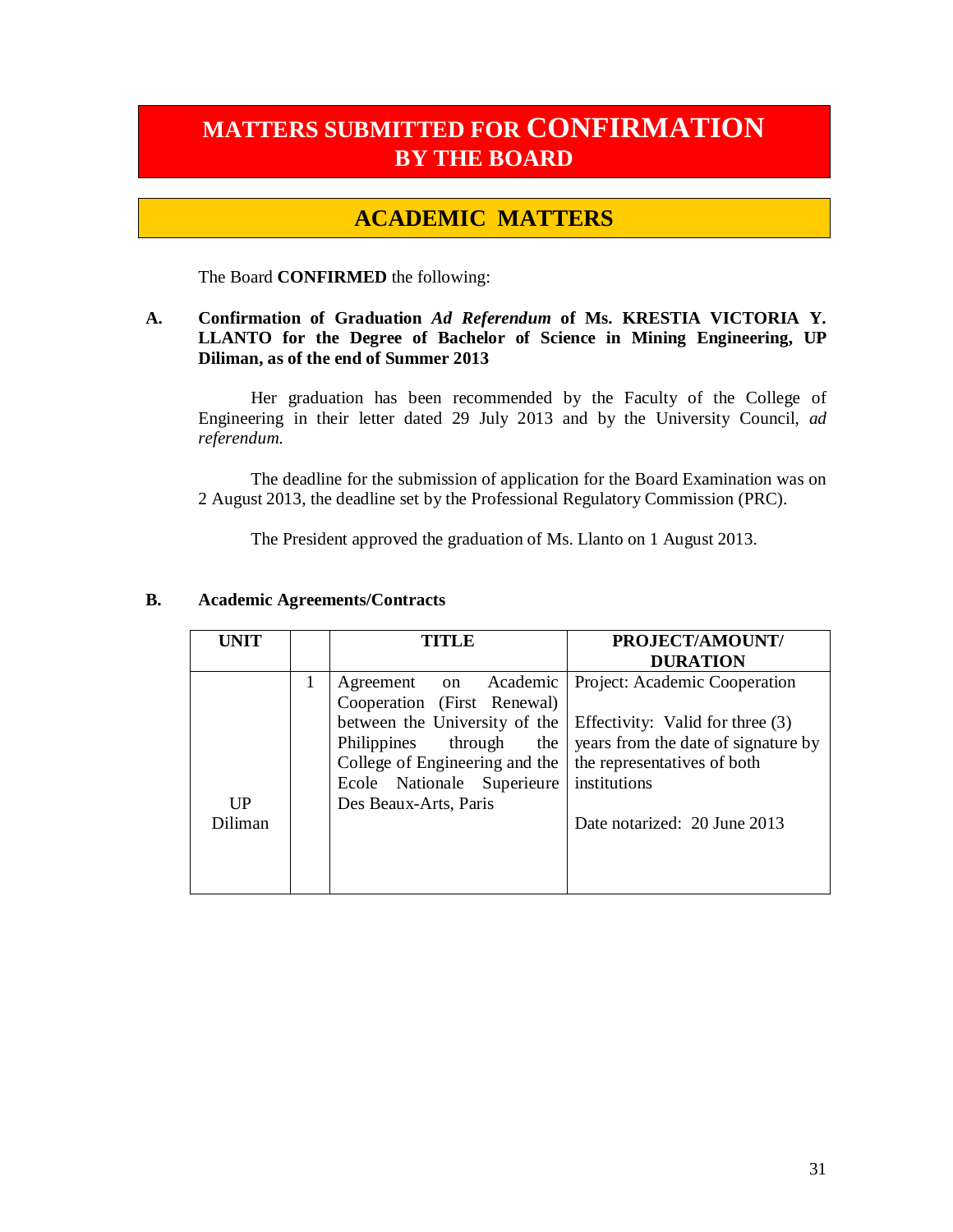# MATTERS SUBMITTED FOR CONFIRMATION BY THE BOARD

## ACADEMIC MATTERS

The Board **CONFIRMED** the following:

**A. Confirmation of Graduation *Ad Referendum* of Ms. KRESTIA VICTORIA Y. LLANTO for the Degree of Bachelor of Science in Mining Engineering, UP Diliman, as of the end of Summer 2013**

Her graduation has been recommended by the Faculty of the College of Engineering in their letter dated 29 July 2013 and by the University Council, *ad referendum.*

The deadline for the submission of application for the Board Examination was on 2 August 2013, the deadline set by the Professional Regulatory Commission (PRC).

The President approved the graduation of Ms. Llanto on 1 August 2013.

**B. Academic Agreements/Contracts**

| UNIT | | TITLE | PROJECT/AMOUNT/ DURATION |
|---|---|---|---|
| UP Diliman | 1 | Agreement on Academic Cooperation (First Renewal) between the University of the Philippines through the College of Engineering and the Ecole Nationale Superieure Des Beaux-Arts, Paris | Project: Academic Cooperation<br><br>Effectivity: Valid for three (3) years from the date of signature by the representatives of both institutions<br><br>Date notarized: 20 June 2013 |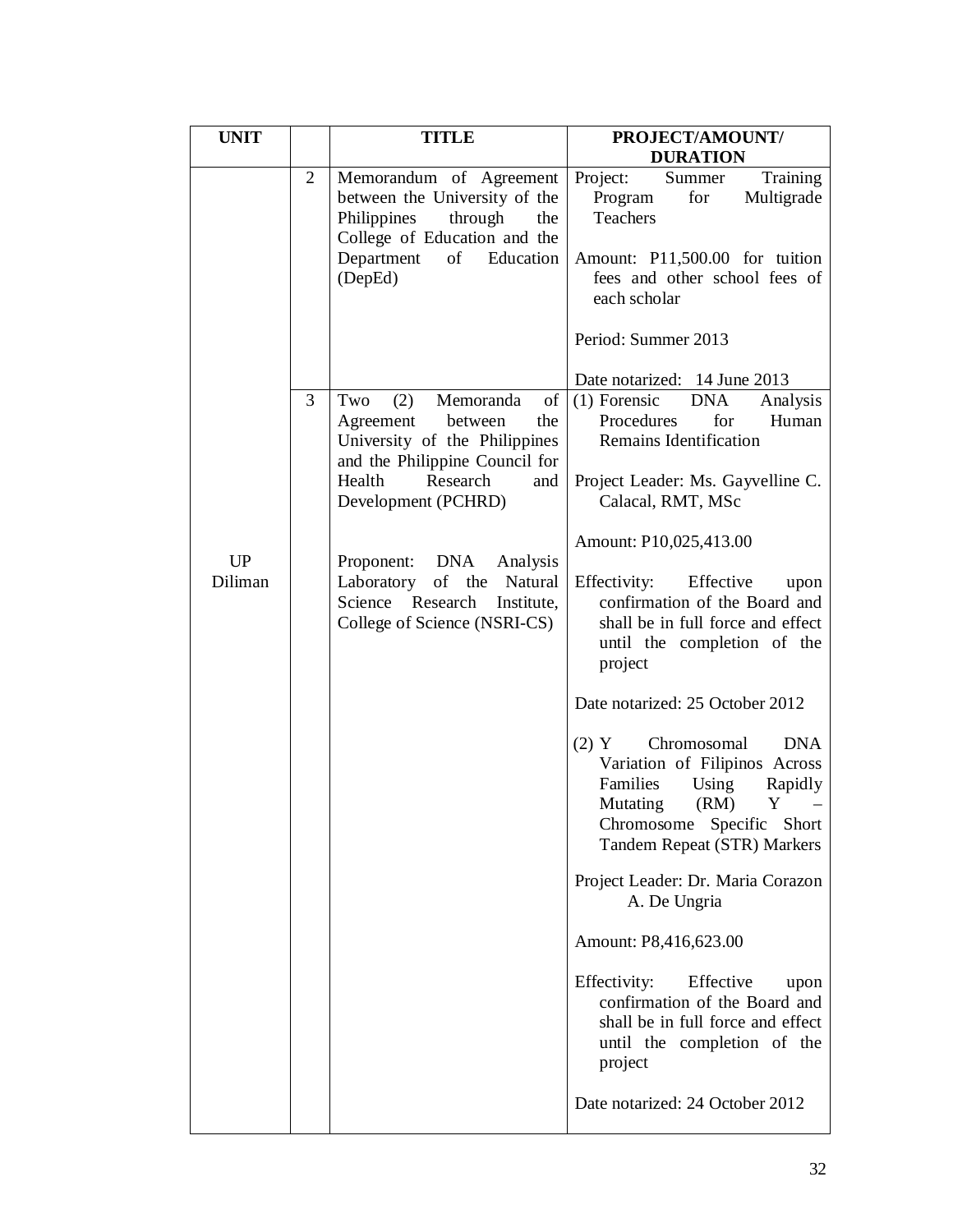| UNIT | | TITLE | PROJECT/AMOUNT/ DURATION |
|---|---|---|---|
| UP Diliman | 2 | Memorandum of Agreement between the University of the Philippines through the College of Education and the Department of Education (DepEd) | Project: Summer Training Program for Multigrade Teachers<br><br>Amount: P11,500.00 for tuition fees and other school fees of each scholar<br><br>Period: Summer 2013<br><br>Date notarized: 14 June 2013 |
| | 3 | Two (2) Memoranda of Agreement between the University of the Philippines and the Philippine Council for Health Research and Development (PCHRD)<br><br>Proponent: DNA Analysis Laboratory of the Natural Science Research Institute, College of Science (NSRI-CS) | (1) Forensic DNA Analysis Procedures for Human Remains Identification<br><br>Project Leader: Ms. Gayvelline C. Calacal, RMT, MSc<br><br>Amount: P10,025,413.00<br><br>Effectivity: Effective upon confirmation of the Board and shall be in full force and effect until the completion of the project<br><br>Date notarized: 25 October 2012<br><br>(2) Y Chromosomal DNA Variation of Filipinos Across Families Using Rapidly Mutating (RM) Y – Chromosome Specific Short Tandem Repeat (STR) Markers<br><br>Project Leader: Dr. Maria Corazon A. De Ungria<br><br>Amount: P8,416,623.00<br><br>Effectivity: Effective upon confirmation of the Board and shall be in full force and effect until the completion of the project<br><br>Date notarized: 24 October 2012 |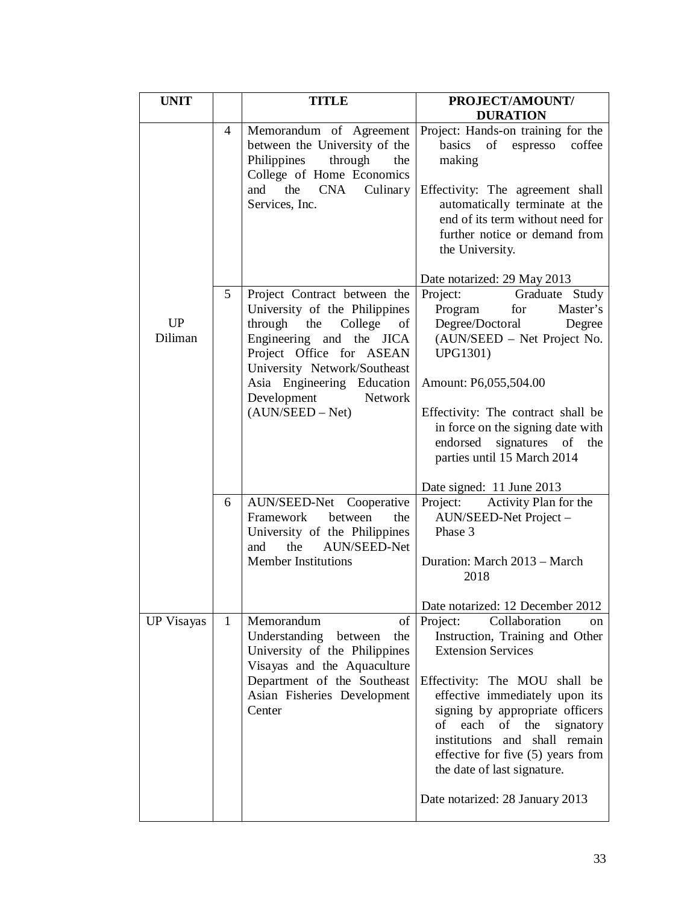| UNIT | | TITLE | PROJECT/AMOUNT/ DURATION |
|---|---|---|---|
| UP Diliman | 4 | Memorandum of Agreement between the University of the Philippines through the College of Home Economics and the CNA Culinary Services, Inc. | Project: Hands-on training for the basics of espresso coffee making<br><br>Effectivity: The agreement shall automatically terminate at the end of its term without need for further notice or demand from the University.<br><br>Date notarized: 29 May 2013 |
| | 5 | Project Contract between the University of the Philippines through the College of Engineering and the JICA Project Office for ASEAN University Network/Southeast Asia Engineering Education Development Network (AUN/SEED – Net) | Project: Graduate Study Program for Master's Degree/Doctoral Degree (AUN/SEED – Net Project No. UPG1301)<br><br>Amount: P6,055,504.00<br><br>Effectivity: The contract shall be in force on the signing date with endorsed signatures of the parties until 15 March 2014<br><br>Date signed: 11 June 2013 |
| | 6 | AUN/SEED-Net Cooperative Framework between the University of the Philippines and the AUN/SEED-Net Member Institutions | Project: Activity Plan for the AUN/SEED-Net Project – Phase 3<br><br>Duration: March 2013 – March 2018<br><br>Date notarized: 12 December 2012 |
| UP Visayas | 1 | Memorandum of Understanding between the University of the Philippines Visayas and the Aquaculture Department of the Southeast Asian Fisheries Development Center | Project: Collaboration on Instruction, Training and Other Extension Services<br><br>Effectivity: The MOU shall be effective immediately upon its signing by appropriate officers of each of the signatory institutions and shall remain effective for five (5) years from the date of last signature.<br><br>Date notarized: 28 January 2013 |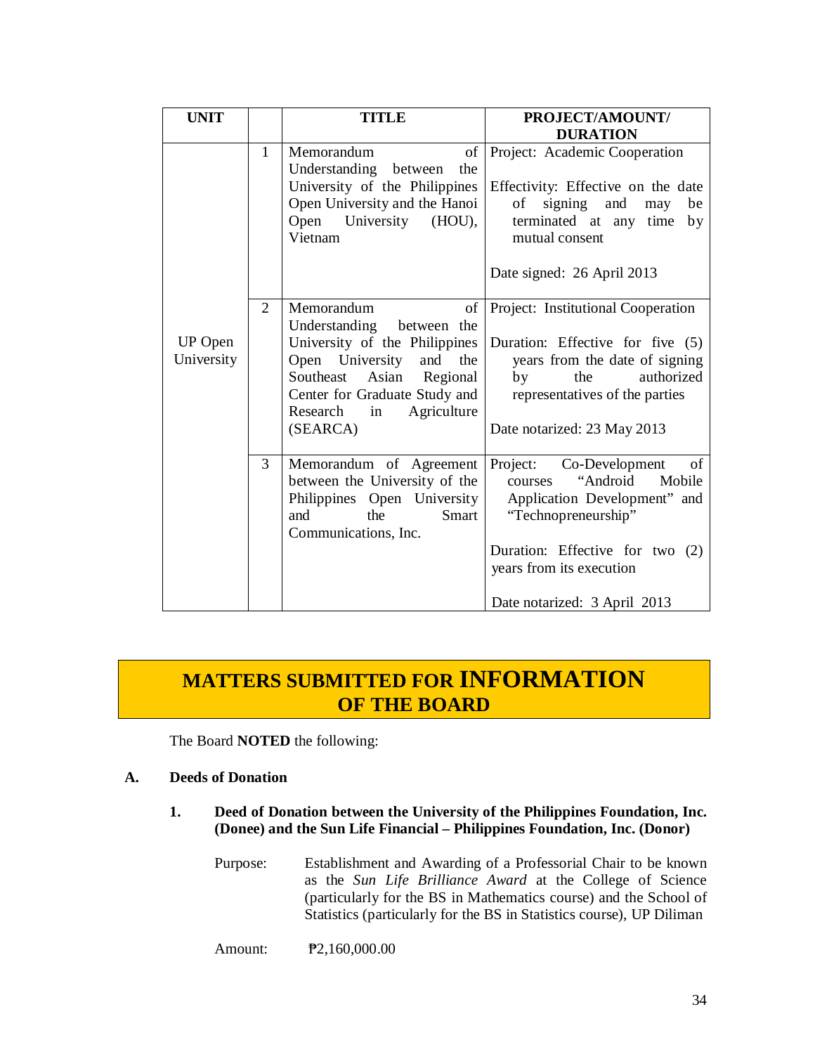| UNIT | | TITLE | PROJECT/AMOUNT/ DURATION |
|---|---|---|---|
| UP Open University | 1 | Memorandum of Understanding between the University of the Philippines Open University and the Hanoi Open University (HOU), Vietnam | Project: Academic Cooperation<br><br>Effectivity: Effective on the date of signing and may be terminated at any time by mutual consent<br><br>Date signed: 26 April 2013 |
| | 2 | Memorandum of Understanding between the University of the Philippines Open University and the Southeast Asian Regional Center for Graduate Study and Research in Agriculture (SEARCA) | Project: Institutional Cooperation<br><br>Duration: Effective for five (5) years from the date of signing by the authorized representatives of the parties<br><br>Date notarized: 23 May 2013 |
| | 3 | Memorandum of Agreement between the University of the Philippines Open University and the Smart Communications, Inc. | Project: Co-Development of courses "Android Mobile Application Development" and "Technopreneurship"<br><br>Duration: Effective for two (2) years from its execution<br><br>Date notarized: 3 April 2013 |

## MATTERS SUBMITTED FOR INFORMATION OF THE BOARD

The Board **NOTED** the following:

**A. Deeds of Donation**

**1. Deed of Donation between the University of the Philippines Foundation, Inc. (Donee) and the Sun Life Financial – Philippines Foundation, Inc. (Donor)**

Purpose: Establishment and Awarding of a Professorial Chair to be known as the *Sun Life Brilliance Award* at the College of Science (particularly for the BS in Mathematics course) and the School of Statistics (particularly for the BS in Statistics course), UP Diliman

Amount: ₱2,160,000.00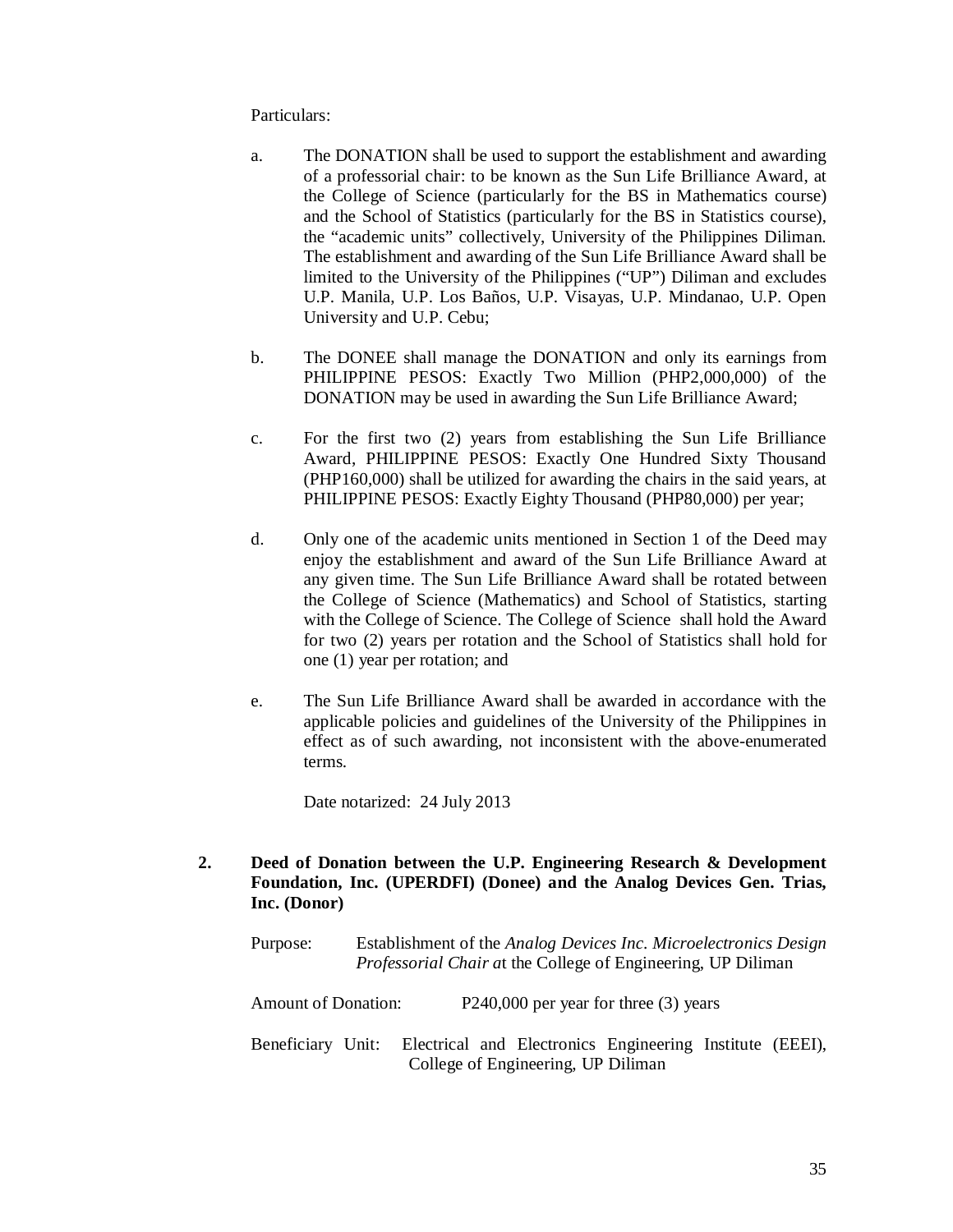Particulars:

a. The DONATION shall be used to support the establishment and awarding of a professorial chair: to be known as the Sun Life Brilliance Award, at the College of Science (particularly for the BS in Mathematics course) and the School of Statistics (particularly for the BS in Statistics course), the "academic units" collectively, University of the Philippines Diliman. The establishment and awarding of the Sun Life Brilliance Award shall be limited to the University of the Philippines ("UP") Diliman and excludes U.P. Manila, U.P. Los Baños, U.P. Visayas, U.P. Mindanao, U.P. Open University and U.P. Cebu;

b. The DONEE shall manage the DONATION and only its earnings from PHILIPPINE PESOS: Exactly Two Million (PHP2,000,000) of the DONATION may be used in awarding the Sun Life Brilliance Award;

c. For the first two (2) years from establishing the Sun Life Brilliance Award, PHILIPPINE PESOS: Exactly One Hundred Sixty Thousand (PHP160,000) shall be utilized for awarding the chairs in the said years, at PHILIPPINE PESOS: Exactly Eighty Thousand (PHP80,000) per year;

d. Only one of the academic units mentioned in Section 1 of the Deed may enjoy the establishment and award of the Sun Life Brilliance Award at any given time. The Sun Life Brilliance Award shall be rotated between the College of Science (Mathematics) and School of Statistics, starting with the College of Science. The College of Science shall hold the Award for two (2) years per rotation and the School of Statistics shall hold for one (1) year per rotation; and

e. The Sun Life Brilliance Award shall be awarded in accordance with the applicable policies and guidelines of the University of the Philippines in effect as of such awarding, not inconsistent with the above-enumerated terms.

Date notarized: 24 July 2013

**2. Deed of Donation between the U.P. Engineering Research & Development Foundation, Inc. (UPERDFI) (Donee) and the Analog Devices Gen. Trias, Inc. (Donor)**

Purpose: Establishment of the *Analog Devices Inc. Microelectronics Design Professorial Chair a*t the College of Engineering, UP Diliman

Amount of Donation: P240,000 per year for three (3) years

Beneficiary Unit: Electrical and Electronics Engineering Institute (EEEI), College of Engineering, UP Diliman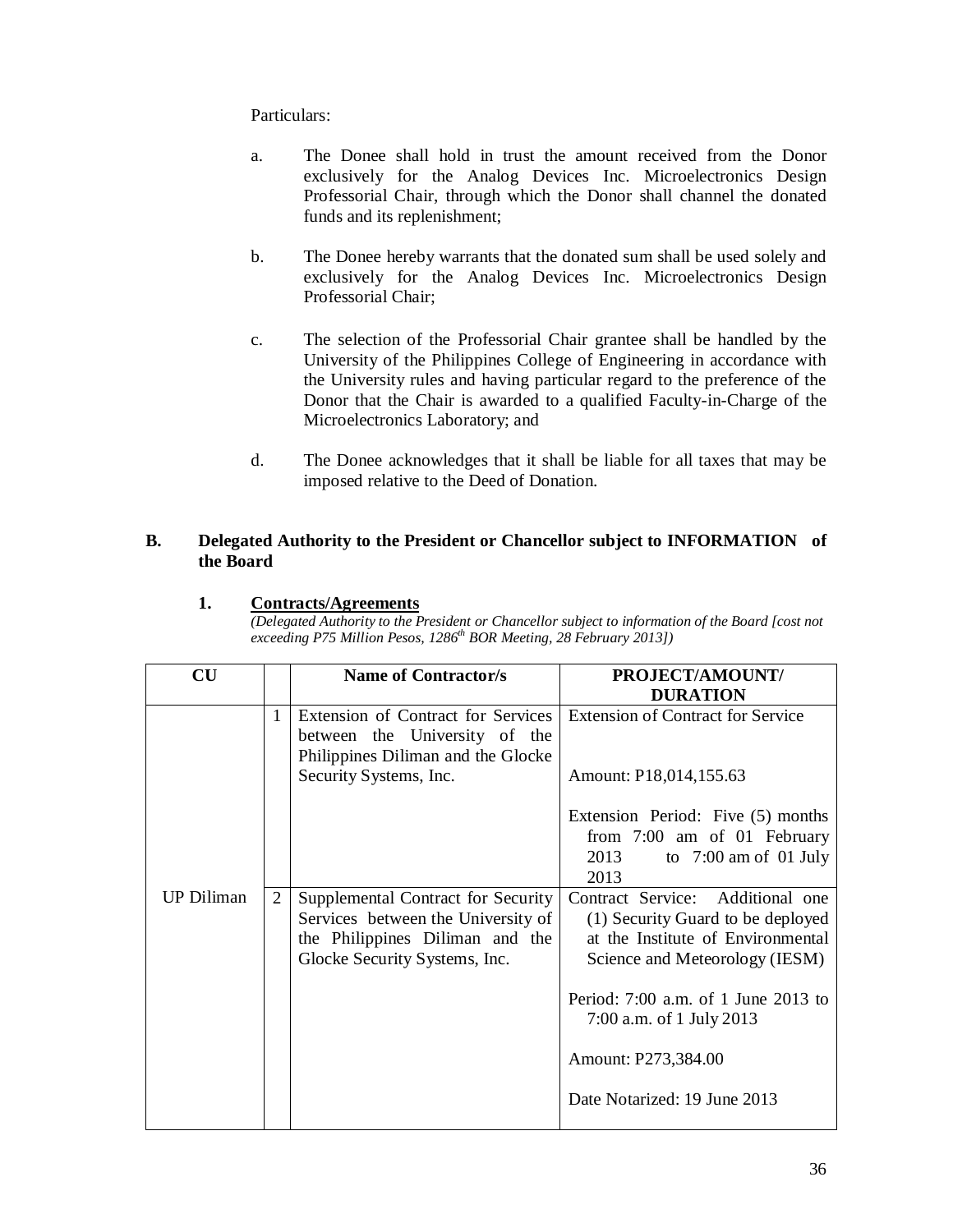Particulars:

a. The Donee shall hold in trust the amount received from the Donor exclusively for the Analog Devices Inc. Microelectronics Design Professorial Chair, through which the Donor shall channel the donated funds and its replenishment;

b. The Donee hereby warrants that the donated sum shall be used solely and exclusively for the Analog Devices Inc. Microelectronics Design Professorial Chair;

c. The selection of the Professorial Chair grantee shall be handled by the University of the Philippines College of Engineering in accordance with the University rules and having particular regard to the preference of the Donor that the Chair is awarded to a qualified Faculty-in-Charge of the Microelectronics Laboratory; and

d. The Donee acknowledges that it shall be liable for all taxes that may be imposed relative to the Deed of Donation.

## B. Delegated Authority to the President or Chancellor subject to INFORMATION of the Board

### 1. Contracts/Agreements

*(Delegated Authority to the President or Chancellor subject to information of the Board [cost not exceeding P75 Million Pesos, 1286th BOR Meeting, 28 February 2013])*

| CU | | Name of Contractor/s | PROJECT/AMOUNT/ DURATION |
|---|---|---|---|
| UP Diliman | 1 | Extension of Contract for Services between the University of the Philippines Diliman and the Glocke Security Systems, Inc. | Extension of Contract for Service<br><br>Amount: P18,014,155.63<br><br>Extension Period: Five (5) months from 7:00 am of 01 February 2013 to 7:00 am of 01 July 2013 |
| | 2 | Supplemental Contract for Security Services between the University of the Philippines Diliman and the Glocke Security Systems, Inc. | Contract Service: Additional one (1) Security Guard to be deployed at the Institute of Environmental Science and Meteorology (IESM)<br><br>Period: 7:00 a.m. of 1 June 2013 to 7:00 a.m. of 1 July 2013<br><br>Amount: P273,384.00<br><br>Date Notarized: 19 June 2013 |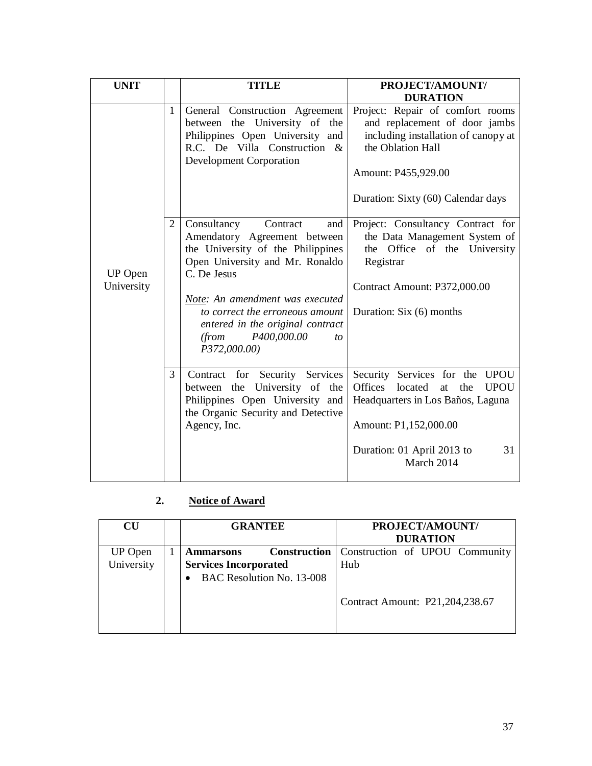| UNIT | | TITLE | PROJECT/AMOUNT/ DURATION |
|---|---|---|---|
| UP Open University | 1 | General Construction Agreement between the University of the Philippines Open University and R.C. De Villa Construction & Development Corporation | Project: Repair of comfort rooms and replacement of door jambs including installation of canopy at the Oblation Hall<br><br>Amount: P455,929.00<br><br>Duration: Sixty (60) Calendar days |
| | 2 | Consultancy Contract and Amendatory Agreement between the University of the Philippines Open University and Mr. Ronaldo C. De Jesus<br><br>*Note: An amendment was executed to correct the erroneous amount entered in the original contract (from P400,000.00 to P372,000.00)* | Project: Consultancy Contract for the Data Management System of the Office of the University Registrar<br><br>Contract Amount: P372,000.00<br><br>Duration: Six (6) months |
| | 3 | Contract for Security Services between the University of the Philippines Open University and the Organic Security and Detective Agency, Inc. | Security Services for the UPOU Offices located at the UPOU Headquarters in Los Baños, Laguna<br><br>Amount: P1,152,000.00<br><br>Duration: 01 April 2013 to 31 March 2014 |

## 2. Notice of Award

| CU | | GRANTEE | PROJECT/AMOUNT/ DURATION |
|---|---|---|---|
| UP Open University | 1 | **Ammarsons Construction Services Incorporated**<br>• BAC Resolution No. 13-008 | Construction of UPOU Community Hub<br><br>Contract Amount: P21,204,238.67 |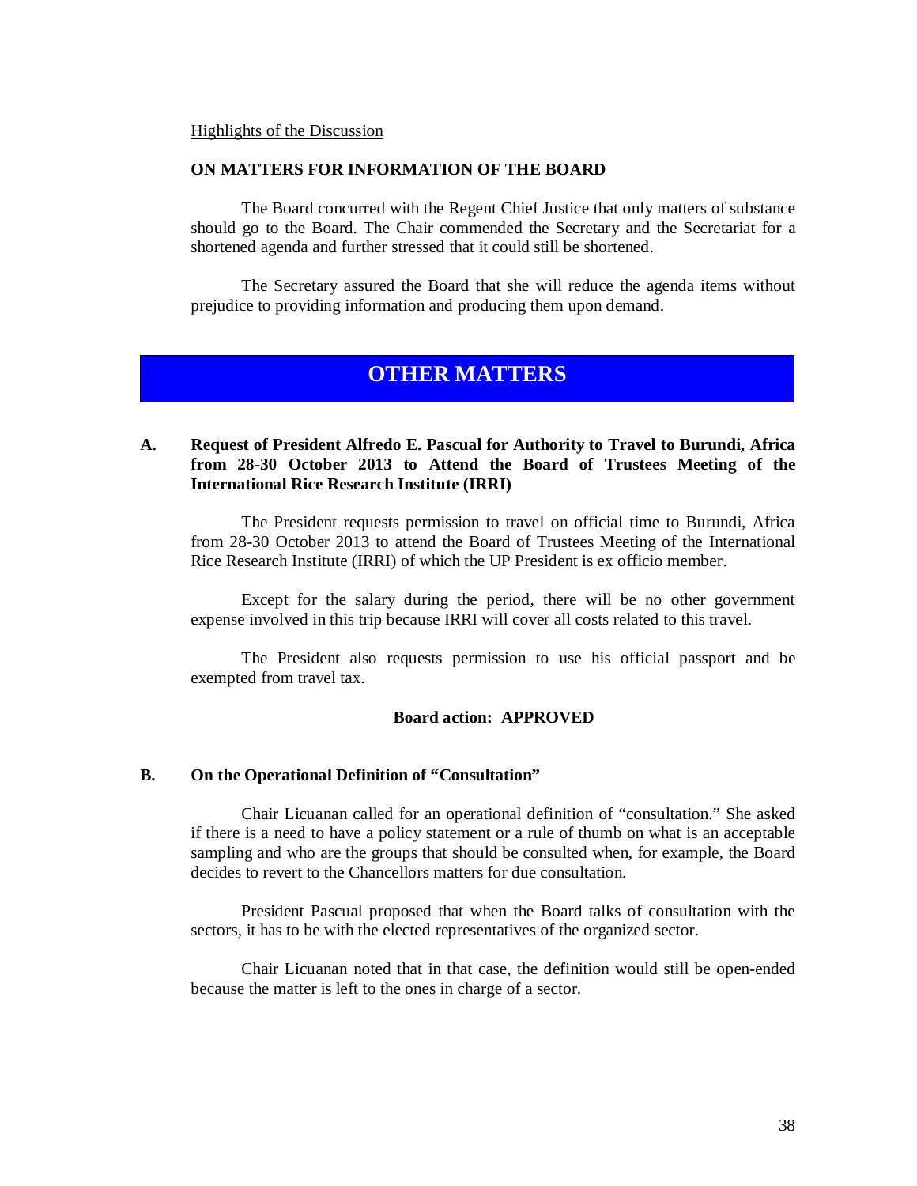Highlights of the Discussion

**ON MATTERS FOR INFORMATION OF THE BOARD**

The Board concurred with the Regent Chief Justice that only matters of substance should go to the Board. The Chair commended the Secretary and the Secretariat for a shortened agenda and further stressed that it could still be shortened.

The Secretary assured the Board that she will reduce the agenda items without prejudice to providing information and producing them upon demand.

# OTHER MATTERS

### A. Request of President Alfredo E. Pascual for Authority to Travel to Burundi, Africa from 28-30 October 2013 to Attend the Board of Trustees Meeting of the International Rice Research Institute (IRRI)

The President requests permission to travel on official time to Burundi, Africa from 28-30 October 2013 to attend the Board of Trustees Meeting of the International Rice Research Institute (IRRI) of which the UP President is ex officio member.

Except for the salary during the period, there will be no other government expense involved in this trip because IRRI will cover all costs related to this travel.

The President also requests permission to use his official passport and be exempted from travel tax.

**Board action: APPROVED**

### B. On the Operational Definition of "Consultation"

Chair Licuanan called for an operational definition of "consultation." She asked if there is a need to have a policy statement or a rule of thumb on what is an acceptable sampling and who are the groups that should be consulted when, for example, the Board decides to revert to the Chancellors matters for due consultation.

President Pascual proposed that when the Board talks of consultation with the sectors, it has to be with the elected representatives of the organized sector.

Chair Licuanan noted that in that case, the definition would still be open-ended because the matter is left to the ones in charge of a sector.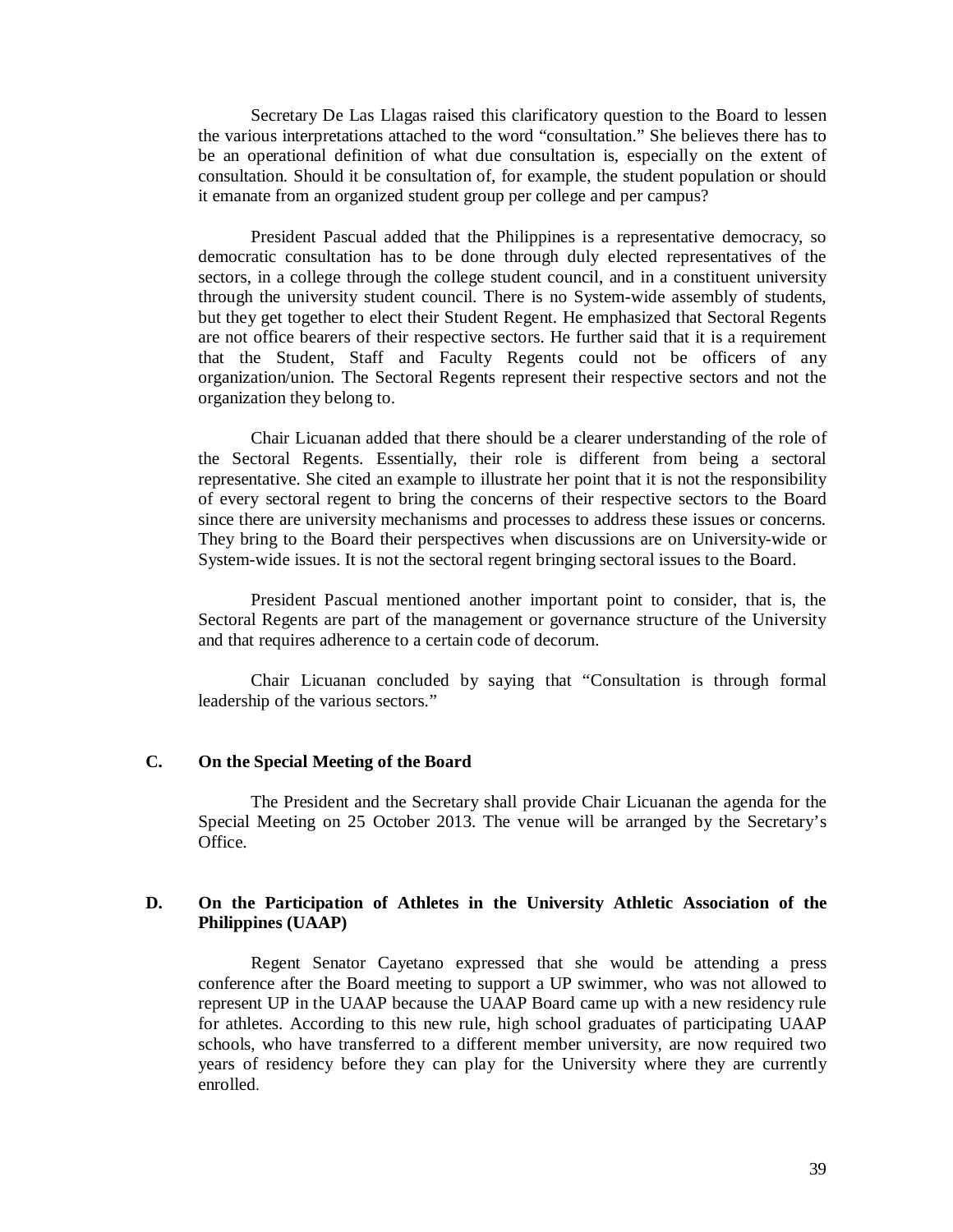Secretary De Las Llagas raised this clarificatory question to the Board to lessen the various interpretations attached to the word "consultation." She believes there has to be an operational definition of what due consultation is, especially on the extent of consultation. Should it be consultation of, for example, the student population or should it emanate from an organized student group per college and per campus?

President Pascual added that the Philippines is a representative democracy, so democratic consultation has to be done through duly elected representatives of the sectors, in a college through the college student council, and in a constituent university through the university student council. There is no System-wide assembly of students, but they get together to elect their Student Regent. He emphasized that Sectoral Regents are not office bearers of their respective sectors. He further said that it is a requirement that the Student, Staff and Faculty Regents could not be officers of any organization/union. The Sectoral Regents represent their respective sectors and not the organization they belong to.

Chair Licuanan added that there should be a clearer understanding of the role of the Sectoral Regents. Essentially, their role is different from being a sectoral representative. She cited an example to illustrate her point that it is not the responsibility of every sectoral regent to bring the concerns of their respective sectors to the Board since there are university mechanisms and processes to address these issues or concerns. They bring to the Board their perspectives when discussions are on University-wide or System-wide issues. It is not the sectoral regent bringing sectoral issues to the Board.

President Pascual mentioned another important point to consider, that is, the Sectoral Regents are part of the management or governance structure of the University and that requires adherence to a certain code of decorum.

Chair Licuanan concluded by saying that "Consultation is through formal leadership of the various sectors."

## C. On the Special Meeting of the Board

The President and the Secretary shall provide Chair Licuanan the agenda for the Special Meeting on 25 October 2013. The venue will be arranged by the Secretary's Office.

## D. On the Participation of Athletes in the University Athletic Association of the Philippines (UAAP)

Regent Senator Cayetano expressed that she would be attending a press conference after the Board meeting to support a UP swimmer, who was not allowed to represent UP in the UAAP because the UAAP Board came up with a new residency rule for athletes. According to this new rule, high school graduates of participating UAAP schools, who have transferred to a different member university, are now required two years of residency before they can play for the University where they are currently enrolled.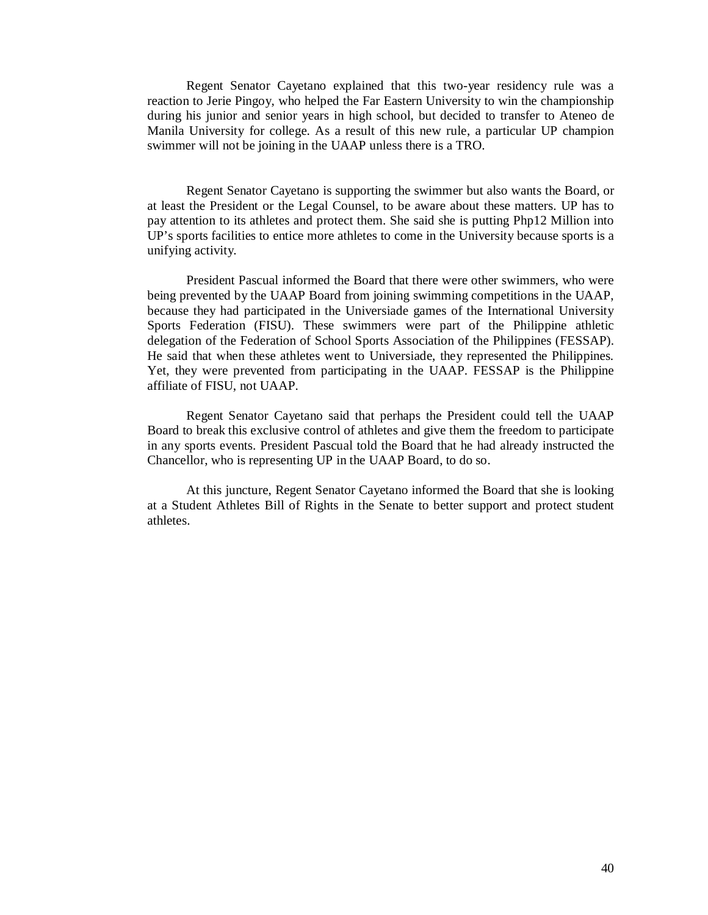Regent Senator Cayetano explained that this two-year residency rule was a reaction to Jerie Pingoy, who helped the Far Eastern University to win the championship during his junior and senior years in high school, but decided to transfer to Ateneo de Manila University for college. As a result of this new rule, a particular UP champion swimmer will not be joining in the UAAP unless there is a TRO.

Regent Senator Cayetano is supporting the swimmer but also wants the Board, or at least the President or the Legal Counsel, to be aware about these matters. UP has to pay attention to its athletes and protect them. She said she is putting Php12 Million into UP's sports facilities to entice more athletes to come in the University because sports is a unifying activity.

President Pascual informed the Board that there were other swimmers, who were being prevented by the UAAP Board from joining swimming competitions in the UAAP, because they had participated in the Universiade games of the International University Sports Federation (FISU). These swimmers were part of the Philippine athletic delegation of the Federation of School Sports Association of the Philippines (FESSAP). He said that when these athletes went to Universiade, they represented the Philippines. Yet, they were prevented from participating in the UAAP. FESSAP is the Philippine affiliate of FISU, not UAAP.

Regent Senator Cayetano said that perhaps the President could tell the UAAP Board to break this exclusive control of athletes and give them the freedom to participate in any sports events. President Pascual told the Board that he had already instructed the Chancellor, who is representing UP in the UAAP Board, to do so.

At this juncture, Regent Senator Cayetano informed the Board that she is looking at a Student Athletes Bill of Rights in the Senate to better support and protect student athletes.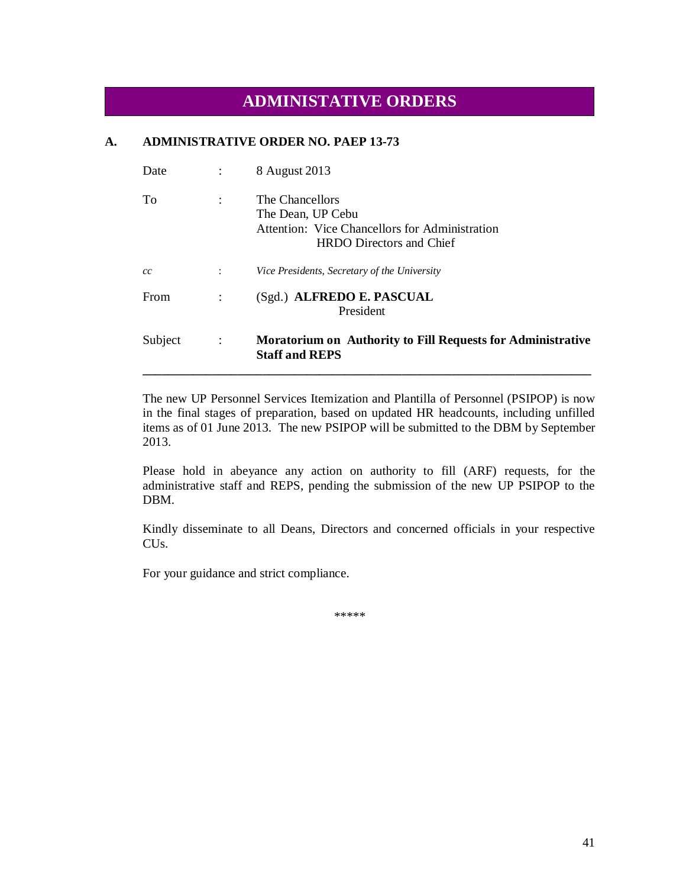# ADMINISTATIVE ORDERS

## A. ADMINISTRATIVE ORDER NO. PAEP 13-73

| | | |
|---|---|---|
| Date | : | 8 August 2013 |
| To | : | The Chancellors<br>The Dean, UP Cebu<br>Attention: Vice Chancellors for Administration<br>HRDO Directors and Chief |
| *cc* | : | *Vice Presidents, Secretary of the University* |
| From | : | (Sgd.) **ALFREDO E. PASCUAL**<br>President |
| Subject | : | **Moratorium on Authority to Fill Requests for Administrative Staff and REPS** |

---

The new UP Personnel Services Itemization and Plantilla of Personnel (PSIPOP) is now in the final stages of preparation, based on updated HR headcounts, including unfilled items as of 01 June 2013. The new PSIPOP will be submitted to the DBM by September 2013.

Please hold in abeyance any action on authority to fill (ARF) requests, for the administrative staff and REPS, pending the submission of the new UP PSIPOP to the DBM.

Kindly disseminate to all Deans, Directors and concerned officials in your respective CUs.

For your guidance and strict compliance.

\*\*\*\*\*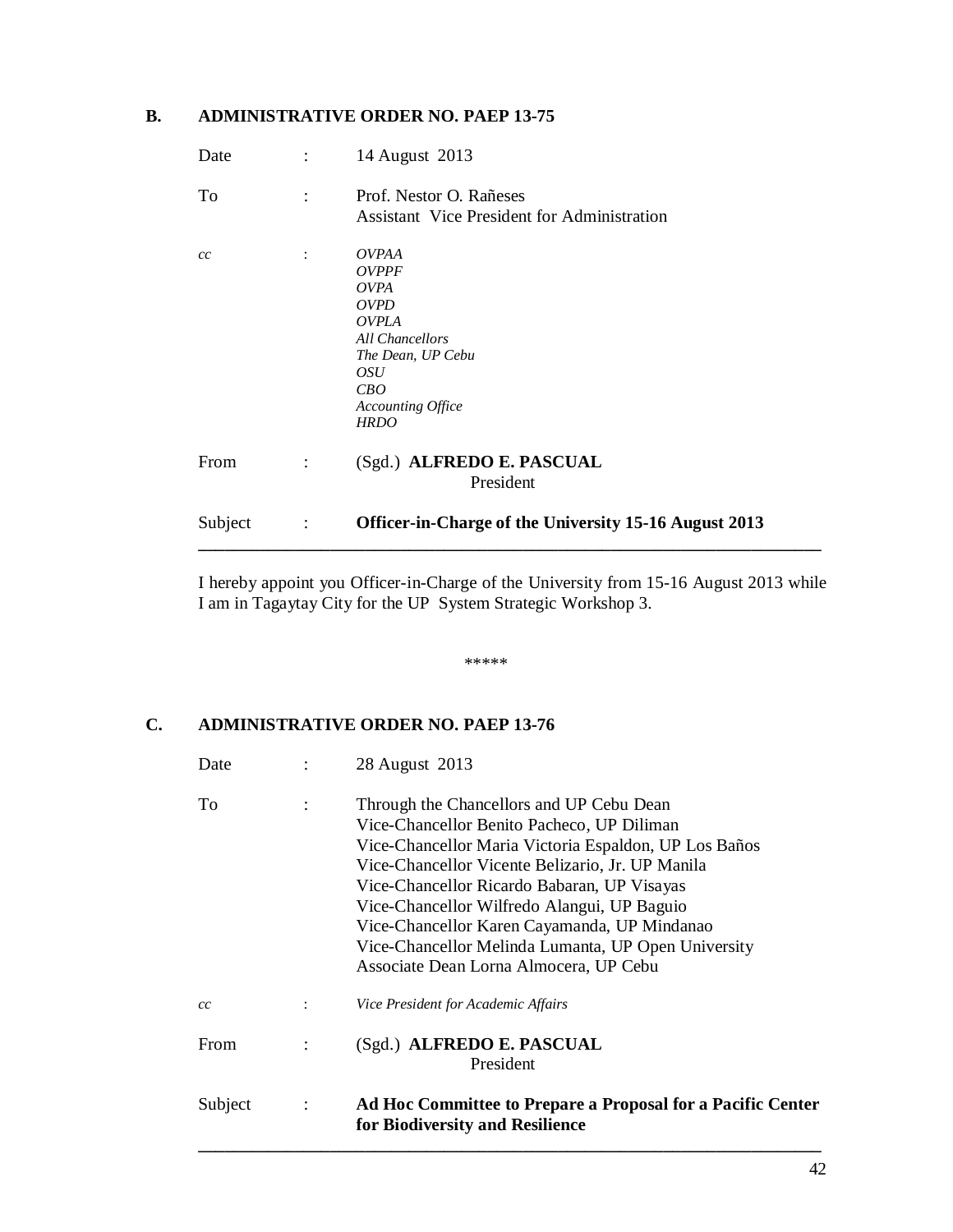## B. ADMINISTRATIVE ORDER NO. PAEP 13-75

| | | |
|---|---|---|
| Date | : | 14 August 2013 |
| To | : | Prof. Nestor O. Rañeses<br>Assistant Vice President for Administration |
| *cc* | : | *OVPAA*<br>*OVPPF*<br>*OVPA*<br>*OVPD*<br>*OVPLA*<br>*All Chancellors*<br>*The Dean, UP Cebu*<br>*OSU*<br>*CBO*<br>*Accounting Office*<br>*HRDO* |
| From | : | (Sgd.) **ALFREDO E. PASCUAL**<br>President |
| Subject | : | **Officer-in-Charge of the University 15-16 August 2013** |

I hereby appoint you Officer-in-Charge of the University from 15-16 August 2013 while I am in Tagaytay City for the UP System Strategic Workshop 3.

*****

## C. ADMINISTRATIVE ORDER NO. PAEP 13-76

| | | |
|---|---|---|
| Date | : | 28 August 2013 |
| To | : | Through the Chancellors and UP Cebu Dean<br>Vice-Chancellor Benito Pacheco, UP Diliman<br>Vice-Chancellor Maria Victoria Espaldon, UP Los Baños<br>Vice-Chancellor Vicente Belizario, Jr. UP Manila<br>Vice-Chancellor Ricardo Babaran, UP Visayas<br>Vice-Chancellor Wilfredo Alangui, UP Baguio<br>Vice-Chancellor Karen Cayamanda, UP Mindanao<br>Vice-Chancellor Melinda Lumanta, UP Open University<br>Associate Dean Lorna Almocera, UP Cebu |
| *cc* | : | *Vice President for Academic Affairs* |
| From | : | (Sgd.) **ALFREDO E. PASCUAL**<br>President |
| Subject | : | **Ad Hoc Committee to Prepare a Proposal for a Pacific Center for Biodiversity and Resilience** |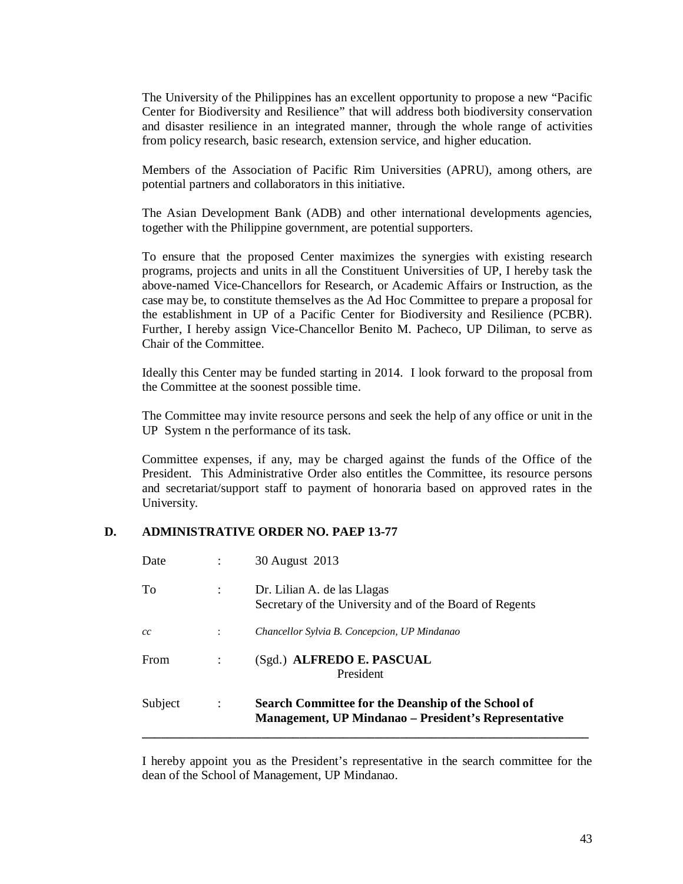The University of the Philippines has an excellent opportunity to propose a new "Pacific Center for Biodiversity and Resilience" that will address both biodiversity conservation and disaster resilience in an integrated manner, through the whole range of activities from policy research, basic research, extension service, and higher education.

Members of the Association of Pacific Rim Universities (APRU), among others, are potential partners and collaborators in this initiative.

The Asian Development Bank (ADB) and other international developments agencies, together with the Philippine government, are potential supporters.

To ensure that the proposed Center maximizes the synergies with existing research programs, projects and units in all the Constituent Universities of UP, I hereby task the above-named Vice-Chancellors for Research, or Academic Affairs or Instruction, as the case may be, to constitute themselves as the Ad Hoc Committee to prepare a proposal for the establishment in UP of a Pacific Center for Biodiversity and Resilience (PCBR). Further, I hereby assign Vice-Chancellor Benito M. Pacheco, UP Diliman, to serve as Chair of the Committee.

Ideally this Center may be funded starting in 2014. I look forward to the proposal from the Committee at the soonest possible time.

The Committee may invite resource persons and seek the help of any office or unit in the UP System n the performance of its task.

Committee expenses, if any, may be charged against the funds of the Office of the President. This Administrative Order also entitles the Committee, its resource persons and secretariat/support staff to payment of honoraria based on approved rates in the University.

## D. ADMINISTRATIVE ORDER NO. PAEP 13-77

Date : 30 August 2013

To : Dr. Lilian A. de las Llagas
Secretary of the University and of the Board of Regents

*cc* : *Chancellor Sylvia B. Concepcion, UP Mindanao*

From : (Sgd.) **ALFREDO E. PASCUAL**
President

Subject : **Search Committee for the Deanship of the School of Management, UP Mindanao – President's Representative**

---

I hereby appoint you as the President's representative in the search committee for the dean of the School of Management, UP Mindanao.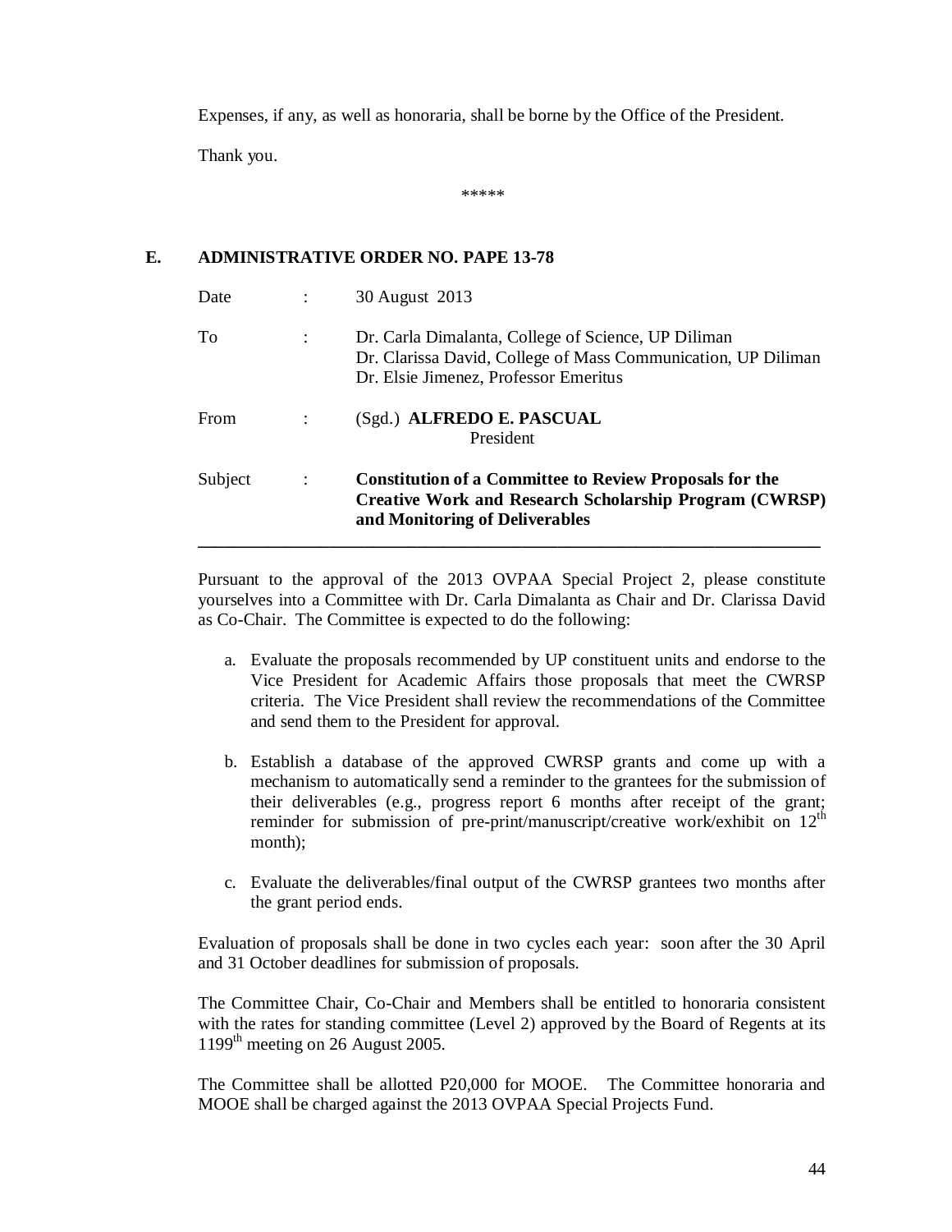Expenses, if any, as well as honoraria, shall be borne by the Office of the President.

Thank you.

*****

## E. ADMINISTRATIVE ORDER NO. PAPE 13-78

| | | |
|---|---|---|
| Date | : | 30 August 2013 |
| To | : | Dr. Carla Dimalanta, College of Science, UP Diliman<br>Dr. Clarissa David, College of Mass Communication, UP Diliman<br>Dr. Elsie Jimenez, Professor Emeritus |
| From | : | (Sgd.) **ALFREDO E. PASCUAL**<br>President |
| Subject | : | **Constitution of a Committee to Review Proposals for the Creative Work and Research Scholarship Program (CWRSP) and Monitoring of Deliverables** |

---

Pursuant to the approval of the 2013 OVPAA Special Project 2, please constitute yourselves into a Committee with Dr. Carla Dimalanta as Chair and Dr. Clarissa David as Co-Chair. The Committee is expected to do the following:

a. Evaluate the proposals recommended by UP constituent units and endorse to the Vice President for Academic Affairs those proposals that meet the CWRSP criteria. The Vice President shall review the recommendations of the Committee and send them to the President for approval.

b. Establish a database of the approved CWRSP grants and come up with a mechanism to automatically send a reminder to the grantees for the submission of their deliverables (e.g., progress report 6 months after receipt of the grant; reminder for submission of pre-print/manuscript/creative work/exhibit on 12th month);

c. Evaluate the deliverables/final output of the CWRSP grantees two months after the grant period ends.

Evaluation of proposals shall be done in two cycles each year: soon after the 30 April and 31 October deadlines for submission of proposals.

The Committee Chair, Co-Chair and Members shall be entitled to honoraria consistent with the rates for standing committee (Level 2) approved by the Board of Regents at its 1199th meeting on 26 August 2005.

The Committee shall be allotted P20,000 for MOOE. The Committee honoraria and MOOE shall be charged against the 2013 OVPAA Special Projects Fund.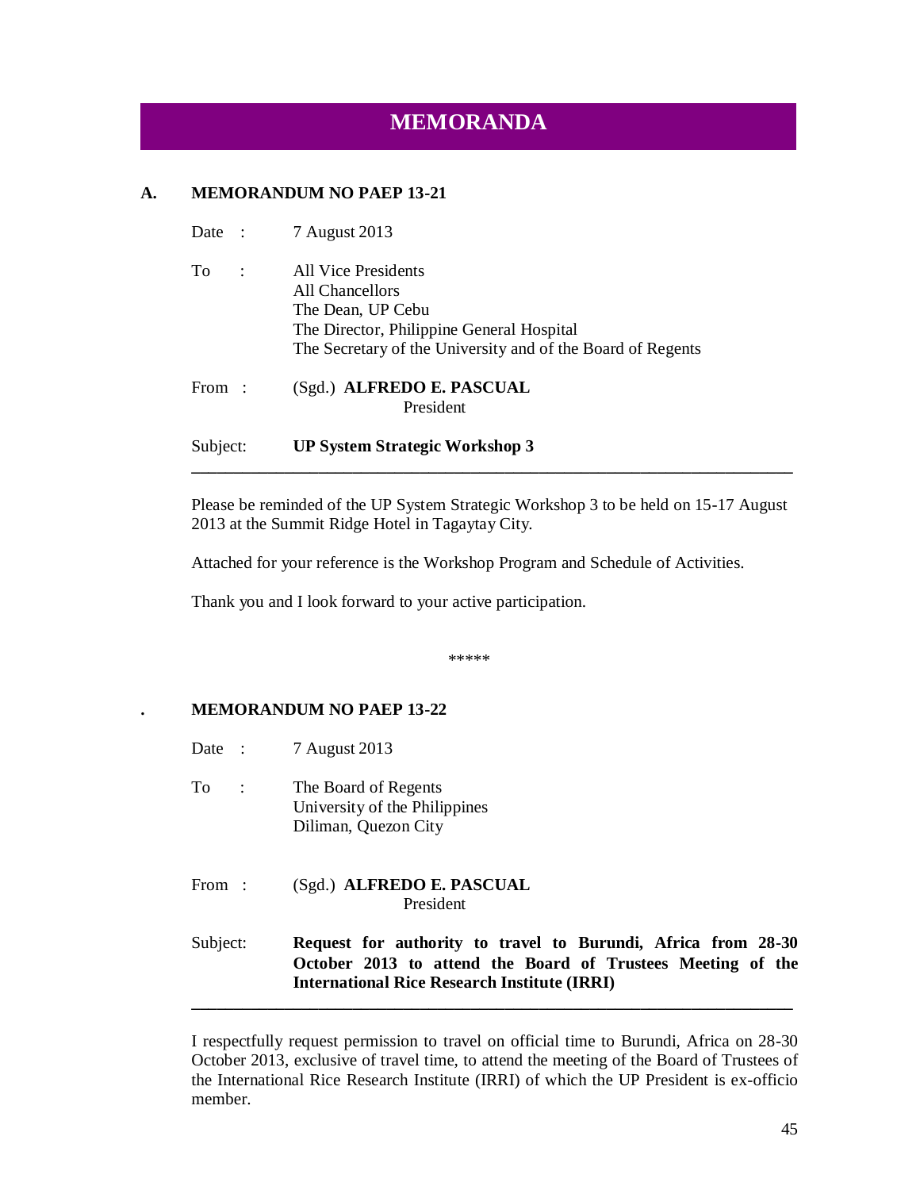# MEMORANDA

## A. MEMORANDUM NO PAEP 13-21

Date : 7 August 2013

To : All Vice Presidents
All Chancellors
The Dean, UP Cebu
The Director, Philippine General Hospital
The Secretary of the University and of the Board of Regents

From : (Sgd.) **ALFREDO E. PASCUAL**
President

Subject: **UP System Strategic Workshop 3**

---

Please be reminded of the UP System Strategic Workshop 3 to be held on 15-17 August 2013 at the Summit Ridge Hotel in Tagaytay City.

Attached for your reference is the Workshop Program and Schedule of Activities.

Thank you and I look forward to your active participation.

*****

## . MEMORANDUM NO PAEP 13-22

Date : 7 August 2013

To : The Board of Regents
University of the Philippines
Diliman, Quezon City

From : (Sgd.) **ALFREDO E. PASCUAL**
President

Subject: **Request for authority to travel to Burundi, Africa from 28-30 October 2013 to attend the Board of Trustees Meeting of the International Rice Research Institute (IRRI)**

---

I respectfully request permission to travel on official time to Burundi, Africa on 28-30 October 2013, exclusive of travel time, to attend the meeting of the Board of Trustees of the International Rice Research Institute (IRRI) of which the UP President is ex-officio member.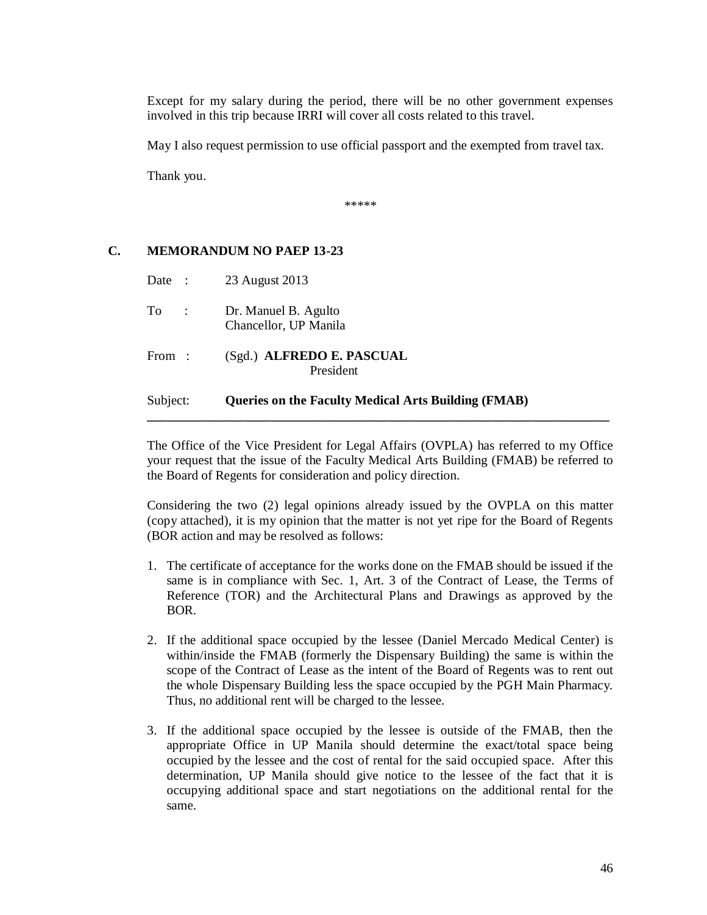Except for my salary during the period, there will be no other government expenses involved in this trip because IRRI will cover all costs related to this travel.

May I also request permission to use official passport and the exempted from travel tax.

Thank you.

*****

### C. MEMORANDUM NO PAEP 13-23

Date : 23 August 2013

To : Dr. Manuel B. Agulto
Chancellor, UP Manila

From : (Sgd.) **ALFREDO E. PASCUAL**
President

Subject: **Queries on the Faculty Medical Arts Building (FMAB)**

---

The Office of the Vice President for Legal Affairs (OVPLA) has referred to my Office your request that the issue of the Faculty Medical Arts Building (FMAB) be referred to the Board of Regents for consideration and policy direction.

Considering the two (2) legal opinions already issued by the OVPLA on this matter (copy attached), it is my opinion that the matter is not yet ripe for the Board of Regents (BOR action and may be resolved as follows:

1. The certificate of acceptance for the works done on the FMAB should be issued if the same is in compliance with Sec. 1, Art. 3 of the Contract of Lease, the Terms of Reference (TOR) and the Architectural Plans and Drawings as approved by the BOR.

2. If the additional space occupied by the lessee (Daniel Mercado Medical Center) is within/inside the FMAB (formerly the Dispensary Building) the same is within the scope of the Contract of Lease as the intent of the Board of Regents was to rent out the whole Dispensary Building less the space occupied by the PGH Main Pharmacy. Thus, no additional rent will be charged to the lessee.

3. If the additional space occupied by the lessee is outside of the FMAB, then the appropriate Office in UP Manila should determine the exact/total space being occupied by the lessee and the cost of rental for the said occupied space. After this determination, UP Manila should give notice to the lessee of the fact that it is occupying additional space and start negotiations on the additional rental for the same.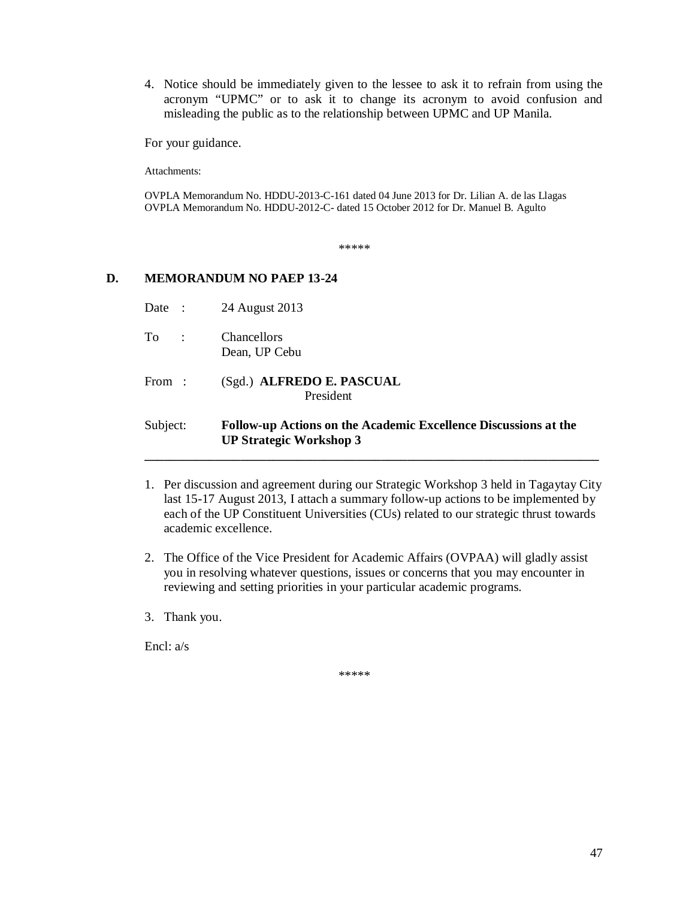4. Notice should be immediately given to the lessee to ask it to refrain from using the acronym "UPMC" or to ask it to change its acronym to avoid confusion and misleading the public as to the relationship between UPMC and UP Manila.

For your guidance.

Attachments:

OVPLA Memorandum No. HDDU-2013-C-161 dated 04 June 2013 for Dr. Lilian A. de las Llagas
OVPLA Memorandum No. HDDU-2012-C- dated 15 October 2012 for Dr. Manuel B. Agulto

*****

## D. MEMORANDUM NO PAEP 13-24

Date : 24 August 2013

To : Chancellors
Dean, UP Cebu

From : (Sgd.) **ALFREDO E. PASCUAL**
President

Subject: **Follow-up Actions on the Academic Excellence Discussions at the UP Strategic Workshop 3**

---

1. Per discussion and agreement during our Strategic Workshop 3 held in Tagaytay City last 15-17 August 2013, I attach a summary follow-up actions to be implemented by each of the UP Constituent Universities (CUs) related to our strategic thrust towards academic excellence.

2. The Office of the Vice President for Academic Affairs (OVPAA) will gladly assist you in resolving whatever questions, issues or concerns that you may encounter in reviewing and setting priorities in your particular academic programs.

3. Thank you.

Encl: a/s

*****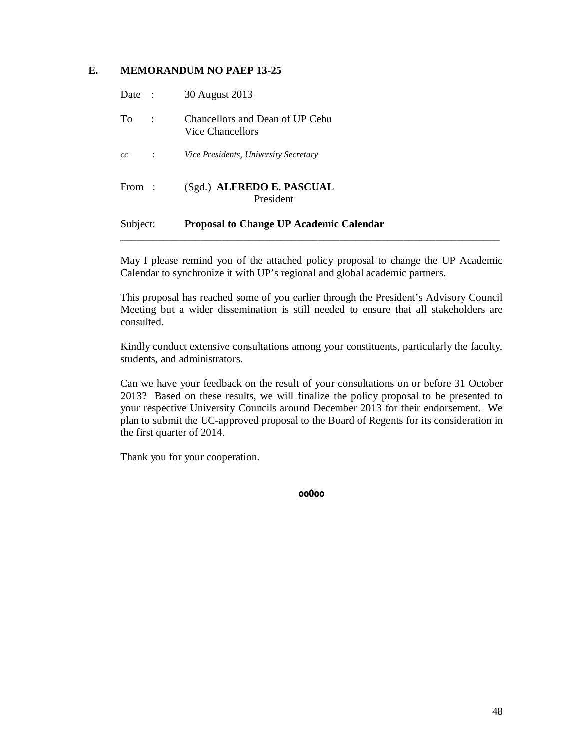## E. MEMORANDUM NO PAEP 13-25

| | | |
|---|---|---|
| Date | : | 30 August 2013 |
| To | : | Chancellors and Dean of UP Cebu<br>Vice Chancellors |
| *cc* | : | *Vice Presidents, University Secretary* |
| From | : | (Sgd.) **ALFREDO E. PASCUAL**<br>President |
| Subject: | | **Proposal to Change UP Academic Calendar** |

---

May I please remind you of the attached policy proposal to change the UP Academic Calendar to synchronize it with UP's regional and global academic partners.

This proposal has reached some of you earlier through the President's Advisory Council Meeting but a wider dissemination is still needed to ensure that all stakeholders are consulted.

Kindly conduct extensive consultations among your constituents, particularly the faculty, students, and administrators.

Can we have your feedback on the result of your consultations on or before 31 October 2013? Based on these results, we will finalize the policy proposal to be presented to your respective University Councils around December 2013 for their endorsement. We plan to submit the UC-approved proposal to the Board of Regents for its consideration in the first quarter of 2014.

Thank you for your cooperation.

oo0oo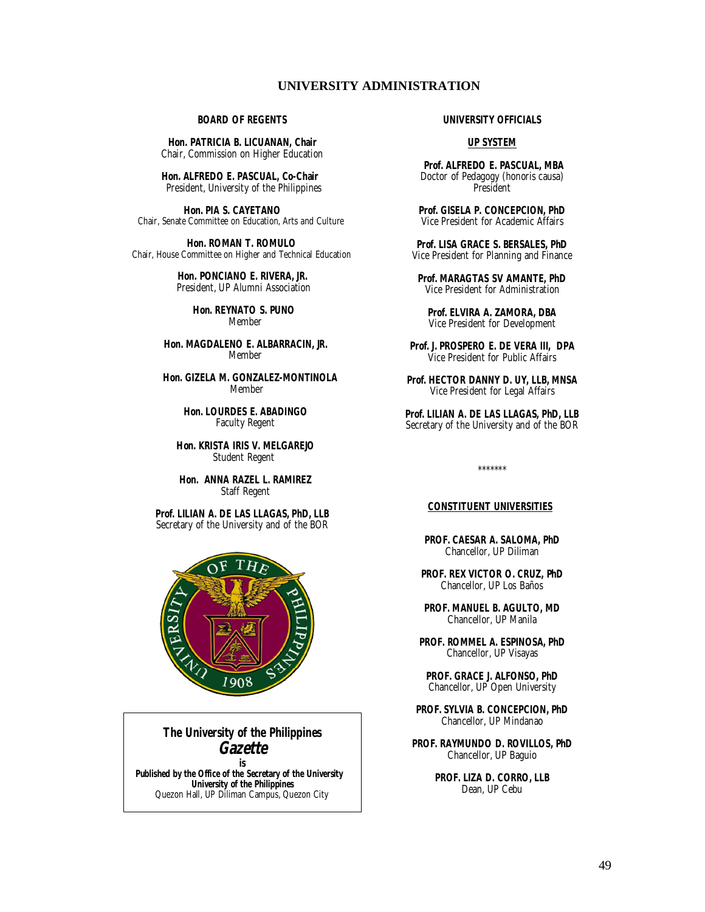# UNIVERSITY ADMINISTRATION

## BOARD OF REGENTS

**Hon. PATRICIA B. LICUANAN, Chair**
Chair, Commission on Higher Education

**Hon. ALFREDO E. PASCUAL, Co-Chair**
President, University of the Philippines

**Hon. PIA S. CAYETANO**
Chair, Senate Committee on Education, Arts and Culture

**Hon. ROMAN T. ROMULO**
Chair, House Committee on Higher and Technical Education

**Hon. PONCIANO E. RIVERA, JR.**
President, UP Alumni Association

**Hon. REYNATO S. PUNO**
Member

**Hon. MAGDALENO E. ALBARRACIN, JR.**
Member

**Hon. GIZELA M. GONZALEZ-MONTINOLA**
Member

**Hon. LOURDES E. ABADINGO**
Faculty Regent

**Hon. KRISTA IRIS V. MELGAREJO**
Student Regent

**Hon. ANNA RAZEL L. RAMIREZ**
Staff Regent

**Prof. LILIAN A. DE LAS LLAGAS, PhD, LLB**
Secretary of the University and of the BOR

**The University of the Philippines**
***Gazette***
**is**
**Published by the Office of the Secretary of the University**
**University of the Philippines**
Quezon Hall, UP Diliman Campus, Quezon City

## UNIVERSITY OFFICIALS

### UP SYSTEM

**Prof. ALFREDO E. PASCUAL, MBA**
Doctor of Pedagogy (honoris causa)
President

**Prof. GISELA P. CONCEPCION, PhD**
Vice President for Academic Affairs

**Prof. LISA GRACE S. BERSALES, PhD**
Vice President for Planning and Finance

**Prof. MARAGTAS SV AMANTE, PhD**
Vice President for Administration

**Prof. ELVIRA A. ZAMORA, DBA**
Vice President for Development

**Prof. J. PROSPERO E. DE VERA III, DPA**
Vice President for Public Affairs

**Prof. HECTOR DANNY D. UY, LLB, MNSA**
Vice President for Legal Affairs

**Prof. LILIAN A. DE LAS LLAGAS, PhD, LLB**
Secretary of the University and of the BOR

*******

### CONSTITUENT UNIVERSITIES

**PROF. CAESAR A. SALOMA, PhD**
Chancellor, UP Diliman

**PROF. REX VICTOR O. CRUZ, PhD**
Chancellor, UP Los Baños

**PROF. MANUEL B. AGULTO, MD**
Chancellor, UP Manila

**PROF. ROMMEL A. ESPINOSA, PhD**
Chancellor, UP Visayas

**PROF. GRACE J. ALFONSO, PhD**
Chancellor, UP Open University

**PROF. SYLVIA B. CONCEPCION, PhD**
Chancellor, UP Mindanao

**PROF. RAYMUNDO D. ROVILLOS, PhD**
Chancellor, UP Baguio

**PROF. LIZA D. CORRO, LLB**
Dean, UP Cebu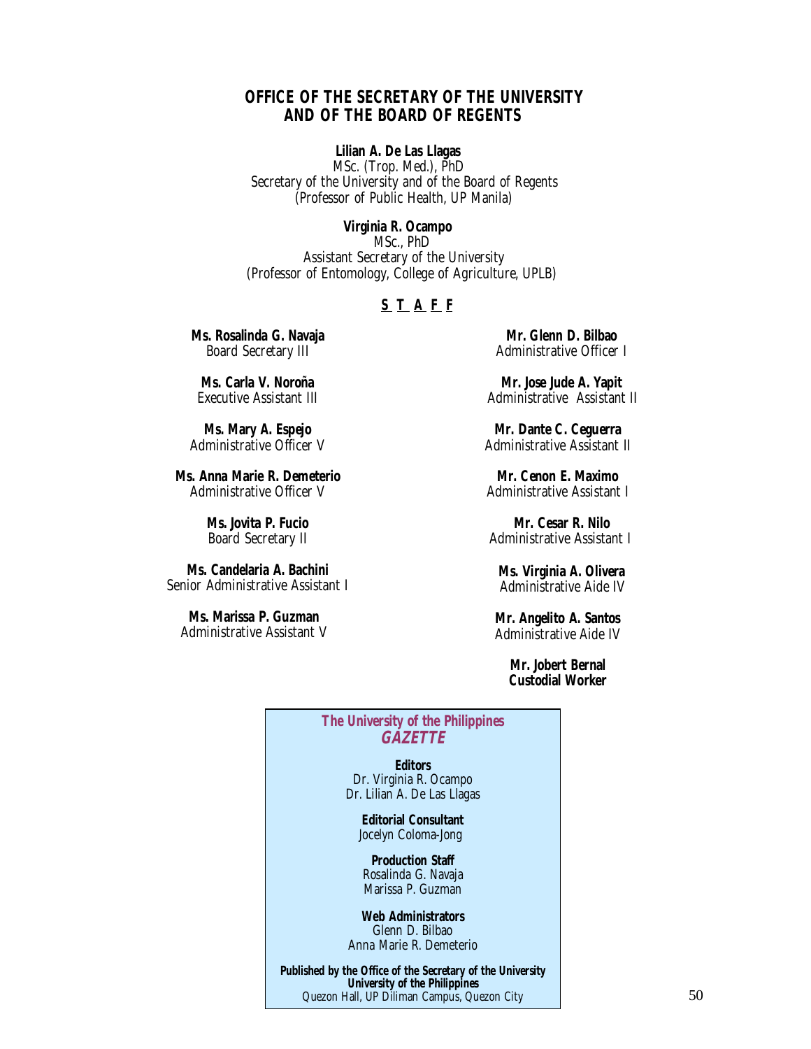# OFFICE OF THE SECRETARY OF THE UNIVERSITY AND OF THE BOARD OF REGENTS

**Lilian A. De Las Llagas**
MSc. (Trop. Med.), PhD
Secretary of the University and of the Board of Regents
(Professor of Public Health, UP Manila)

**Virginia R. Ocampo**
MSc., PhD
Assistant Secretary of the University
(Professor of Entomology, College of Agriculture, UPLB)

## STAFF

**Ms. Rosalinda G. Navaja**
Board Secretary III

**Ms. Carla V. Noroña**
Executive Assistant III

**Ms. Mary A. Espejo**
Administrative Officer V

**Ms. Anna Marie R. Demeterio**
Administrative Officer V

**Ms. Jovita P. Fucio**
Board Secretary II

**Ms. Candelaria A. Bachini**
Senior Administrative Assistant I

**Ms. Marissa P. Guzman**
Administrative Assistant V

**Mr. Glenn D. Bilbao**
Administrative Officer I

**Mr. Jose Jude A. Yapit**
Administrative Assistant II

**Mr. Dante C. Ceguerra**
Administrative Assistant II

**Mr. Cenon E. Maximo**
Administrative Assistant I

**Mr. Cesar R. Nilo**
Administrative Assistant I

**Ms. Virginia A. Olivera**
Administrative Aide IV

**Mr. Angelito A. Santos**
Administrative Aide IV

**Mr. Jobert Bernal**
**Custodial Worker**

---

**The University of the Philippines**
***GAZETTE***

**Editors**
Dr. Virginia R. Ocampo
Dr. Lilian A. De Las Llagas

**Editorial Consultant**
Jocelyn Coloma-Jong

**Production Staff**
Rosalinda G. Navaja
Marissa P. Guzman

**Web Administrators**
Glenn D. Bilbao
Anna Marie R. Demeterio

**Published by the Office of the Secretary of the University**
**University of the Philippines**
Quezon Hall, UP Diliman Campus, Quezon City